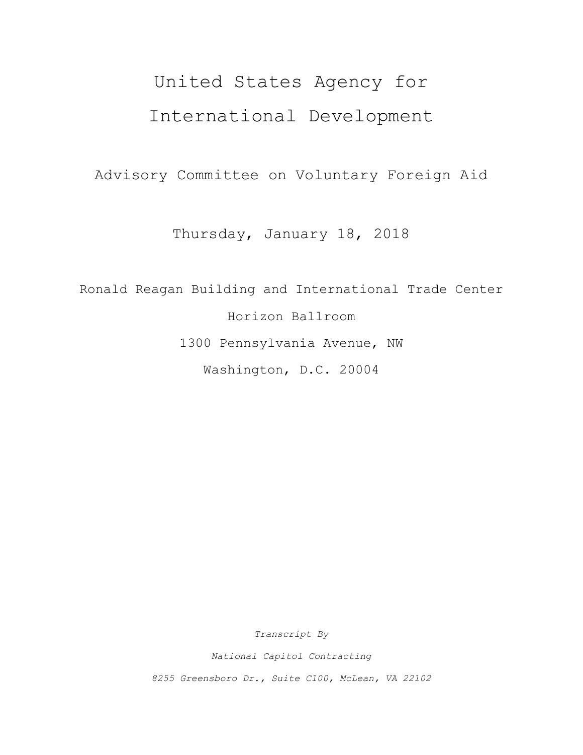# United States Agency for International Development

## Advisory Committee on Voluntary Foreign Aid

Thursday, January 18, 2018

Ronald Reagan Building and International Trade Center

Horizon Ballroom

1300 Pennsylvania Avenue, NW

Washington, D.C. 20004

*Transcript By*

*National Capitol Contracting*

*8255 Greensboro Dr., Suite C100, McLean, VA 22102*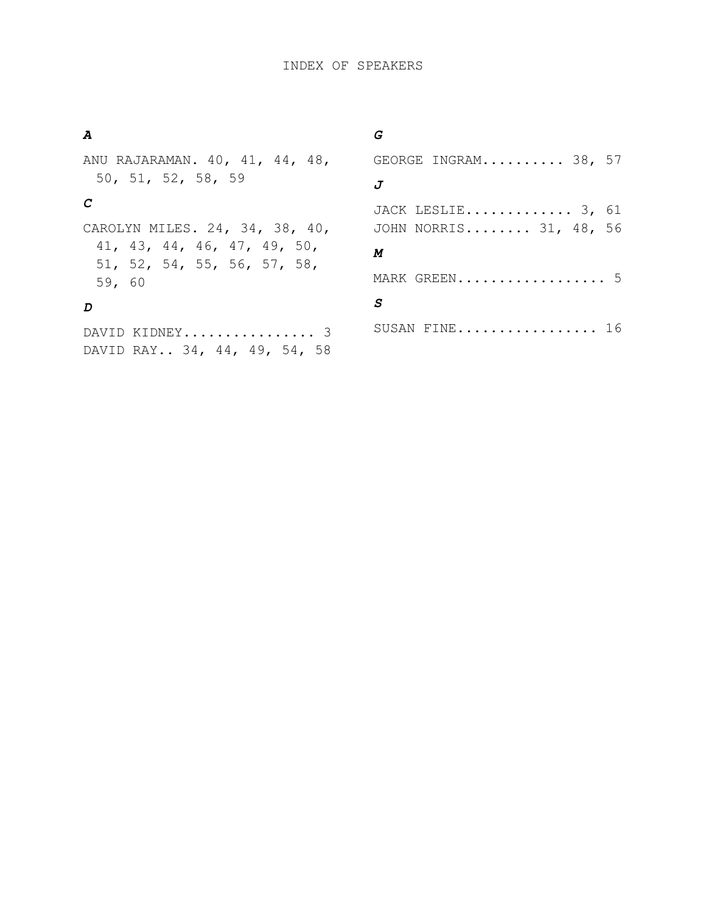# INDEX OF SPEAKERS

***A***

ANU RAJARAMAN. 40, 41, 44, 48, 50, 51, 52, 58, 59

***C***

CAROLYN MILES. 24, 34, 38, 40, 41, 43, 44, 46, 47, 49, 50, 51, 52, 54, 55, 56, 57, 58, 59, 60

***D***

DAVID KIDNEY................ 3
DAVID RAY.. 34, 44, 49, 54, 58

***G***

GEORGE INGRAM.......... 38, 57

***J***

JACK LESLIE............. 3, 61
JOHN NORRIS........ 31, 48, 56

***M***

MARK GREEN.................. 5

***S***

SUSAN FINE................. 16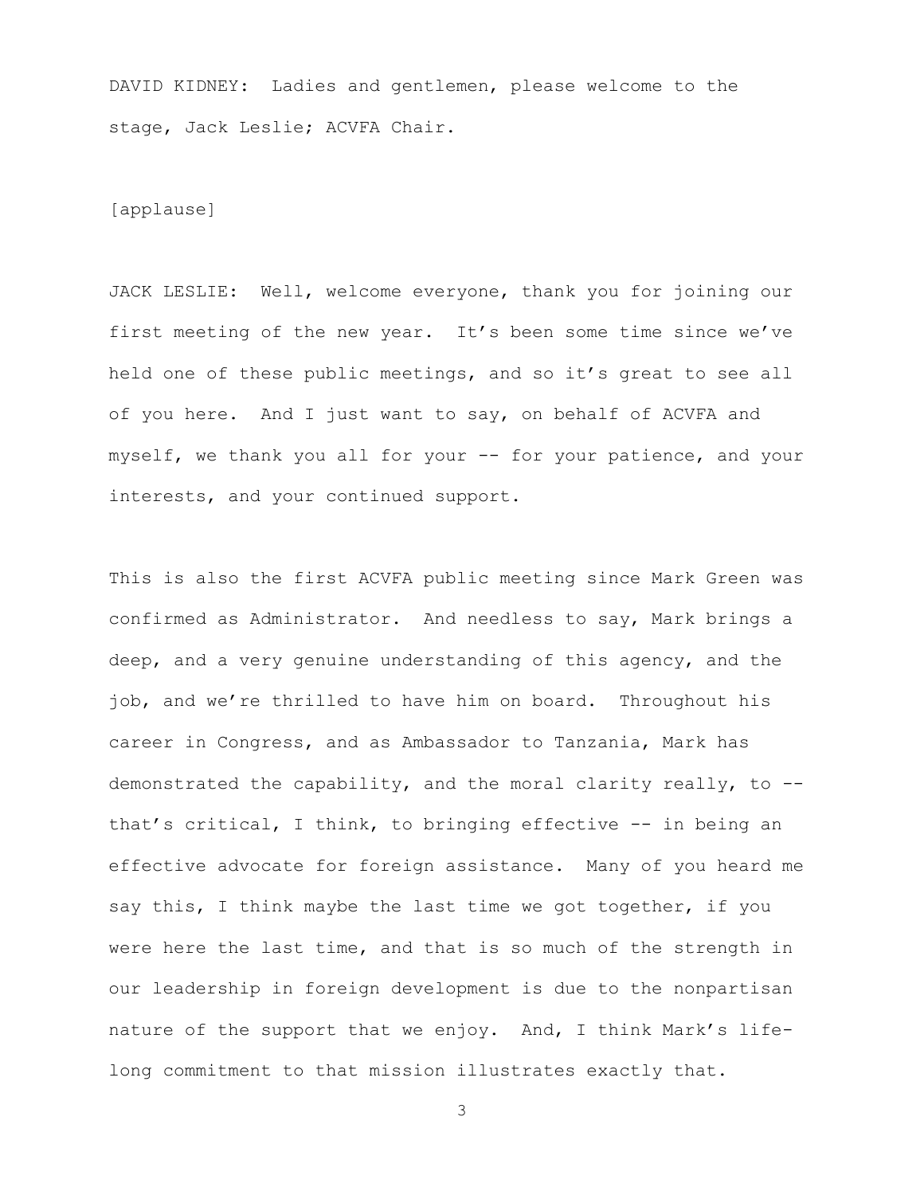DAVID KIDNEY: Ladies and gentlemen, please welcome to the stage, Jack Leslie; ACVFA Chair.

[applause]

JACK LESLIE: Well, welcome everyone, thank you for joining our first meeting of the new year. It's been some time since we've held one of these public meetings, and so it's great to see all of you here. And I just want to say, on behalf of ACVFA and myself, we thank you all for your -- for your patience, and your interests, and your continued support.

This is also the first ACVFA public meeting since Mark Green was confirmed as Administrator. And needless to say, Mark brings a deep, and a very genuine understanding of this agency, and the job, and we're thrilled to have him on board. Throughout his career in Congress, and as Ambassador to Tanzania, Mark has demonstrated the capability, and the moral clarity really, to -- that's critical, I think, to bringing effective -- in being an effective advocate for foreign assistance. Many of you heard me say this, I think maybe the last time we got together, if you were here the last time, and that is so much of the strength in our leadership in foreign development is due to the nonpartisan nature of the support that we enjoy. And, I think Mark's life-long commitment to that mission illustrates exactly that.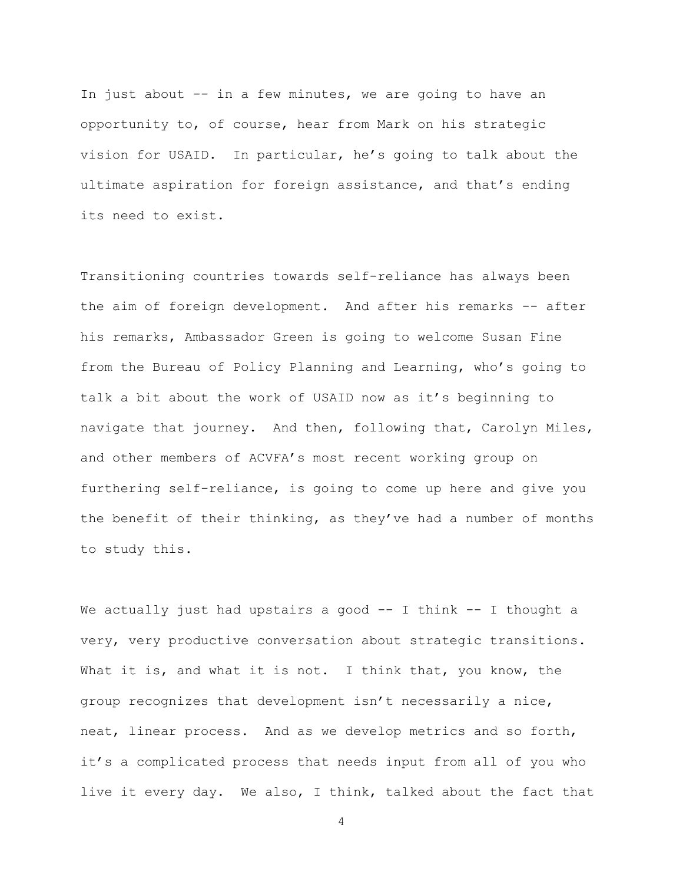In just about -- in a few minutes, we are going to have an opportunity to, of course, hear from Mark on his strategic vision for USAID. In particular, he's going to talk about the ultimate aspiration for foreign assistance, and that's ending its need to exist.

Transitioning countries towards self-reliance has always been the aim of foreign development. And after his remarks -- after his remarks, Ambassador Green is going to welcome Susan Fine from the Bureau of Policy Planning and Learning, who's going to talk a bit about the work of USAID now as it's beginning to navigate that journey. And then, following that, Carolyn Miles, and other members of ACVFA's most recent working group on furthering self-reliance, is going to come up here and give you the benefit of their thinking, as they've had a number of months to study this.

We actually just had upstairs a good -- I think -- I thought a very, very productive conversation about strategic transitions. What it is, and what it is not. I think that, you know, the group recognizes that development isn't necessarily a nice, neat, linear process. And as we develop metrics and so forth, it's a complicated process that needs input from all of you who live it every day. We also, I think, talked about the fact that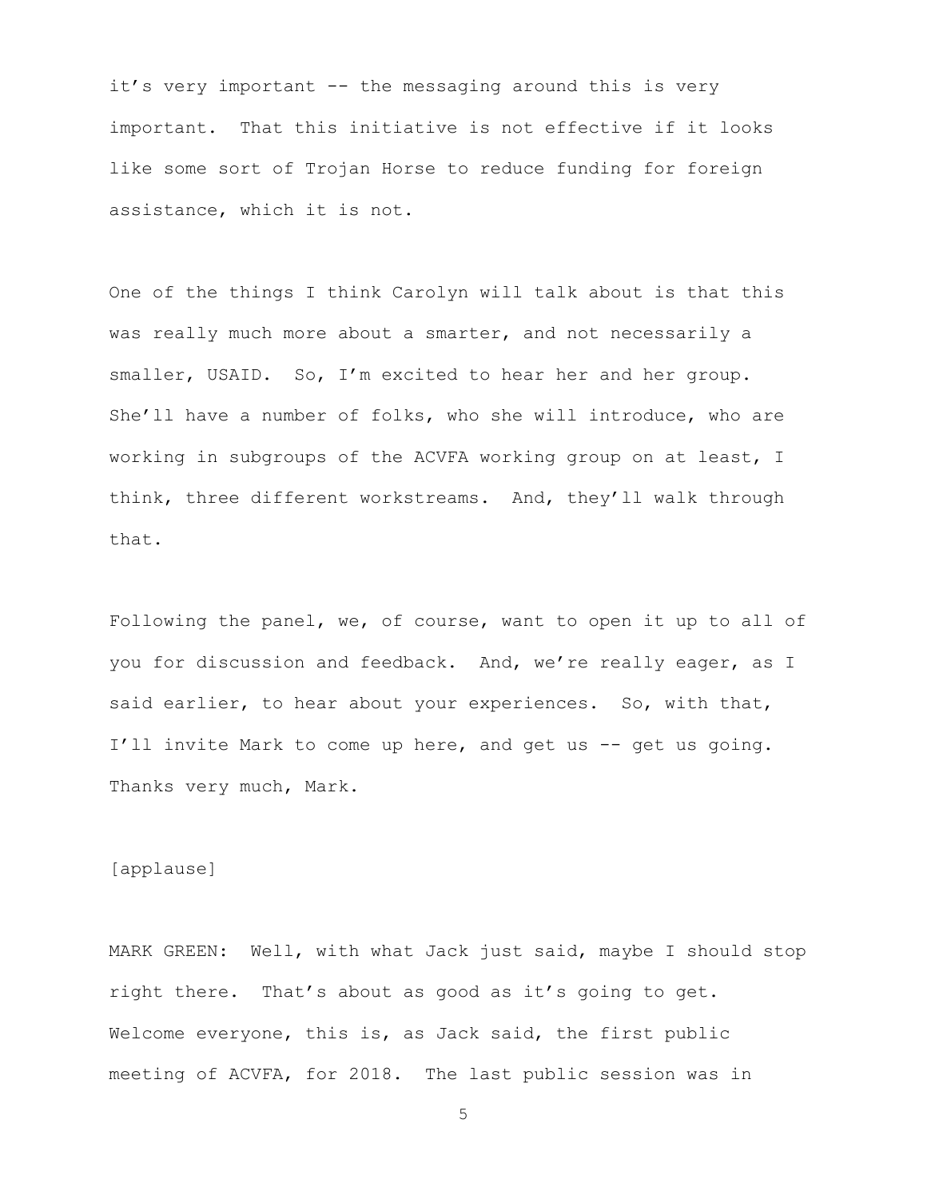it's very important -- the messaging around this is very important. That this initiative is not effective if it looks like some sort of Trojan Horse to reduce funding for foreign assistance, which it is not.

One of the things I think Carolyn will talk about is that this was really much more about a smarter, and not necessarily a smaller, USAID. So, I'm excited to hear her and her group. She'll have a number of folks, who she will introduce, who are working in subgroups of the ACVFA working group on at least, I think, three different workstreams. And, they'll walk through that.

Following the panel, we, of course, want to open it up to all of you for discussion and feedback. And, we're really eager, as I said earlier, to hear about your experiences. So, with that, I'll invite Mark to come up here, and get us -- get us going. Thanks very much, Mark.

[applause]

MARK GREEN: Well, with what Jack just said, maybe I should stop right there. That's about as good as it's going to get. Welcome everyone, this is, as Jack said, the first public meeting of ACVFA, for 2018. The last public session was in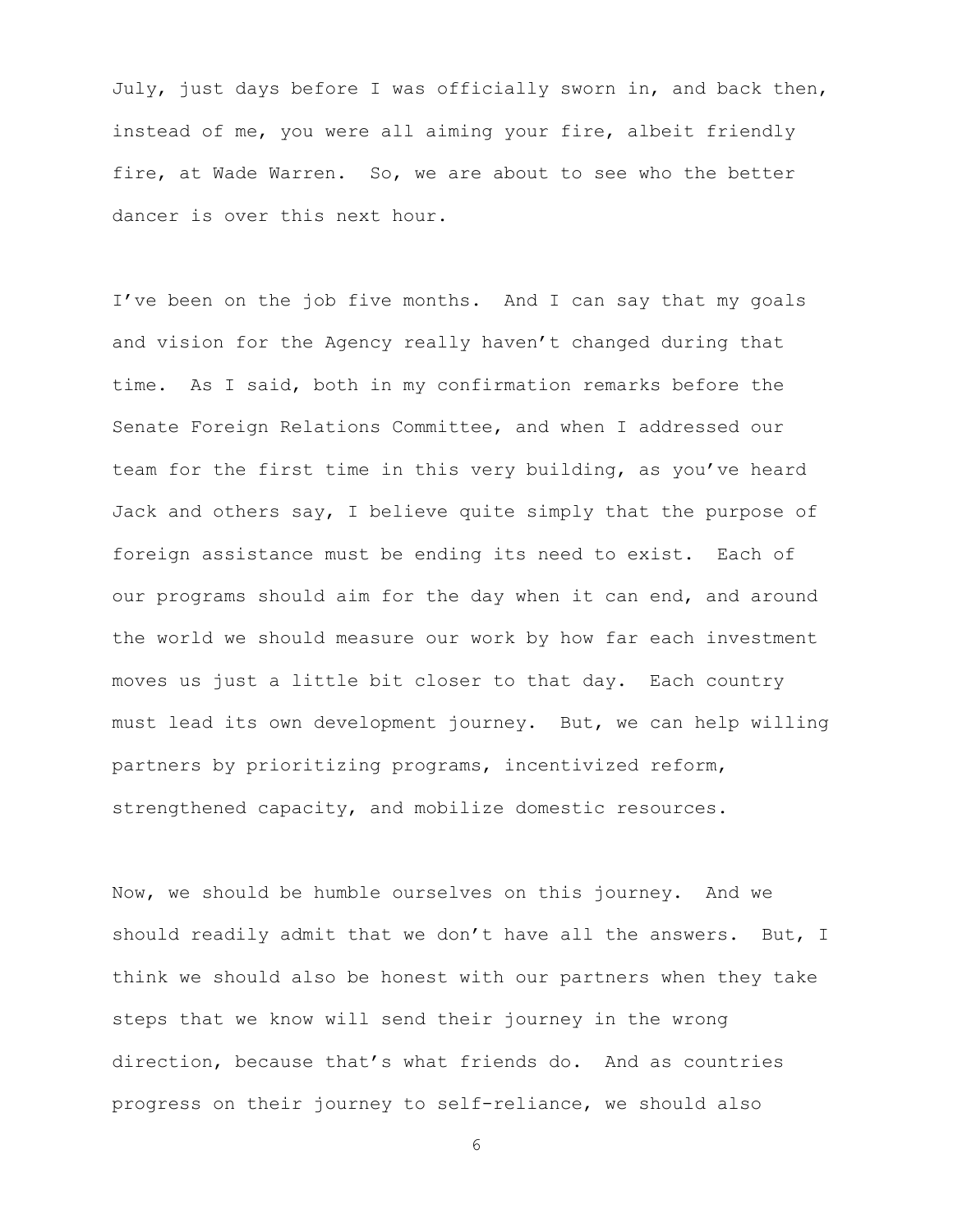July, just days before I was officially sworn in, and back then, instead of me, you were all aiming your fire, albeit friendly fire, at Wade Warren. So, we are about to see who the better dancer is over this next hour.

I've been on the job five months. And I can say that my goals and vision for the Agency really haven't changed during that time. As I said, both in my confirmation remarks before the Senate Foreign Relations Committee, and when I addressed our team for the first time in this very building, as you've heard Jack and others say, I believe quite simply that the purpose of foreign assistance must be ending its need to exist. Each of our programs should aim for the day when it can end, and around the world we should measure our work by how far each investment moves us just a little bit closer to that day. Each country must lead its own development journey. But, we can help willing partners by prioritizing programs, incentivized reform, strengthened capacity, and mobilize domestic resources.

Now, we should be humble ourselves on this journey. And we should readily admit that we don't have all the answers. But, I think we should also be honest with our partners when they take steps that we know will send their journey in the wrong direction, because that's what friends do. And as countries progress on their journey to self-reliance, we should also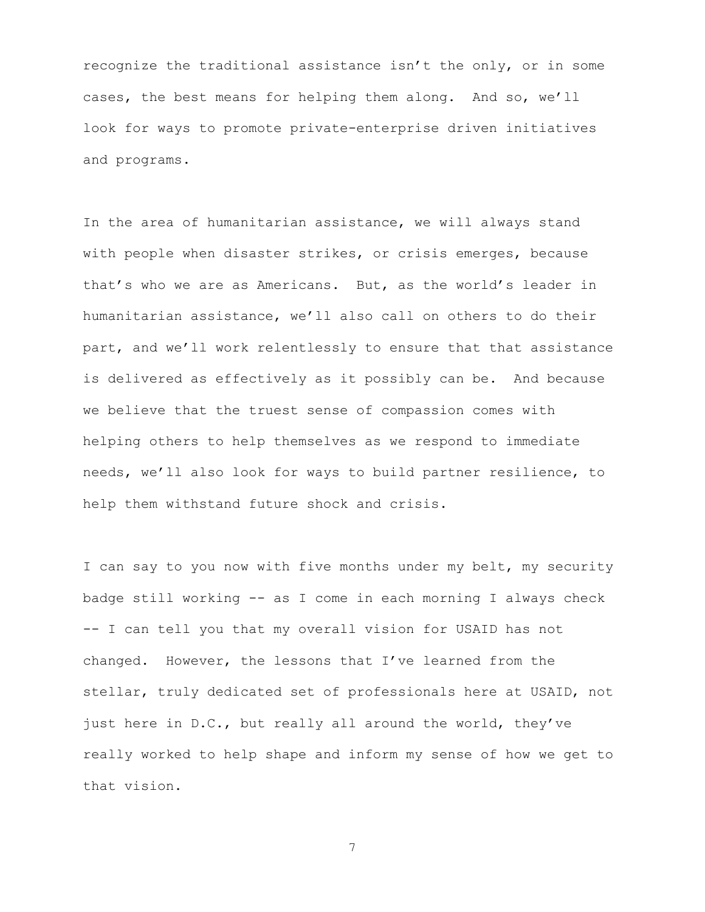recognize the traditional assistance isn't the only, or in some cases, the best means for helping them along. And so, we'll look for ways to promote private-enterprise driven initiatives and programs.

In the area of humanitarian assistance, we will always stand with people when disaster strikes, or crisis emerges, because that's who we are as Americans. But, as the world's leader in humanitarian assistance, we'll also call on others to do their part, and we'll work relentlessly to ensure that that assistance is delivered as effectively as it possibly can be. And because we believe that the truest sense of compassion comes with helping others to help themselves as we respond to immediate needs, we'll also look for ways to build partner resilience, to help them withstand future shock and crisis.

I can say to you now with five months under my belt, my security badge still working -- as I come in each morning I always check -- I can tell you that my overall vision for USAID has not changed. However, the lessons that I've learned from the stellar, truly dedicated set of professionals here at USAID, not just here in D.C., but really all around the world, they've really worked to help shape and inform my sense of how we get to that vision.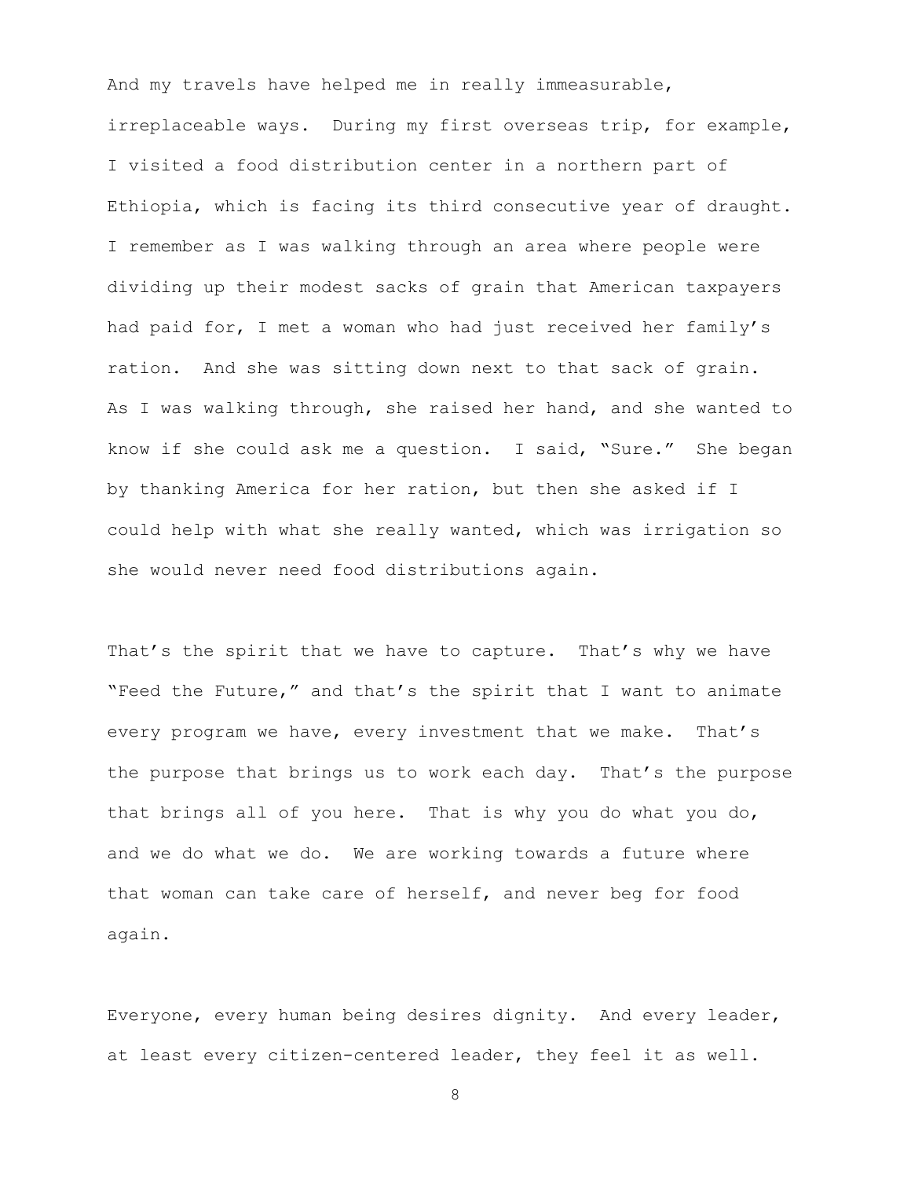And my travels have helped me in really immeasurable, irreplaceable ways. During my first overseas trip, for example, I visited a food distribution center in a northern part of Ethiopia, which is facing its third consecutive year of draught. I remember as I was walking through an area where people were dividing up their modest sacks of grain that American taxpayers had paid for, I met a woman who had just received her family's ration. And she was sitting down next to that sack of grain. As I was walking through, she raised her hand, and she wanted to know if she could ask me a question. I said, "Sure." She began by thanking America for her ration, but then she asked if I could help with what she really wanted, which was irrigation so she would never need food distributions again.

That's the spirit that we have to capture. That's why we have "Feed the Future," and that's the spirit that I want to animate every program we have, every investment that we make. That's the purpose that brings us to work each day. That's the purpose that brings all of you here. That is why you do what you do, and we do what we do. We are working towards a future where that woman can take care of herself, and never beg for food again.

Everyone, every human being desires dignity. And every leader, at least every citizen-centered leader, they feel it as well.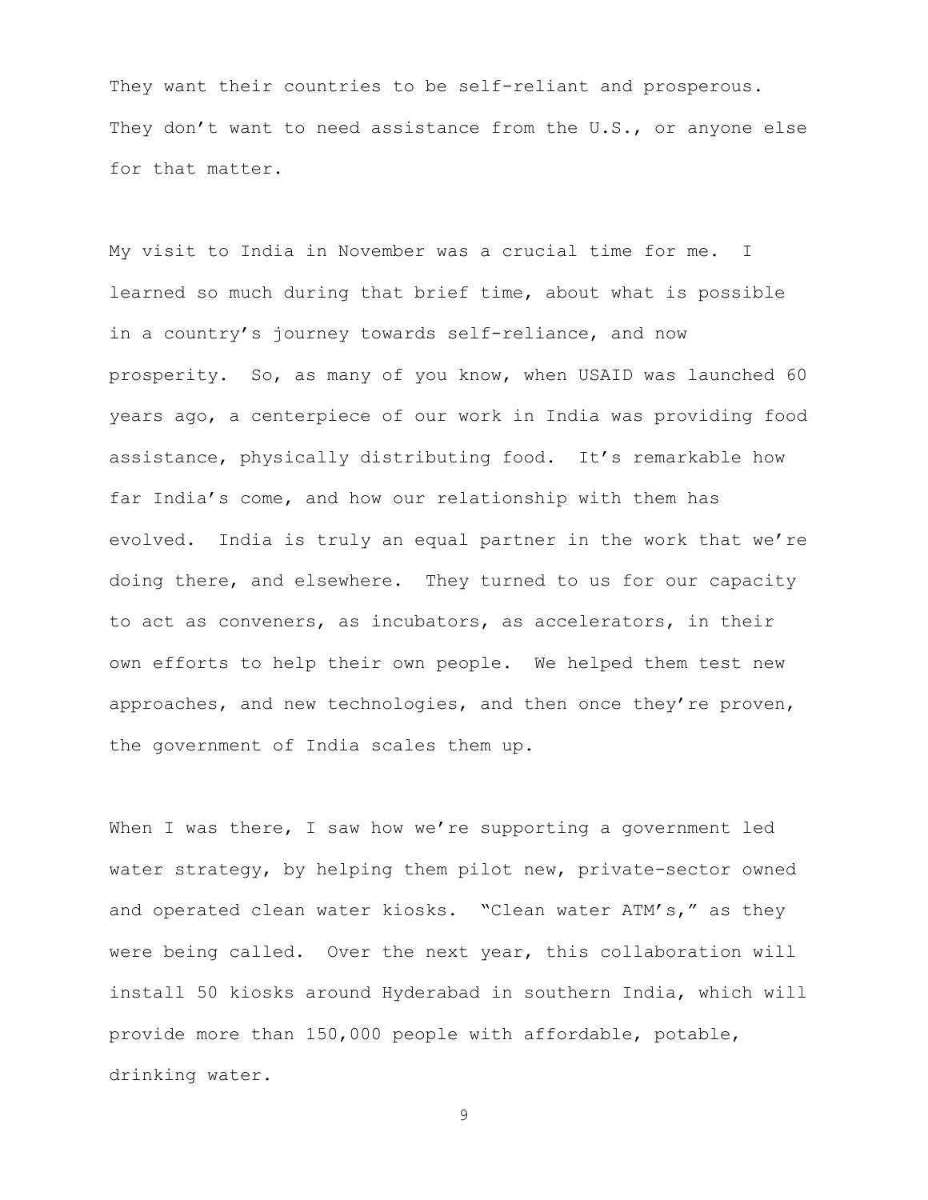They want their countries to be self-reliant and prosperous. They don't want to need assistance from the U.S., or anyone else for that matter.

My visit to India in November was a crucial time for me. I learned so much during that brief time, about what is possible in a country's journey towards self-reliance, and now prosperity. So, as many of you know, when USAID was launched 60 years ago, a centerpiece of our work in India was providing food assistance, physically distributing food. It's remarkable how far India's come, and how our relationship with them has evolved. India is truly an equal partner in the work that we're doing there, and elsewhere. They turned to us for our capacity to act as conveners, as incubators, as accelerators, in their own efforts to help their own people. We helped them test new approaches, and new technologies, and then once they're proven, the government of India scales them up.

When I was there, I saw how we're supporting a government led water strategy, by helping them pilot new, private-sector owned and operated clean water kiosks. "Clean water ATM's," as they were being called. Over the next year, this collaboration will install 50 kiosks around Hyderabad in southern India, which will provide more than 150,000 people with affordable, potable, drinking water.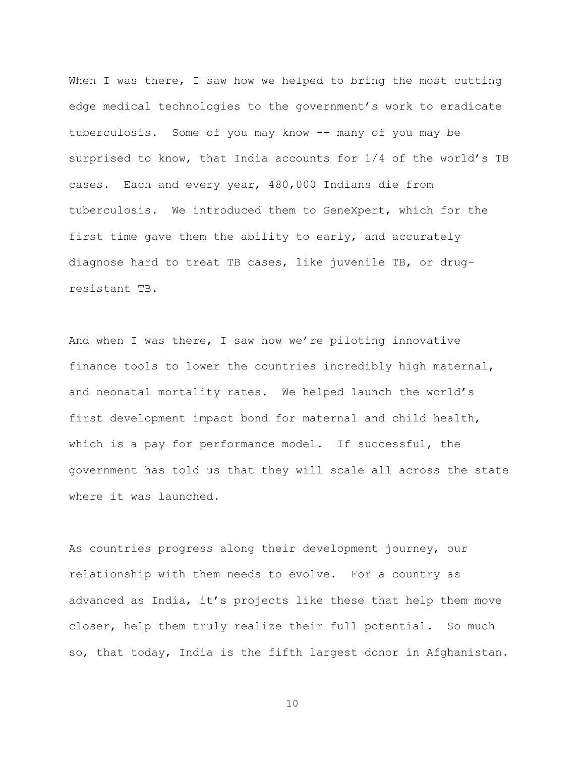When I was there, I saw how we helped to bring the most cutting edge medical technologies to the government's work to eradicate tuberculosis. Some of you may know -- many of you may be surprised to know, that India accounts for 1/4 of the world's TB cases. Each and every year, 480,000 Indians die from tuberculosis. We introduced them to GeneXpert, which for the first time gave them the ability to early, and accurately diagnose hard to treat TB cases, like juvenile TB, or drug-resistant TB.

And when I was there, I saw how we're piloting innovative finance tools to lower the countries incredibly high maternal, and neonatal mortality rates. We helped launch the world's first development impact bond for maternal and child health, which is a pay for performance model. If successful, the government has told us that they will scale all across the state where it was launched.

As countries progress along their development journey, our relationship with them needs to evolve. For a country as advanced as India, it's projects like these that help them move closer, help them truly realize their full potential. So much so, that today, India is the fifth largest donor in Afghanistan.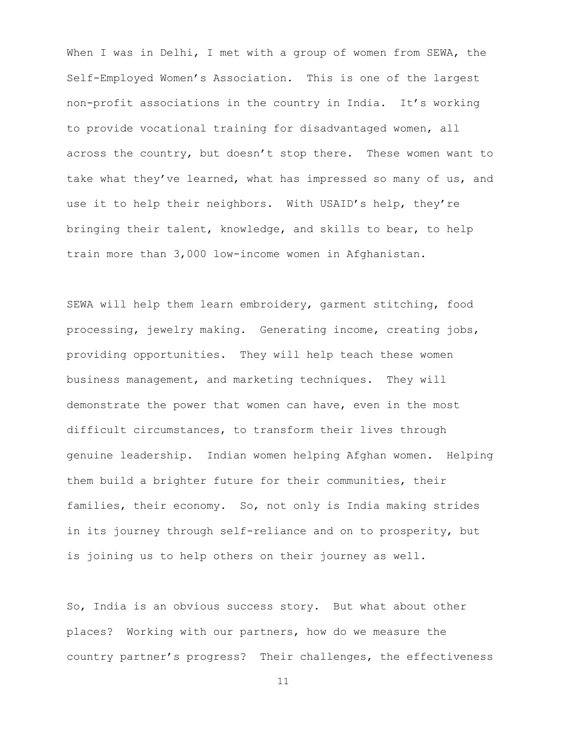When I was in Delhi, I met with a group of women from SEWA, the Self-Employed Women's Association. This is one of the largest non-profit associations in the country in India. It's working to provide vocational training for disadvantaged women, all across the country, but doesn't stop there. These women want to take what they've learned, what has impressed so many of us, and use it to help their neighbors. With USAID's help, they're bringing their talent, knowledge, and skills to bear, to help train more than 3,000 low-income women in Afghanistan.

SEWA will help them learn embroidery, garment stitching, food processing, jewelry making. Generating income, creating jobs, providing opportunities. They will help teach these women business management, and marketing techniques. They will demonstrate the power that women can have, even in the most difficult circumstances, to transform their lives through genuine leadership. Indian women helping Afghan women. Helping them build a brighter future for their communities, their families, their economy. So, not only is India making strides in its journey through self-reliance and on to prosperity, but is joining us to help others on their journey as well.

So, India is an obvious success story. But what about other places? Working with our partners, how do we measure the country partner's progress? Their challenges, the effectiveness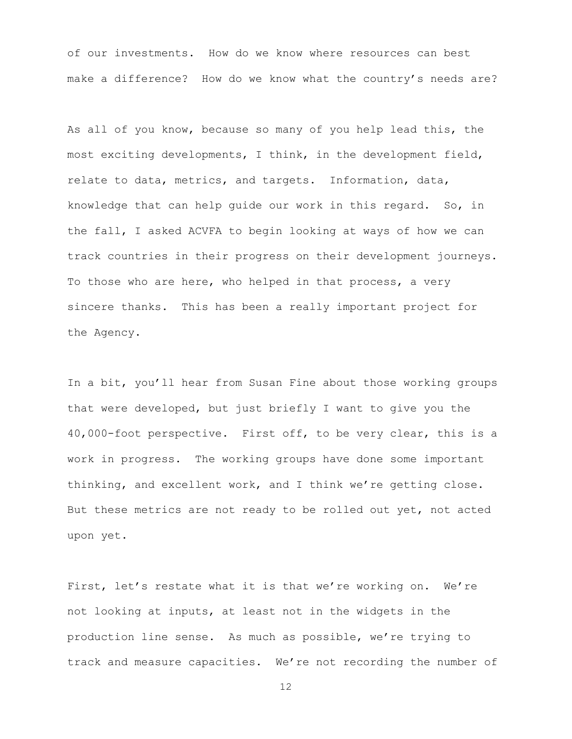of our investments. How do we know where resources can best make a difference? How do we know what the country's needs are?

As all of you know, because so many of you help lead this, the most exciting developments, I think, in the development field, relate to data, metrics, and targets. Information, data, knowledge that can help guide our work in this regard. So, in the fall, I asked ACVFA to begin looking at ways of how we can track countries in their progress on their development journeys. To those who are here, who helped in that process, a very sincere thanks. This has been a really important project for the Agency.

In a bit, you'll hear from Susan Fine about those working groups that were developed, but just briefly I want to give you the 40,000-foot perspective. First off, to be very clear, this is a work in progress. The working groups have done some important thinking, and excellent work, and I think we're getting close. But these metrics are not ready to be rolled out yet, not acted upon yet.

First, let's restate what it is that we're working on. We're not looking at inputs, at least not in the widgets in the production line sense. As much as possible, we're trying to track and measure capacities. We're not recording the number of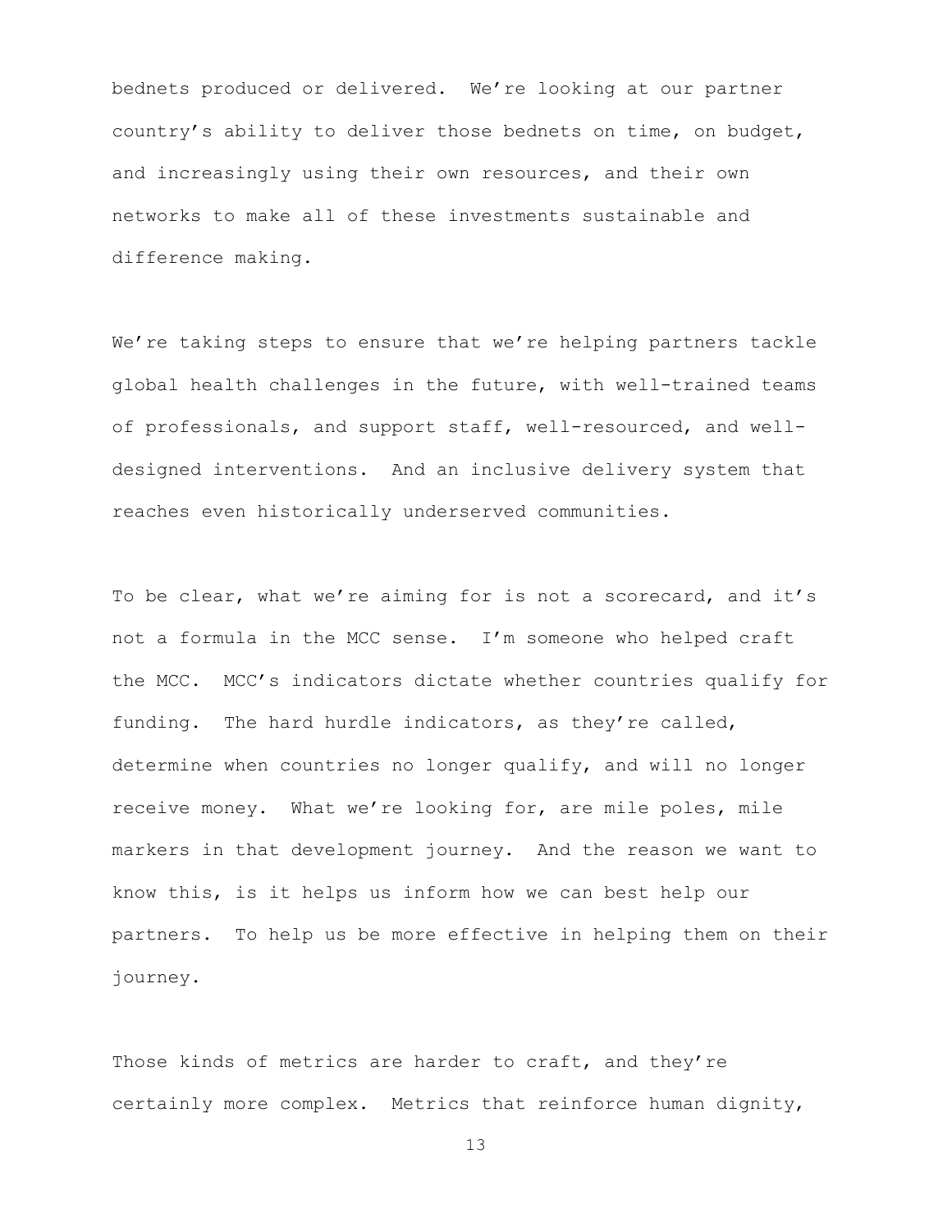bednets produced or delivered. We're looking at our partner country's ability to deliver those bednets on time, on budget, and increasingly using their own resources, and their own networks to make all of these investments sustainable and difference making.

We're taking steps to ensure that we're helping partners tackle global health challenges in the future, with well-trained teams of professionals, and support staff, well-resourced, and well-designed interventions. And an inclusive delivery system that reaches even historically underserved communities.

To be clear, what we're aiming for is not a scorecard, and it's not a formula in the MCC sense. I'm someone who helped craft the MCC. MCC's indicators dictate whether countries qualify for funding. The hard hurdle indicators, as they're called, determine when countries no longer qualify, and will no longer receive money. What we're looking for, are mile poles, mile markers in that development journey. And the reason we want to know this, is it helps us inform how we can best help our partners. To help us be more effective in helping them on their journey.

Those kinds of metrics are harder to craft, and they're certainly more complex. Metrics that reinforce human dignity,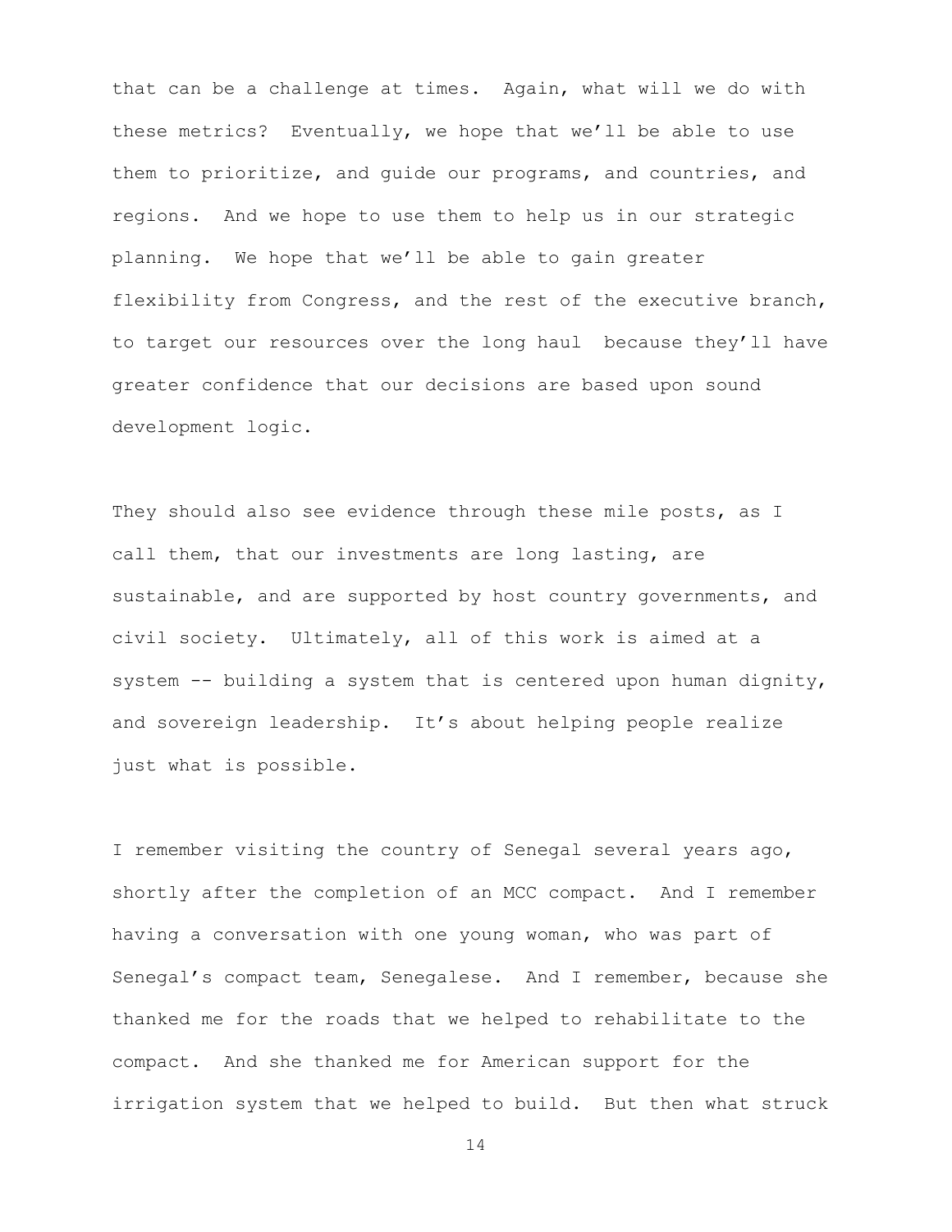that can be a challenge at times. Again, what will we do with these metrics? Eventually, we hope that we'll be able to use them to prioritize, and guide our programs, and countries, and regions. And we hope to use them to help us in our strategic planning. We hope that we'll be able to gain greater flexibility from Congress, and the rest of the executive branch, to target our resources over the long haul because they'll have greater confidence that our decisions are based upon sound development logic.

They should also see evidence through these mile posts, as I call them, that our investments are long lasting, are sustainable, and are supported by host country governments, and civil society. Ultimately, all of this work is aimed at a system -- building a system that is centered upon human dignity, and sovereign leadership. It's about helping people realize just what is possible.

I remember visiting the country of Senegal several years ago, shortly after the completion of an MCC compact. And I remember having a conversation with one young woman, who was part of Senegal's compact team, Senegalese. And I remember, because she thanked me for the roads that we helped to rehabilitate to the compact. And she thanked me for American support for the irrigation system that we helped to build. But then what struck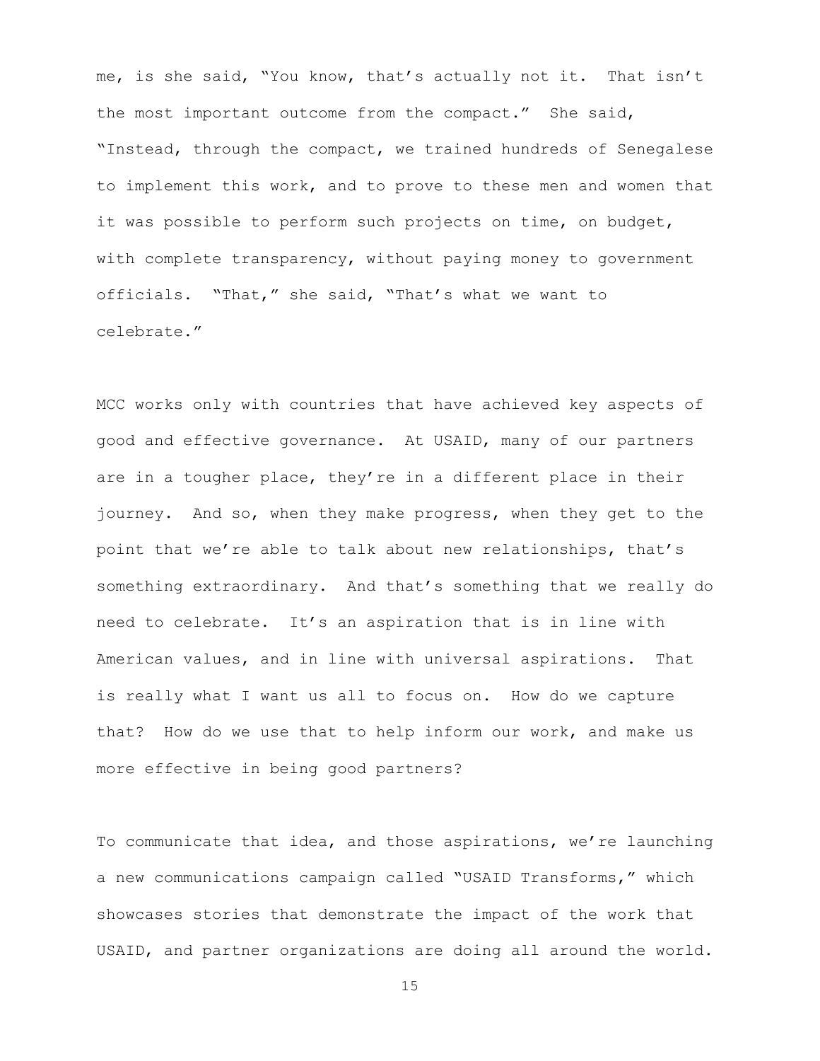me, is she said, "You know, that's actually not it. That isn't the most important outcome from the compact." She said, "Instead, through the compact, we trained hundreds of Senegalese to implement this work, and to prove to these men and women that it was possible to perform such projects on time, on budget, with complete transparency, without paying money to government officials. "That," she said, "That's what we want to celebrate."

MCC works only with countries that have achieved key aspects of good and effective governance. At USAID, many of our partners are in a tougher place, they're in a different place in their journey. And so, when they make progress, when they get to the point that we're able to talk about new relationships, that's something extraordinary. And that's something that we really do need to celebrate. It's an aspiration that is in line with American values, and in line with universal aspirations. That is really what I want us all to focus on. How do we capture that? How do we use that to help inform our work, and make us more effective in being good partners?

To communicate that idea, and those aspirations, we're launching a new communications campaign called "USAID Transforms," which showcases stories that demonstrate the impact of the work that USAID, and partner organizations are doing all around the world.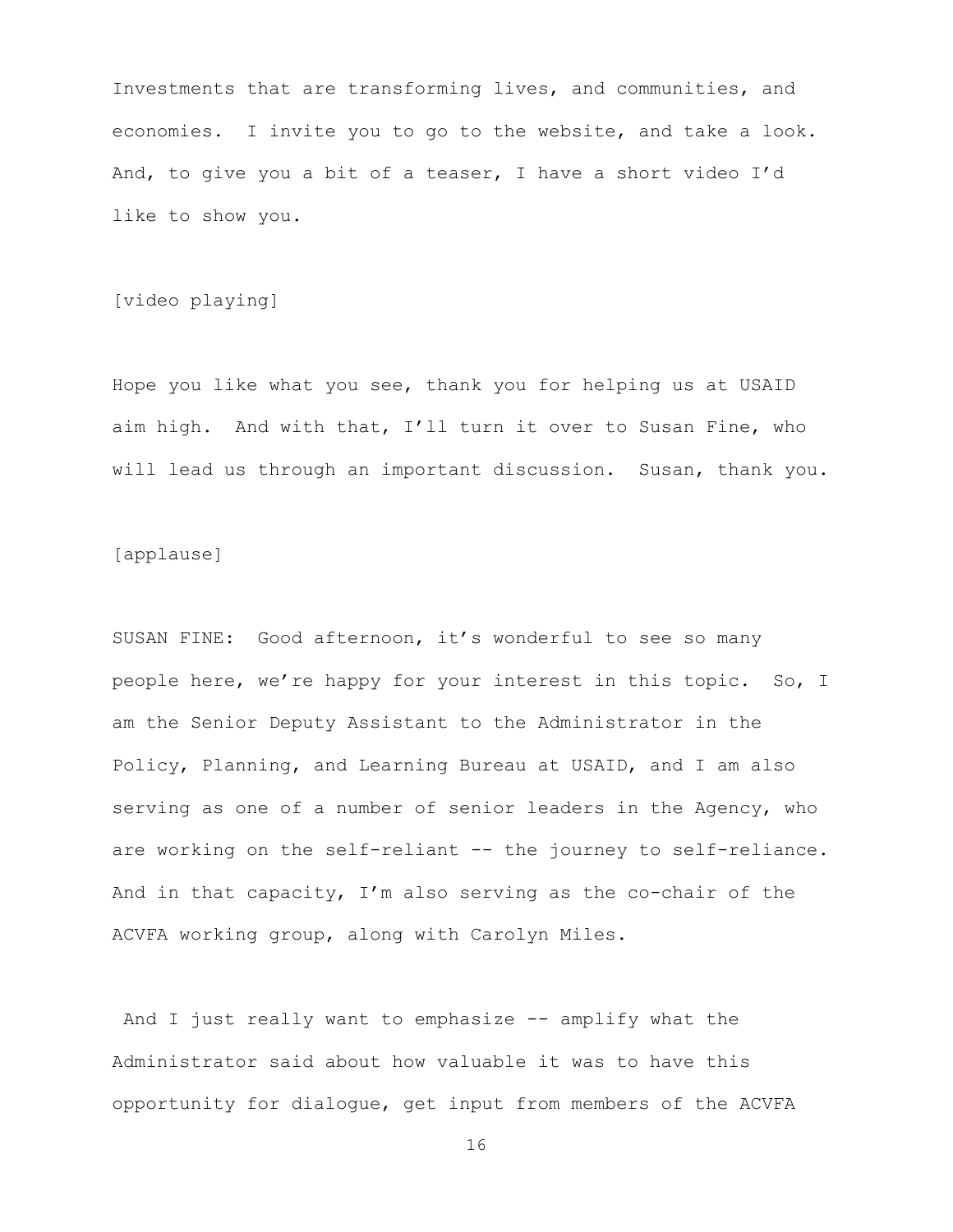Investments that are transforming lives, and communities, and economies. I invite you to go to the website, and take a look. And, to give you a bit of a teaser, I have a short video I'd like to show you.

[video playing]

Hope you like what you see, thank you for helping us at USAID aim high. And with that, I'll turn it over to Susan Fine, who will lead us through an important discussion. Susan, thank you.

[applause]

SUSAN FINE: Good afternoon, it's wonderful to see so many people here, we're happy for your interest in this topic. So, I am the Senior Deputy Assistant to the Administrator in the Policy, Planning, and Learning Bureau at USAID, and I am also serving as one of a number of senior leaders in the Agency, who are working on the self-reliant -- the journey to self-reliance. And in that capacity, I'm also serving as the co-chair of the ACVFA working group, along with Carolyn Miles.

And I just really want to emphasize -- amplify what the Administrator said about how valuable it was to have this opportunity for dialogue, get input from members of the ACVFA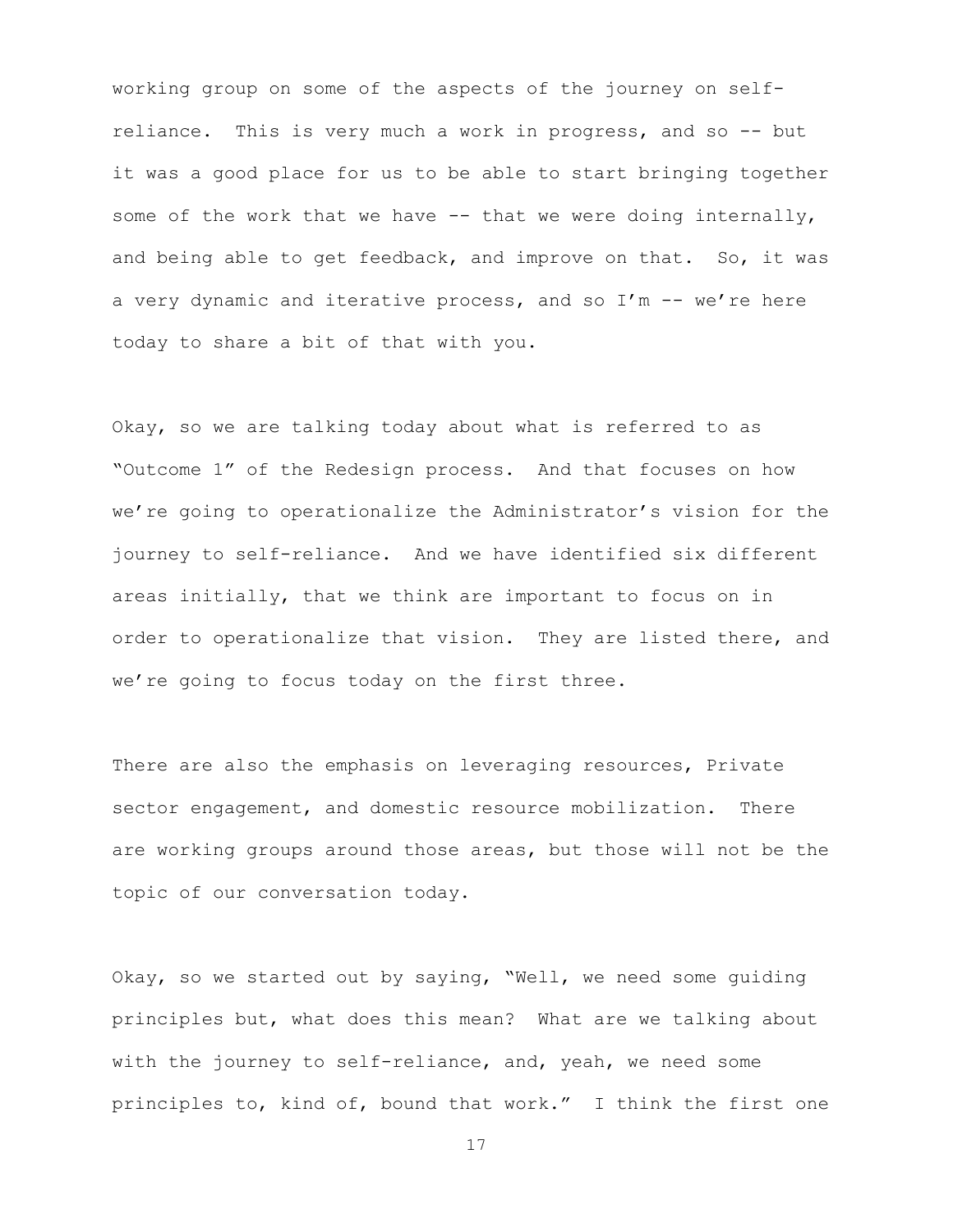working group on some of the aspects of the journey on self-reliance. This is very much a work in progress, and so -- but it was a good place for us to be able to start bringing together some of the work that we have -- that we were doing internally, and being able to get feedback, and improve on that. So, it was a very dynamic and iterative process, and so I'm -- we're here today to share a bit of that with you.

Okay, so we are talking today about what is referred to as "Outcome 1" of the Redesign process. And that focuses on how we're going to operationalize the Administrator's vision for the journey to self-reliance. And we have identified six different areas initially, that we think are important to focus on in order to operationalize that vision. They are listed there, and we're going to focus today on the first three.

There are also the emphasis on leveraging resources, Private sector engagement, and domestic resource mobilization. There are working groups around those areas, but those will not be the topic of our conversation today.

Okay, so we started out by saying, "Well, we need some guiding principles but, what does this mean? What are we talking about with the journey to self-reliance, and, yeah, we need some principles to, kind of, bound that work." I think the first one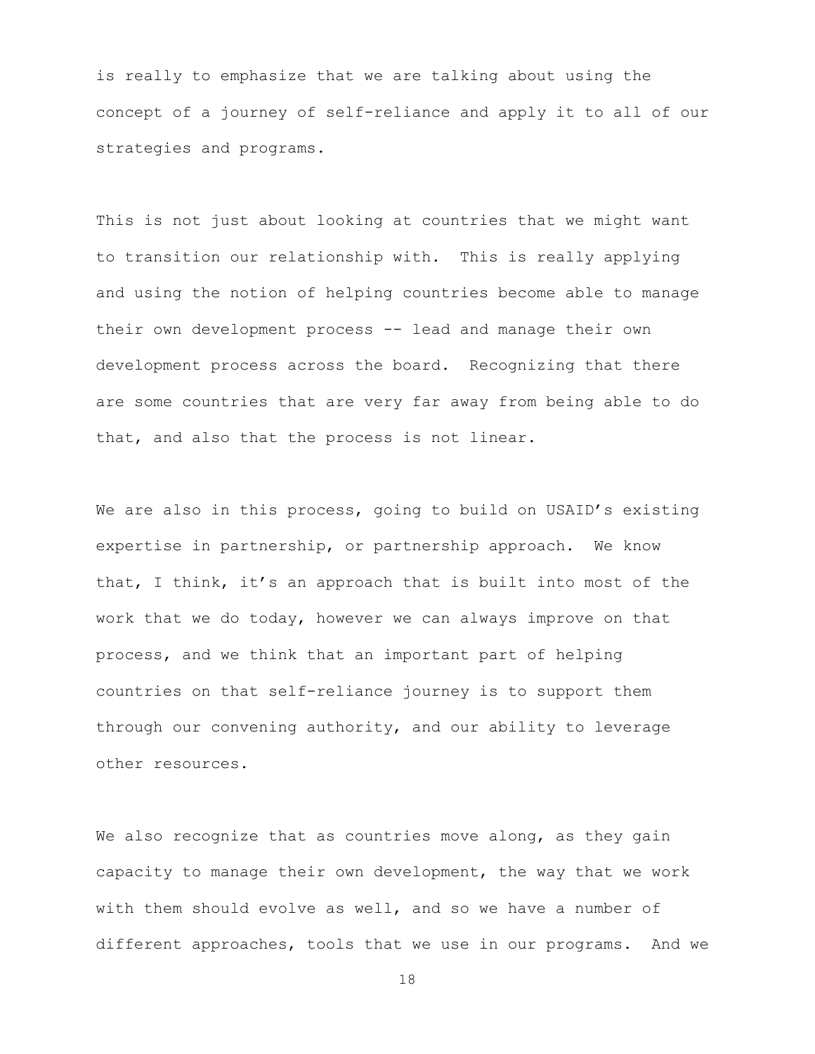is really to emphasize that we are talking about using the concept of a journey of self-reliance and apply it to all of our strategies and programs.

This is not just about looking at countries that we might want to transition our relationship with. This is really applying and using the notion of helping countries become able to manage their own development process -- lead and manage their own development process across the board. Recognizing that there are some countries that are very far away from being able to do that, and also that the process is not linear.

We are also in this process, going to build on USAID's existing expertise in partnership, or partnership approach. We know that, I think, it's an approach that is built into most of the work that we do today, however we can always improve on that process, and we think that an important part of helping countries on that self-reliance journey is to support them through our convening authority, and our ability to leverage other resources.

We also recognize that as countries move along, as they gain capacity to manage their own development, the way that we work with them should evolve as well, and so we have a number of different approaches, tools that we use in our programs. And we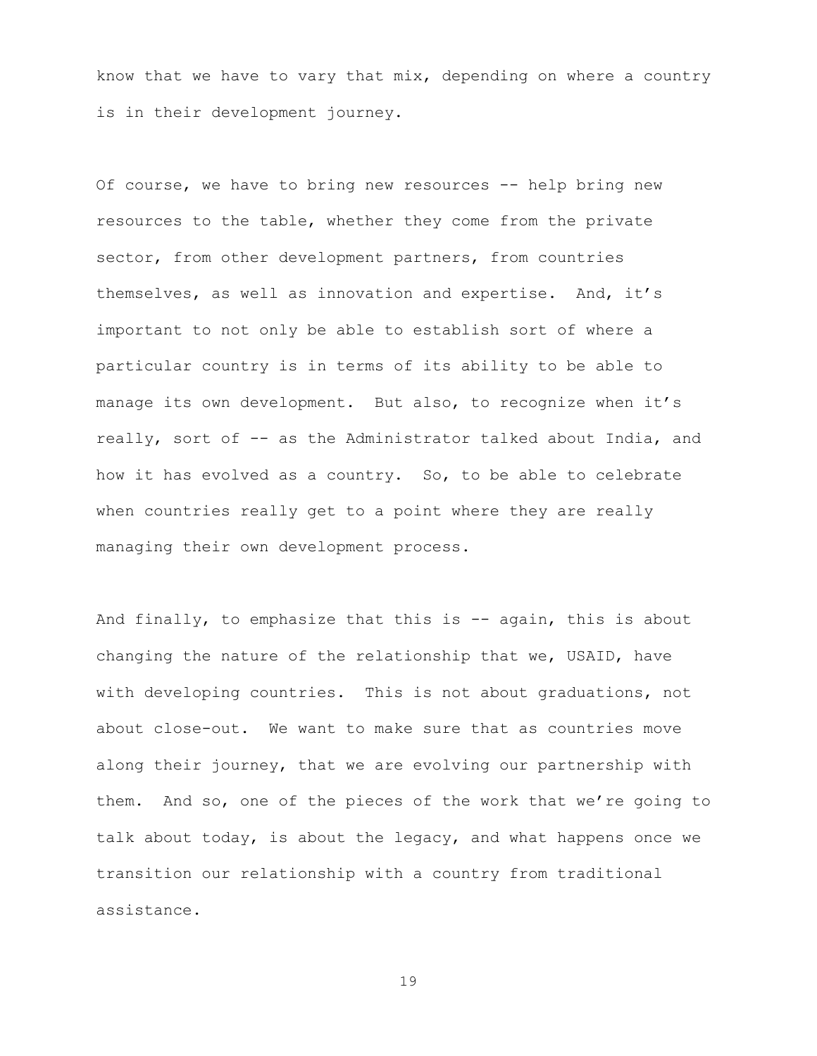know that we have to vary that mix, depending on where a country is in their development journey.

Of course, we have to bring new resources -- help bring new resources to the table, whether they come from the private sector, from other development partners, from countries themselves, as well as innovation and expertise. And, it's important to not only be able to establish sort of where a particular country is in terms of its ability to be able to manage its own development. But also, to recognize when it's really, sort of -- as the Administrator talked about India, and how it has evolved as a country. So, to be able to celebrate when countries really get to a point where they are really managing their own development process.

And finally, to emphasize that this is -- again, this is about changing the nature of the relationship that we, USAID, have with developing countries. This is not about graduations, not about close-out. We want to make sure that as countries move along their journey, that we are evolving our partnership with them. And so, one of the pieces of the work that we're going to talk about today, is about the legacy, and what happens once we transition our relationship with a country from traditional assistance.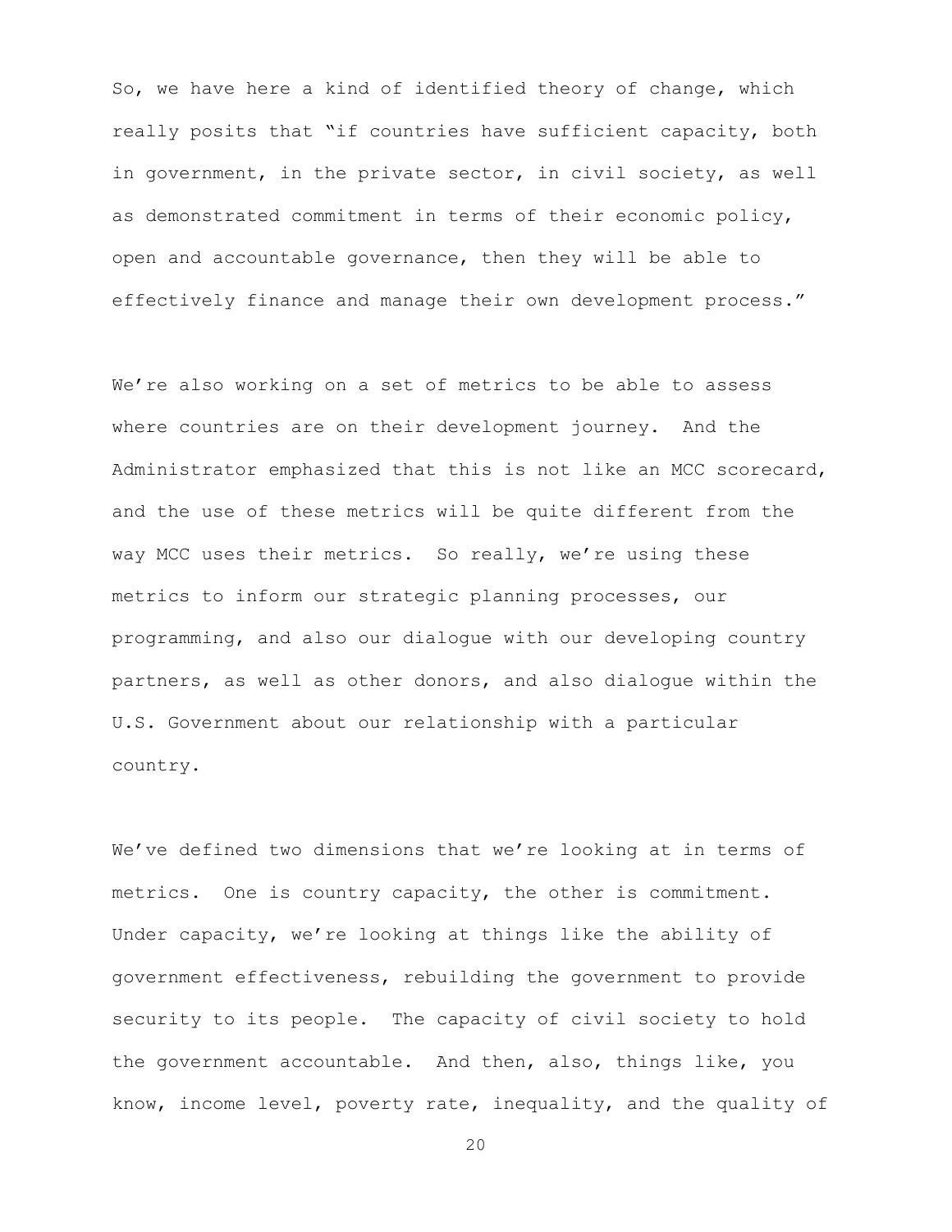So, we have here a kind of identified theory of change, which really posits that "if countries have sufficient capacity, both in government, in the private sector, in civil society, as well as demonstrated commitment in terms of their economic policy, open and accountable governance, then they will be able to effectively finance and manage their own development process."

We're also working on a set of metrics to be able to assess where countries are on their development journey. And the Administrator emphasized that this is not like an MCC scorecard, and the use of these metrics will be quite different from the way MCC uses their metrics. So really, we're using these metrics to inform our strategic planning processes, our programming, and also our dialogue with our developing country partners, as well as other donors, and also dialogue within the U.S. Government about our relationship with a particular country.

We've defined two dimensions that we're looking at in terms of metrics. One is country capacity, the other is commitment. Under capacity, we're looking at things like the ability of government effectiveness, rebuilding the government to provide security to its people. The capacity of civil society to hold the government accountable. And then, also, things like, you know, income level, poverty rate, inequality, and the quality of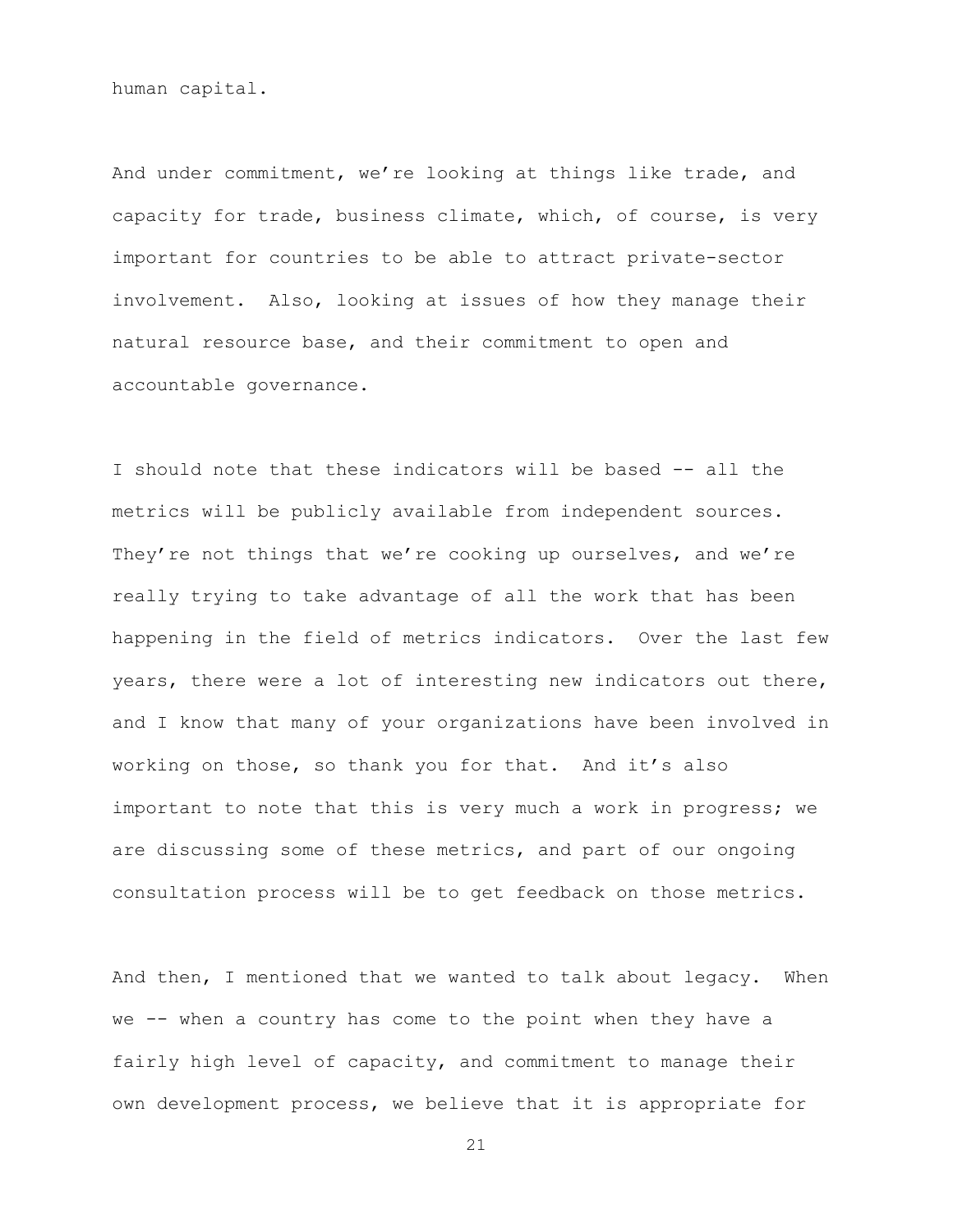human capital.

And under commitment, we're looking at things like trade, and capacity for trade, business climate, which, of course, is very important for countries to be able to attract private-sector involvement. Also, looking at issues of how they manage their natural resource base, and their commitment to open and accountable governance.

I should note that these indicators will be based -- all the metrics will be publicly available from independent sources. They're not things that we're cooking up ourselves, and we're really trying to take advantage of all the work that has been happening in the field of metrics indicators. Over the last few years, there were a lot of interesting new indicators out there, and I know that many of your organizations have been involved in working on those, so thank you for that. And it's also important to note that this is very much a work in progress; we are discussing some of these metrics, and part of our ongoing consultation process will be to get feedback on those metrics.

And then, I mentioned that we wanted to talk about legacy. When we -- when a country has come to the point when they have a fairly high level of capacity, and commitment to manage their own development process, we believe that it is appropriate for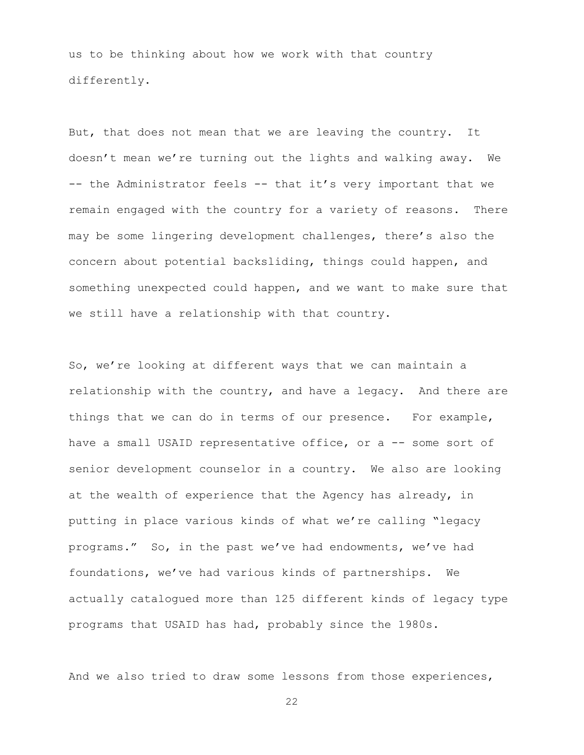us to be thinking about how we work with that country differently.

But, that does not mean that we are leaving the country. It doesn't mean we're turning out the lights and walking away. We -- the Administrator feels -- that it's very important that we remain engaged with the country for a variety of reasons. There may be some lingering development challenges, there's also the concern about potential backsliding, things could happen, and something unexpected could happen, and we want to make sure that we still have a relationship with that country.

So, we're looking at different ways that we can maintain a relationship with the country, and have a legacy. And there are things that we can do in terms of our presence. For example, have a small USAID representative office, or a -- some sort of senior development counselor in a country. We also are looking at the wealth of experience that the Agency has already, in putting in place various kinds of what we're calling "legacy programs." So, in the past we've had endowments, we've had foundations, we've had various kinds of partnerships. We actually catalogued more than 125 different kinds of legacy type programs that USAID has had, probably since the 1980s.

And we also tried to draw some lessons from those experiences,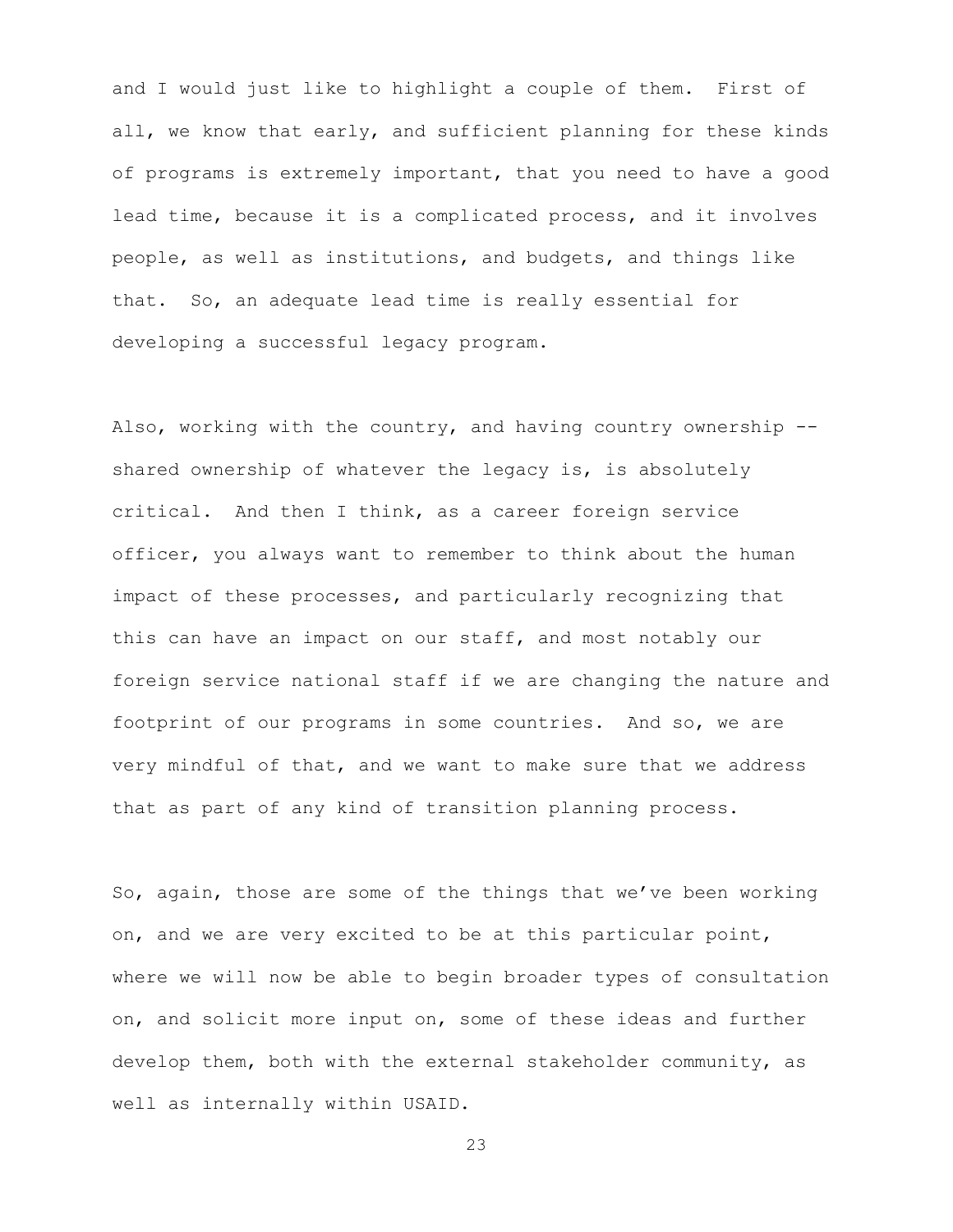and I would just like to highlight a couple of them. First of all, we know that early, and sufficient planning for these kinds of programs is extremely important, that you need to have a good lead time, because it is a complicated process, and it involves people, as well as institutions, and budgets, and things like that. So, an adequate lead time is really essential for developing a successful legacy program.

Also, working with the country, and having country ownership -- shared ownership of whatever the legacy is, is absolutely critical. And then I think, as a career foreign service officer, you always want to remember to think about the human impact of these processes, and particularly recognizing that this can have an impact on our staff, and most notably our foreign service national staff if we are changing the nature and footprint of our programs in some countries. And so, we are very mindful of that, and we want to make sure that we address that as part of any kind of transition planning process.

So, again, those are some of the things that we've been working on, and we are very excited to be at this particular point, where we will now be able to begin broader types of consultation on, and solicit more input on, some of these ideas and further develop them, both with the external stakeholder community, as well as internally within USAID.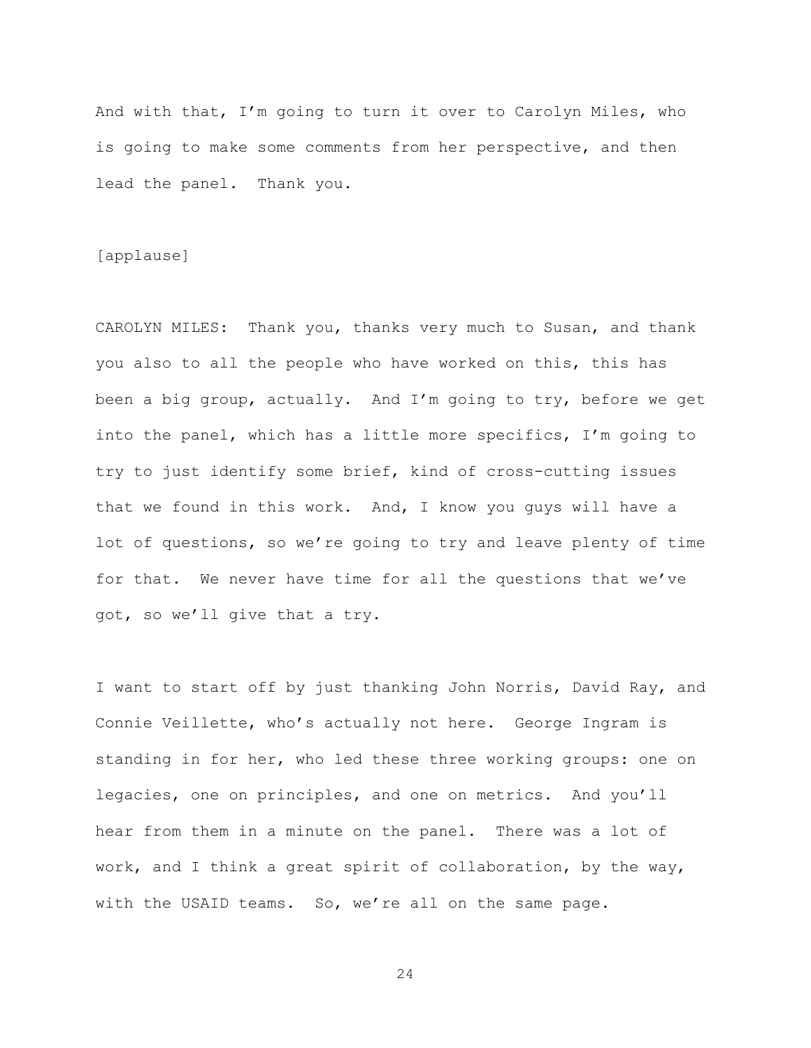And with that, I'm going to turn it over to Carolyn Miles, who is going to make some comments from her perspective, and then lead the panel. Thank you.

[applause]

CAROLYN MILES: Thank you, thanks very much to Susan, and thank you also to all the people who have worked on this, this has been a big group, actually. And I'm going to try, before we get into the panel, which has a little more specifics, I'm going to try to just identify some brief, kind of cross-cutting issues that we found in this work. And, I know you guys will have a lot of questions, so we're going to try and leave plenty of time for that. We never have time for all the questions that we've got, so we'll give that a try.

I want to start off by just thanking John Norris, David Ray, and Connie Veillette, who's actually not here. George Ingram is standing in for her, who led these three working groups: one on legacies, one on principles, and one on metrics. And you'll hear from them in a minute on the panel. There was a lot of work, and I think a great spirit of collaboration, by the way, with the USAID teams. So, we're all on the same page.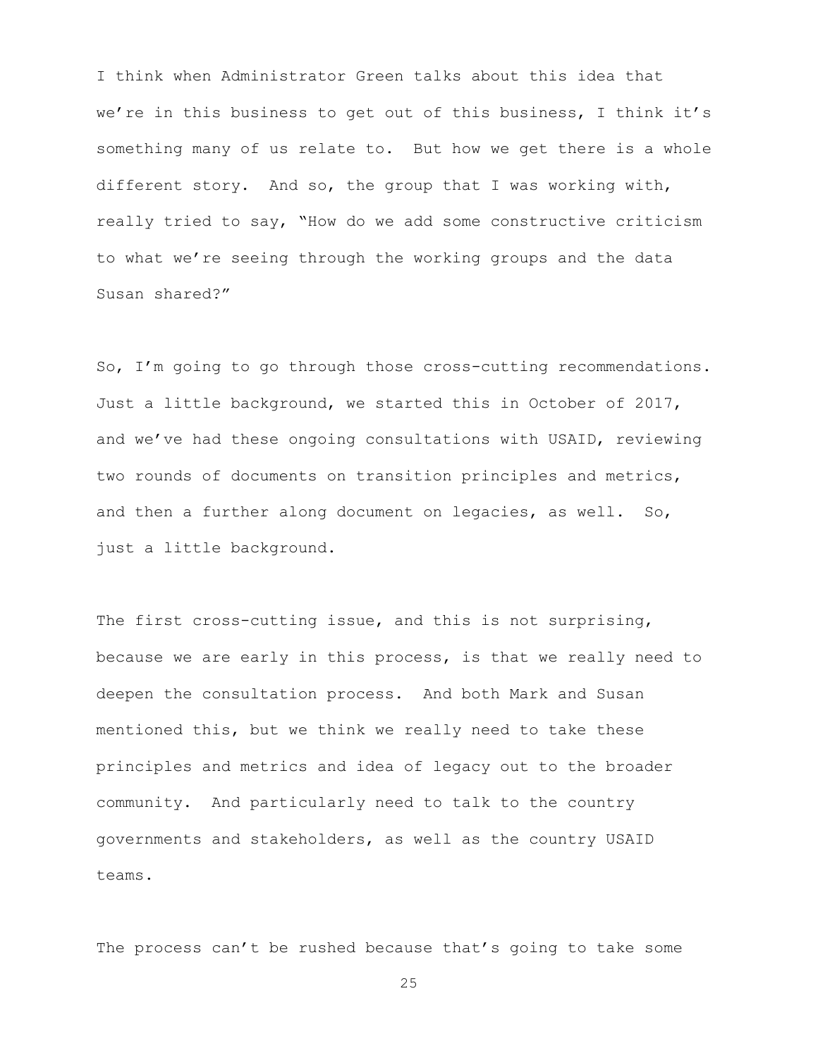I think when Administrator Green talks about this idea that we're in this business to get out of this business, I think it's something many of us relate to. But how we get there is a whole different story. And so, the group that I was working with, really tried to say, "How do we add some constructive criticism to what we're seeing through the working groups and the data Susan shared?"

So, I'm going to go through those cross-cutting recommendations. Just a little background, we started this in October of 2017, and we've had these ongoing consultations with USAID, reviewing two rounds of documents on transition principles and metrics, and then a further along document on legacies, as well. So, just a little background.

The first cross-cutting issue, and this is not surprising, because we are early in this process, is that we really need to deepen the consultation process. And both Mark and Susan mentioned this, but we think we really need to take these principles and metrics and idea of legacy out to the broader community. And particularly need to talk to the country governments and stakeholders, as well as the country USAID teams.

The process can't be rushed because that's going to take some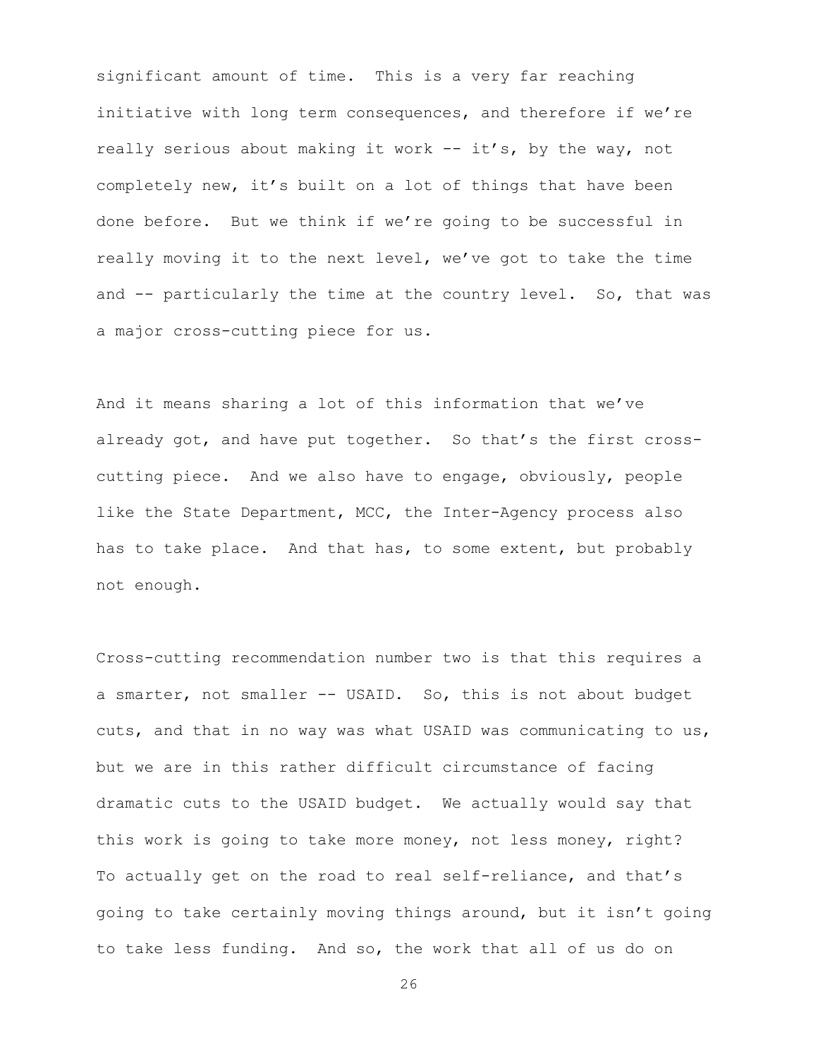significant amount of time. This is a very far reaching initiative with long term consequences, and therefore if we're really serious about making it work -- it's, by the way, not completely new, it's built on a lot of things that have been done before. But we think if we're going to be successful in really moving it to the next level, we've got to take the time and -- particularly the time at the country level. So, that was a major cross-cutting piece for us.

And it means sharing a lot of this information that we've already got, and have put together. So that's the first cross-cutting piece. And we also have to engage, obviously, people like the State Department, MCC, the Inter-Agency process also has to take place. And that has, to some extent, but probably not enough.

Cross-cutting recommendation number two is that this requires a a smarter, not smaller -- USAID. So, this is not about budget cuts, and that in no way was what USAID was communicating to us, but we are in this rather difficult circumstance of facing dramatic cuts to the USAID budget. We actually would say that this work is going to take more money, not less money, right? To actually get on the road to real self-reliance, and that's going to take certainly moving things around, but it isn't going to take less funding. And so, the work that all of us do on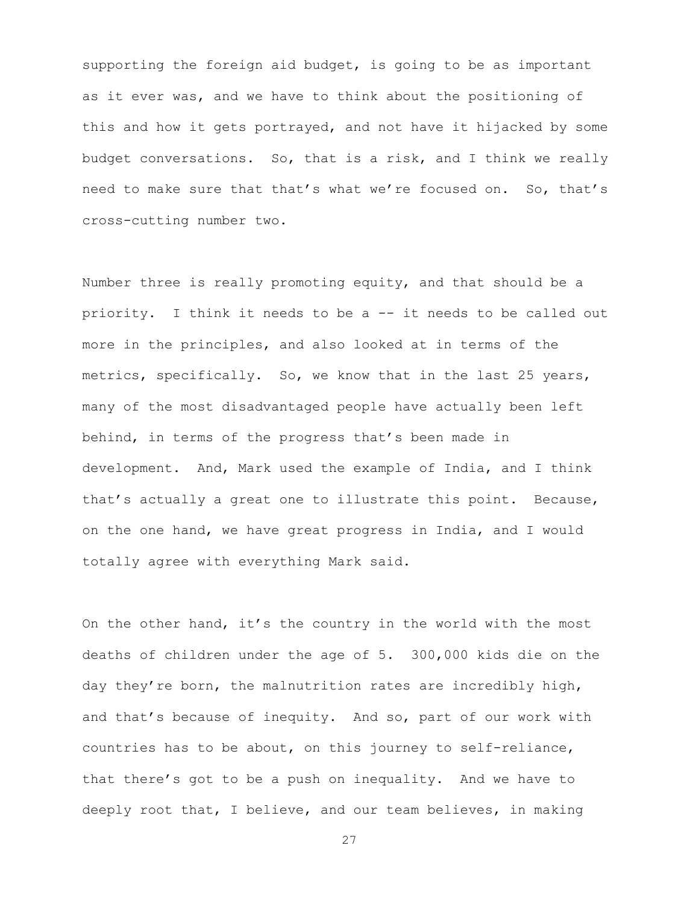supporting the foreign aid budget, is going to be as important as it ever was, and we have to think about the positioning of this and how it gets portrayed, and not have it hijacked by some budget conversations. So, that is a risk, and I think we really need to make sure that that's what we're focused on. So, that's cross-cutting number two.

Number three is really promoting equity, and that should be a priority. I think it needs to be a -- it needs to be called out more in the principles, and also looked at in terms of the metrics, specifically. So, we know that in the last 25 years, many of the most disadvantaged people have actually been left behind, in terms of the progress that's been made in development. And, Mark used the example of India, and I think that's actually a great one to illustrate this point. Because, on the one hand, we have great progress in India, and I would totally agree with everything Mark said.

On the other hand, it's the country in the world with the most deaths of children under the age of 5. 300,000 kids die on the day they're born, the malnutrition rates are incredibly high, and that's because of inequity. And so, part of our work with countries has to be about, on this journey to self-reliance, that there's got to be a push on inequality. And we have to deeply root that, I believe, and our team believes, in making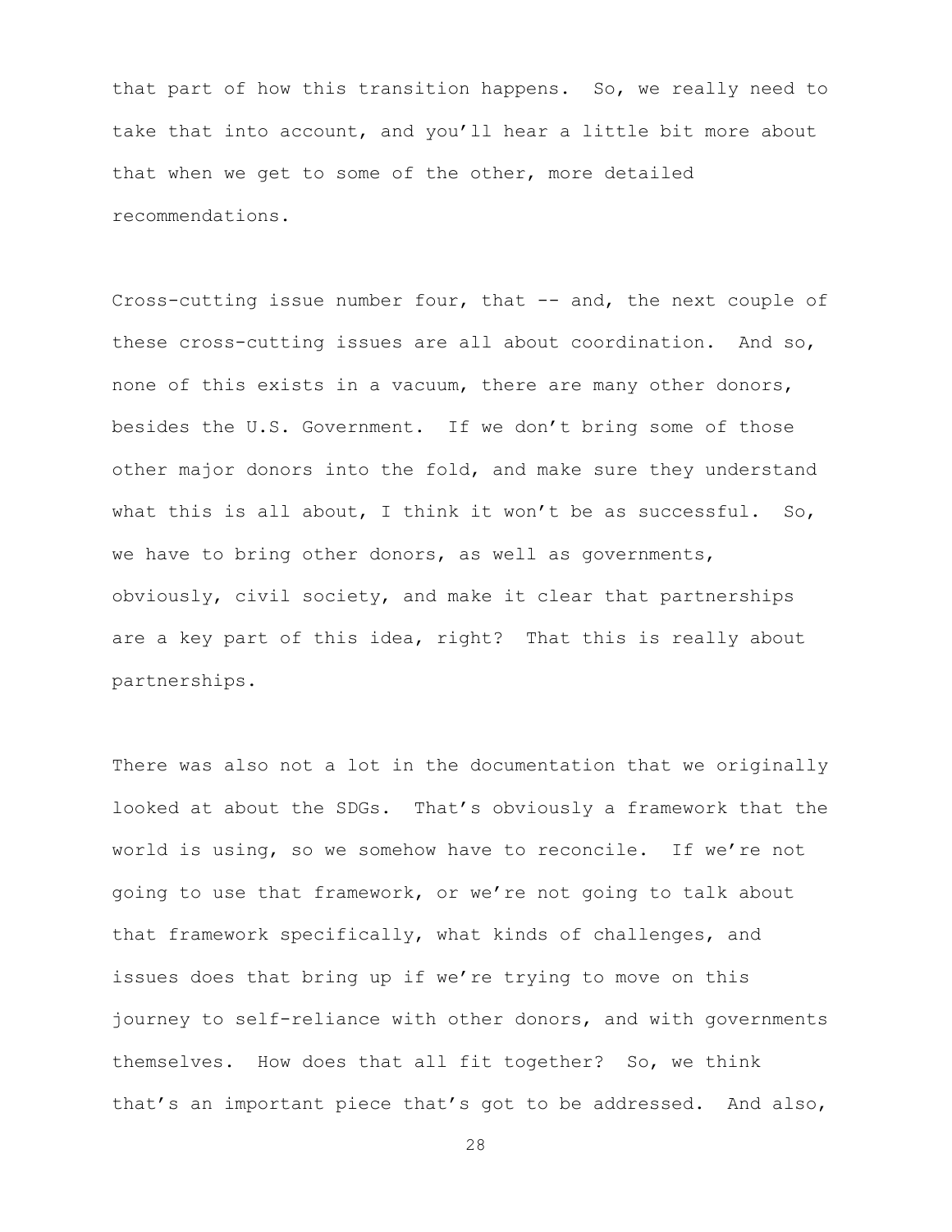that part of how this transition happens. So, we really need to take that into account, and you'll hear a little bit more about that when we get to some of the other, more detailed recommendations.

Cross-cutting issue number four, that -- and, the next couple of these cross-cutting issues are all about coordination. And so, none of this exists in a vacuum, there are many other donors, besides the U.S. Government. If we don't bring some of those other major donors into the fold, and make sure they understand what this is all about, I think it won't be as successful. So, we have to bring other donors, as well as governments, obviously, civil society, and make it clear that partnerships are a key part of this idea, right? That this is really about partnerships.

There was also not a lot in the documentation that we originally looked at about the SDGs. That's obviously a framework that the world is using, so we somehow have to reconcile. If we're not going to use that framework, or we're not going to talk about that framework specifically, what kinds of challenges, and issues does that bring up if we're trying to move on this journey to self-reliance with other donors, and with governments themselves. How does that all fit together? So, we think that's an important piece that's got to be addressed. And also,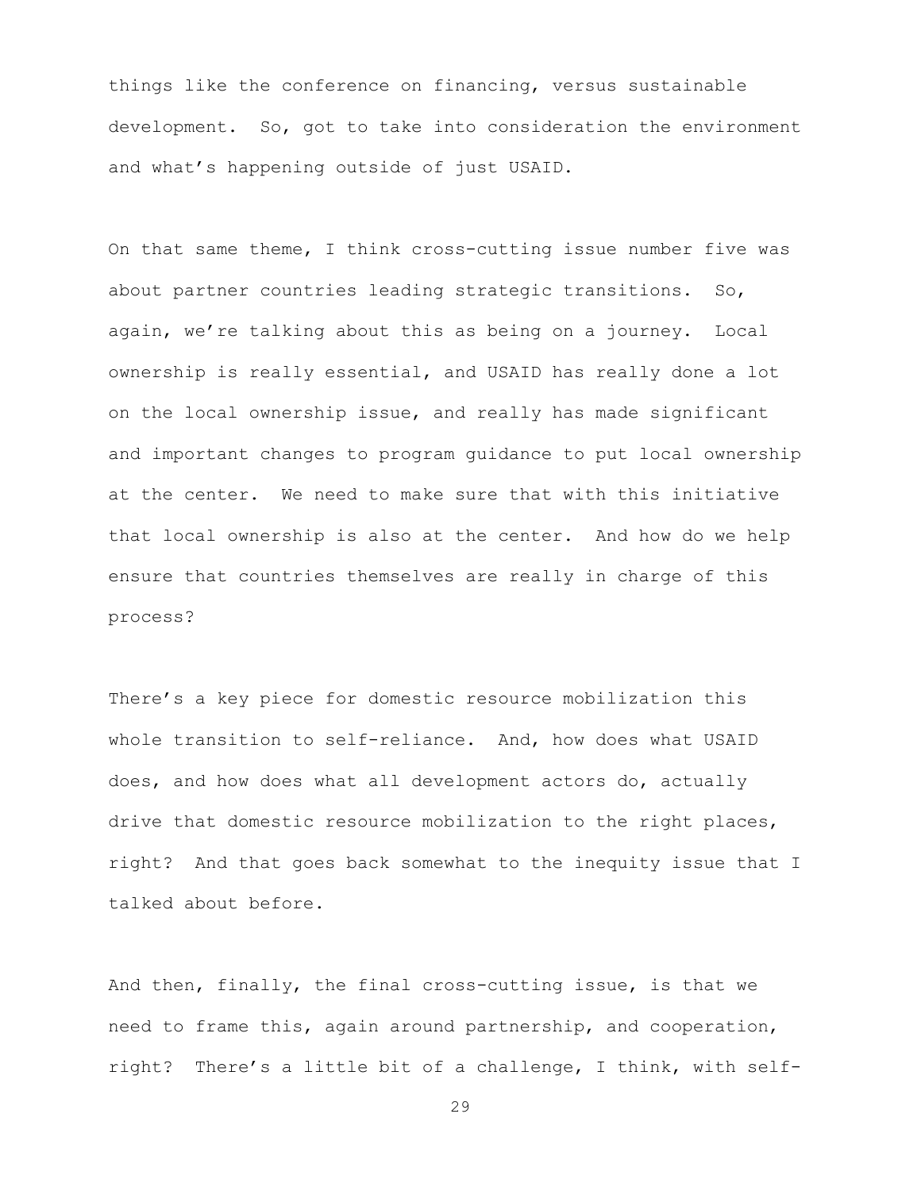things like the conference on financing, versus sustainable development. So, got to take into consideration the environment and what's happening outside of just USAID.

On that same theme, I think cross-cutting issue number five was about partner countries leading strategic transitions. So, again, we're talking about this as being on a journey. Local ownership is really essential, and USAID has really done a lot on the local ownership issue, and really has made significant and important changes to program guidance to put local ownership at the center. We need to make sure that with this initiative that local ownership is also at the center. And how do we help ensure that countries themselves are really in charge of this process?

There's a key piece for domestic resource mobilization this whole transition to self-reliance. And, how does what USAID does, and how does what all development actors do, actually drive that domestic resource mobilization to the right places, right? And that goes back somewhat to the inequity issue that I talked about before.

And then, finally, the final cross-cutting issue, is that we need to frame this, again around partnership, and cooperation, right? There's a little bit of a challenge, I think, with self-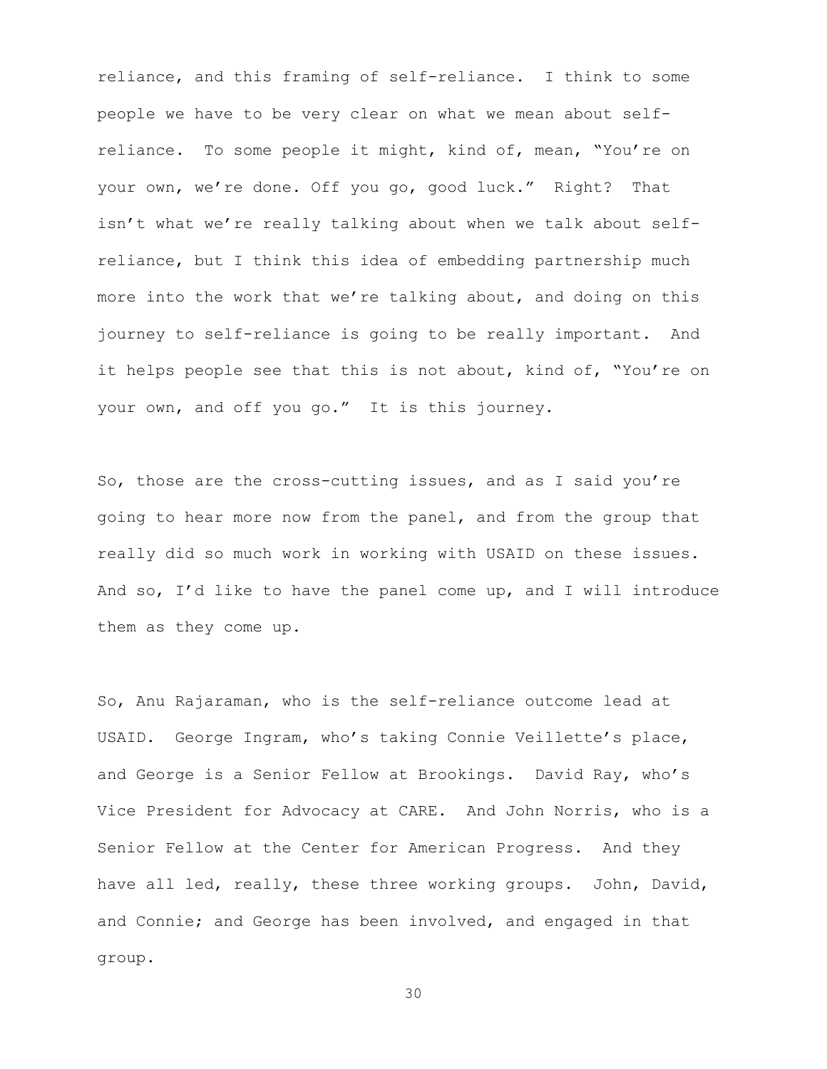reliance, and this framing of self-reliance. I think to some people we have to be very clear on what we mean about self-reliance. To some people it might, kind of, mean, "You're on your own, we're done. Off you go, good luck." Right? That isn't what we're really talking about when we talk about self-reliance, but I think this idea of embedding partnership much more into the work that we're talking about, and doing on this journey to self-reliance is going to be really important. And it helps people see that this is not about, kind of, "You're on your own, and off you go." It is this journey.

So, those are the cross-cutting issues, and as I said you're going to hear more now from the panel, and from the group that really did so much work in working with USAID on these issues. And so, I'd like to have the panel come up, and I will introduce them as they come up.

So, Anu Rajaraman, who is the self-reliance outcome lead at USAID. George Ingram, who's taking Connie Veillette's place, and George is a Senior Fellow at Brookings. David Ray, who's Vice President for Advocacy at CARE. And John Norris, who is a Senior Fellow at the Center for American Progress. And they have all led, really, these three working groups. John, David, and Connie; and George has been involved, and engaged in that group.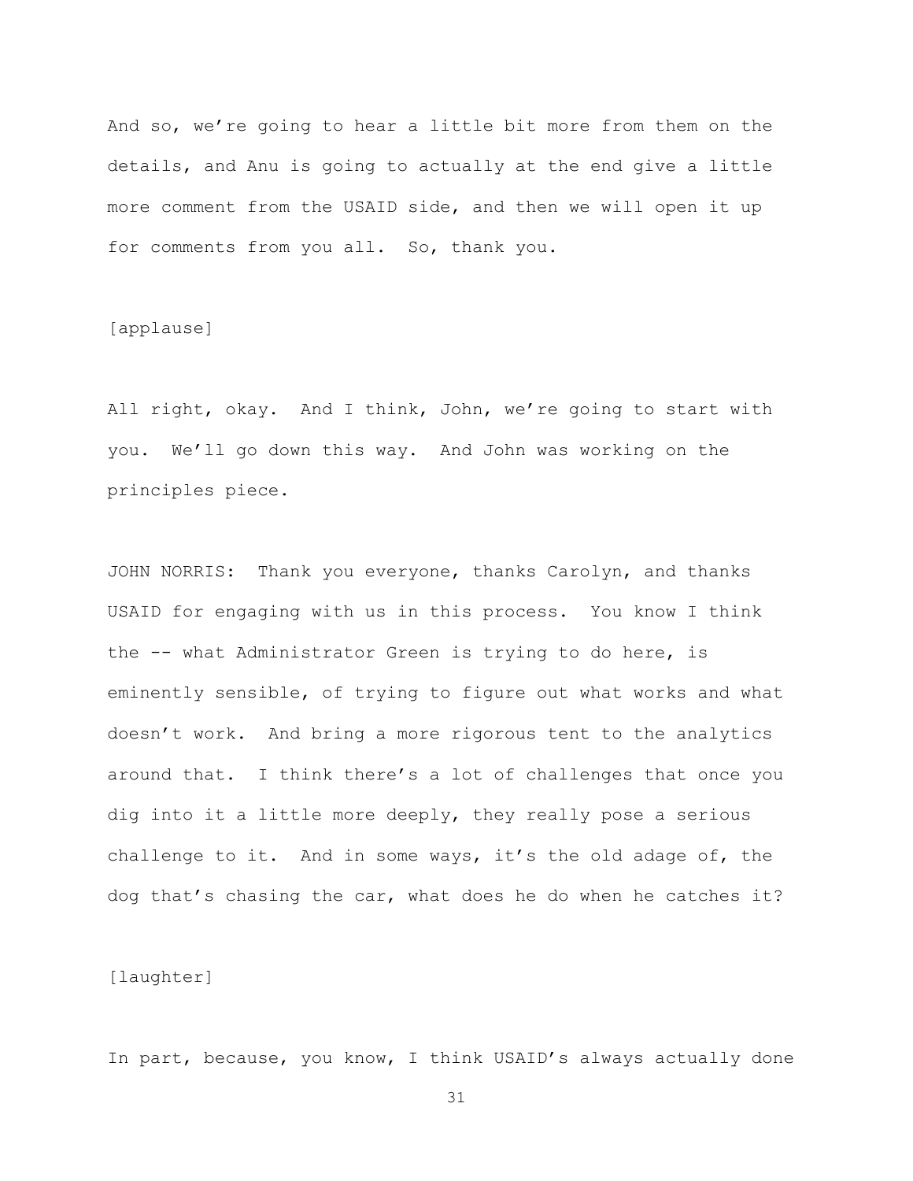And so, we're going to hear a little bit more from them on the details, and Anu is going to actually at the end give a little more comment from the USAID side, and then we will open it up for comments from you all. So, thank you.

[applause]

All right, okay. And I think, John, we're going to start with you. We'll go down this way. And John was working on the principles piece.

JOHN NORRIS: Thank you everyone, thanks Carolyn, and thanks USAID for engaging with us in this process. You know I think the -- what Administrator Green is trying to do here, is eminently sensible, of trying to figure out what works and what doesn't work. And bring a more rigorous tent to the analytics around that. I think there's a lot of challenges that once you dig into it a little more deeply, they really pose a serious challenge to it. And in some ways, it's the old adage of, the dog that's chasing the car, what does he do when he catches it?

[laughter]

In part, because, you know, I think USAID's always actually done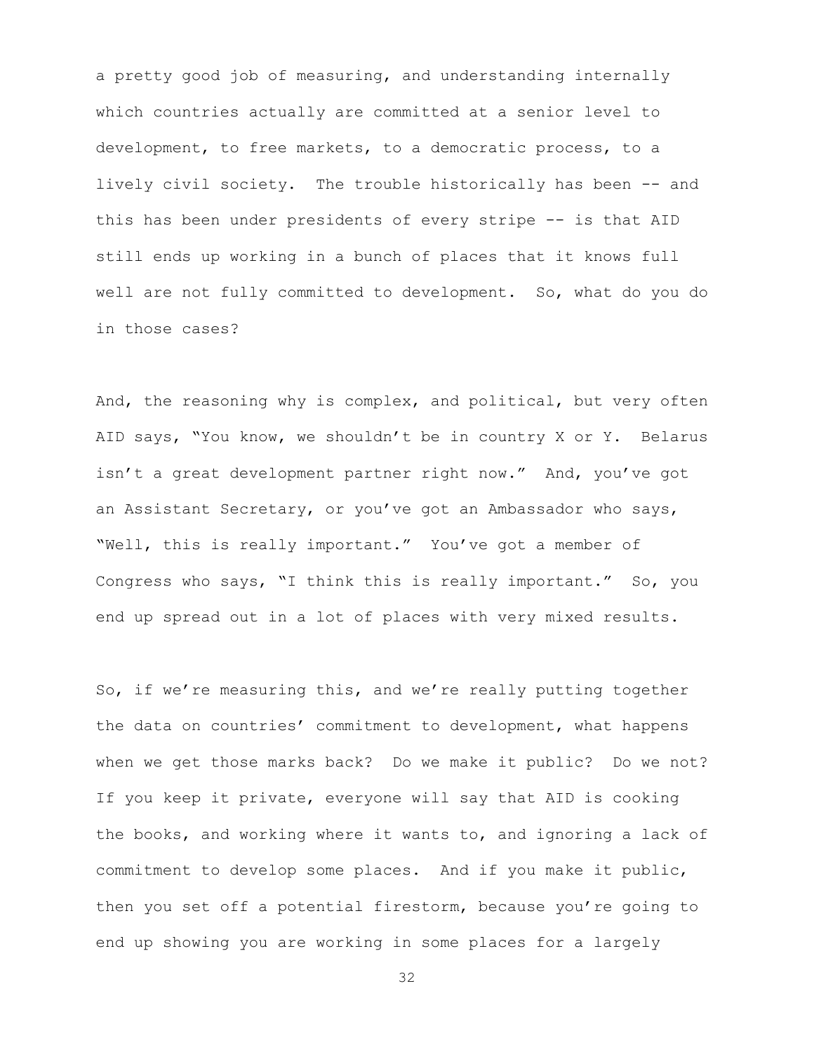a pretty good job of measuring, and understanding internally which countries actually are committed at a senior level to development, to free markets, to a democratic process, to a lively civil society. The trouble historically has been -- and this has been under presidents of every stripe -- is that AID still ends up working in a bunch of places that it knows full well are not fully committed to development. So, what do you do in those cases?

And, the reasoning why is complex, and political, but very often AID says, "You know, we shouldn't be in country X or Y. Belarus isn't a great development partner right now." And, you've got an Assistant Secretary, or you've got an Ambassador who says, "Well, this is really important." You've got a member of Congress who says, "I think this is really important." So, you end up spread out in a lot of places with very mixed results.

So, if we're measuring this, and we're really putting together the data on countries' commitment to development, what happens when we get those marks back? Do we make it public? Do we not? If you keep it private, everyone will say that AID is cooking the books, and working where it wants to, and ignoring a lack of commitment to develop some places. And if you make it public, then you set off a potential firestorm, because you're going to end up showing you are working in some places for a largely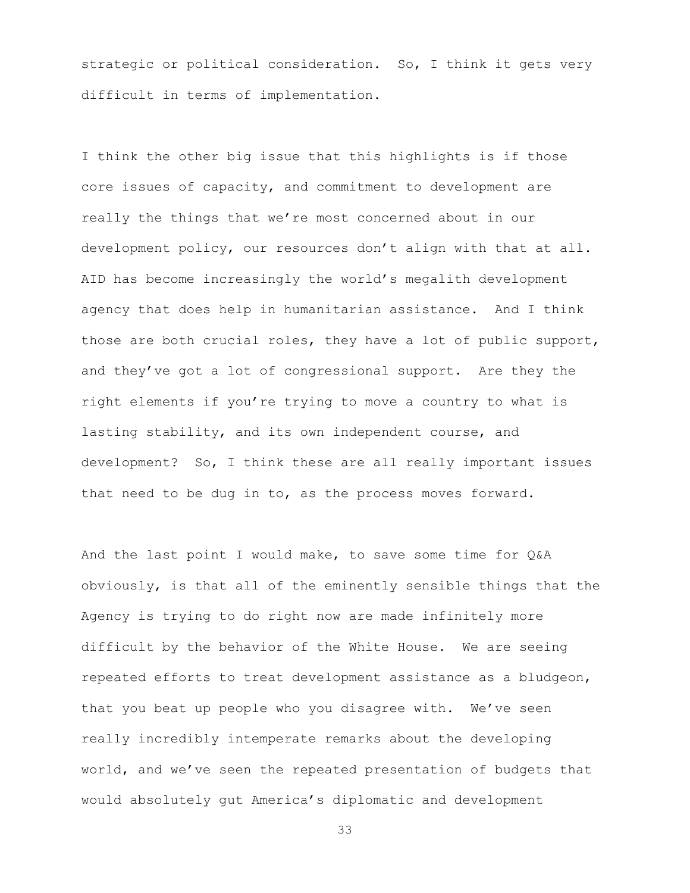strategic or political consideration. So, I think it gets very difficult in terms of implementation.

I think the other big issue that this highlights is if those core issues of capacity, and commitment to development are really the things that we're most concerned about in our development policy, our resources don't align with that at all. AID has become increasingly the world's megalith development agency that does help in humanitarian assistance. And I think those are both crucial roles, they have a lot of public support, and they've got a lot of congressional support. Are they the right elements if you're trying to move a country to what is lasting stability, and its own independent course, and development? So, I think these are all really important issues that need to be dug in to, as the process moves forward.

And the last point I would make, to save some time for Q&A obviously, is that all of the eminently sensible things that the Agency is trying to do right now are made infinitely more difficult by the behavior of the White House. We are seeing repeated efforts to treat development assistance as a bludgeon, that you beat up people who you disagree with. We've seen really incredibly intemperate remarks about the developing world, and we've seen the repeated presentation of budgets that would absolutely gut America's diplomatic and development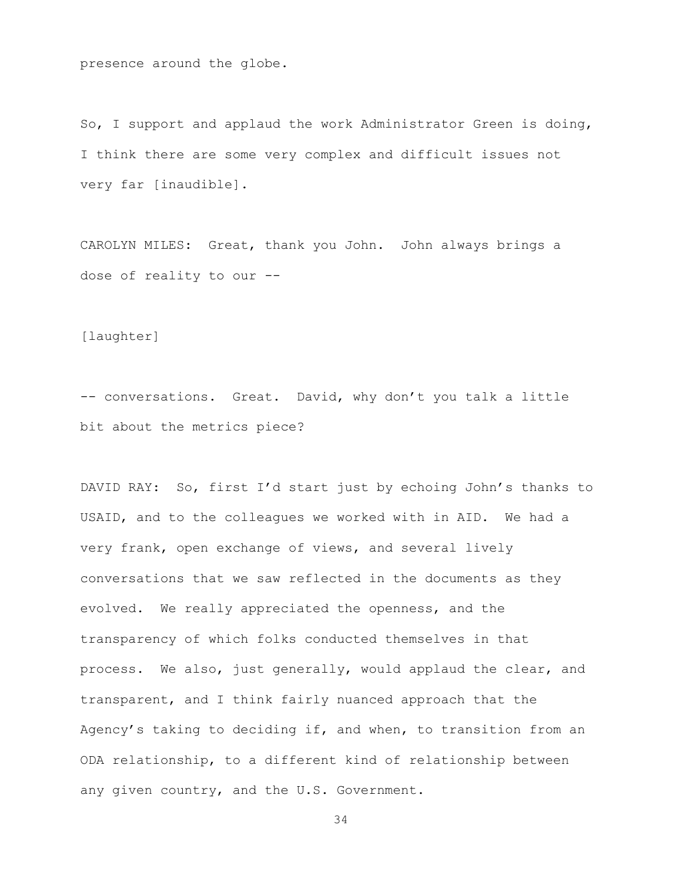presence around the globe.

So, I support and applaud the work Administrator Green is doing, I think there are some very complex and difficult issues not very far [inaudible].

CAROLYN MILES: Great, thank you John. John always brings a dose of reality to our --

[laughter]

-- conversations. Great. David, why don't you talk a little bit about the metrics piece?

DAVID RAY: So, first I'd start just by echoing John's thanks to USAID, and to the colleagues we worked with in AID. We had a very frank, open exchange of views, and several lively conversations that we saw reflected in the documents as they evolved. We really appreciated the openness, and the transparency of which folks conducted themselves in that process. We also, just generally, would applaud the clear, and transparent, and I think fairly nuanced approach that the Agency's taking to deciding if, and when, to transition from an ODA relationship, to a different kind of relationship between any given country, and the U.S. Government.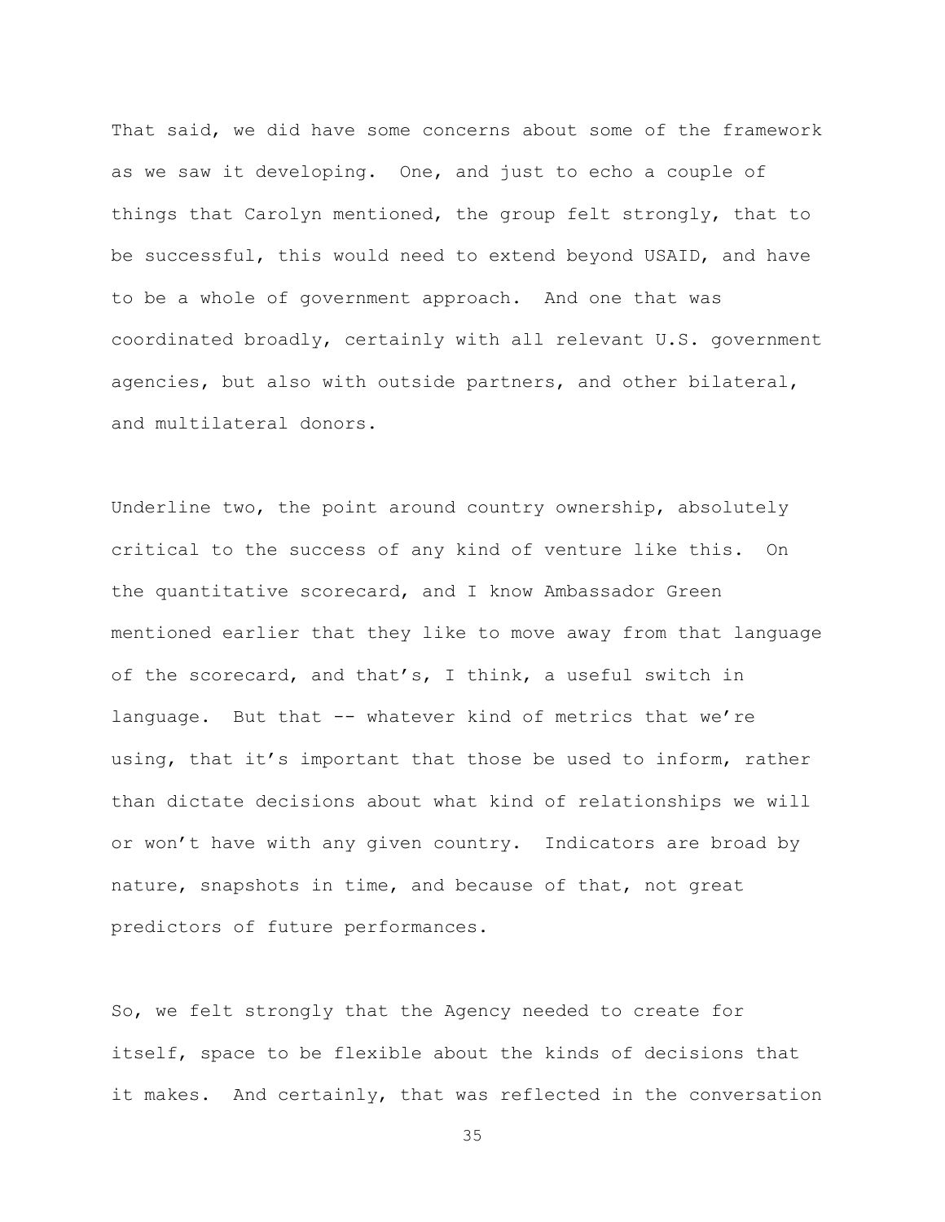That said, we did have some concerns about some of the framework as we saw it developing. One, and just to echo a couple of things that Carolyn mentioned, the group felt strongly, that to be successful, this would need to extend beyond USAID, and have to be a whole of government approach. And one that was coordinated broadly, certainly with all relevant U.S. government agencies, but also with outside partners, and other bilateral, and multilateral donors.

Underline two, the point around country ownership, absolutely critical to the success of any kind of venture like this. On the quantitative scorecard, and I know Ambassador Green mentioned earlier that they like to move away from that language of the scorecard, and that's, I think, a useful switch in language. But that -- whatever kind of metrics that we're using, that it's important that those be used to inform, rather than dictate decisions about what kind of relationships we will or won't have with any given country. Indicators are broad by nature, snapshots in time, and because of that, not great predictors of future performances.

So, we felt strongly that the Agency needed to create for itself, space to be flexible about the kinds of decisions that it makes. And certainly, that was reflected in the conversation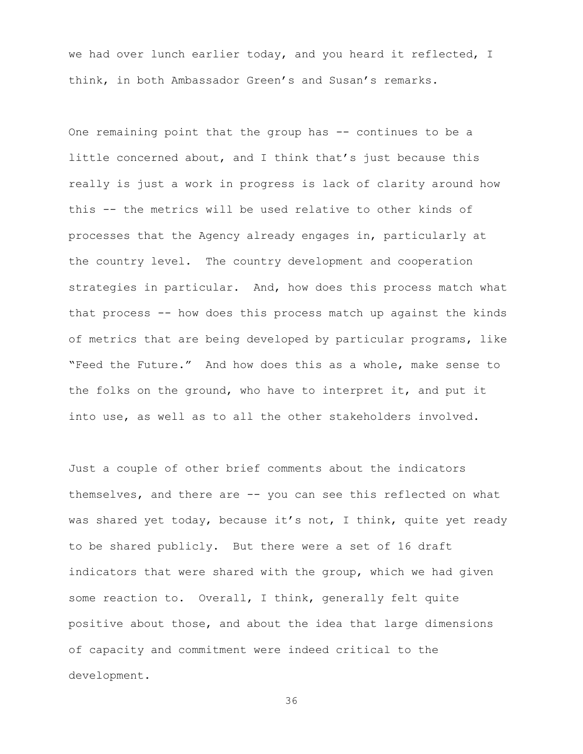we had over lunch earlier today, and you heard it reflected, I think, in both Ambassador Green's and Susan's remarks.

One remaining point that the group has -- continues to be a little concerned about, and I think that's just because this really is just a work in progress is lack of clarity around how this -- the metrics will be used relative to other kinds of processes that the Agency already engages in, particularly at the country level. The country development and cooperation strategies in particular. And, how does this process match what that process -- how does this process match up against the kinds of metrics that are being developed by particular programs, like "Feed the Future." And how does this as a whole, make sense to the folks on the ground, who have to interpret it, and put it into use, as well as to all the other stakeholders involved.

Just a couple of other brief comments about the indicators themselves, and there are -- you can see this reflected on what was shared yet today, because it's not, I think, quite yet ready to be shared publicly. But there were a set of 16 draft indicators that were shared with the group, which we had given some reaction to. Overall, I think, generally felt quite positive about those, and about the idea that large dimensions of capacity and commitment were indeed critical to the development.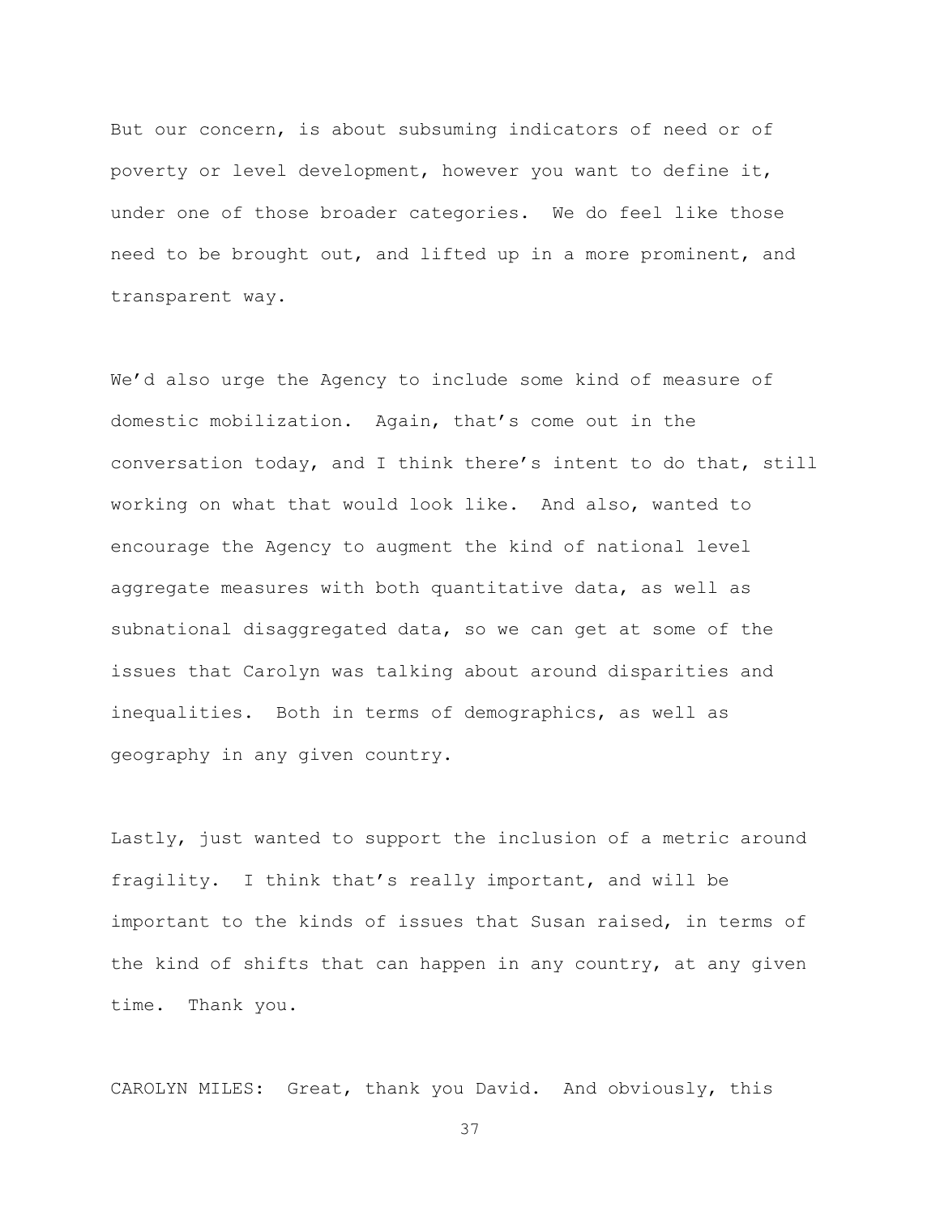But our concern, is about subsuming indicators of need or of poverty or level development, however you want to define it, under one of those broader categories. We do feel like those need to be brought out, and lifted up in a more prominent, and transparent way.

We'd also urge the Agency to include some kind of measure of domestic mobilization. Again, that's come out in the conversation today, and I think there's intent to do that, still working on what that would look like. And also, wanted to encourage the Agency to augment the kind of national level aggregate measures with both quantitative data, as well as subnational disaggregated data, so we can get at some of the issues that Carolyn was talking about around disparities and inequalities. Both in terms of demographics, as well as geography in any given country.

Lastly, just wanted to support the inclusion of a metric around fragility. I think that's really important, and will be important to the kinds of issues that Susan raised, in terms of the kind of shifts that can happen in any country, at any given time. Thank you.

CAROLYN MILES: Great, thank you David. And obviously, this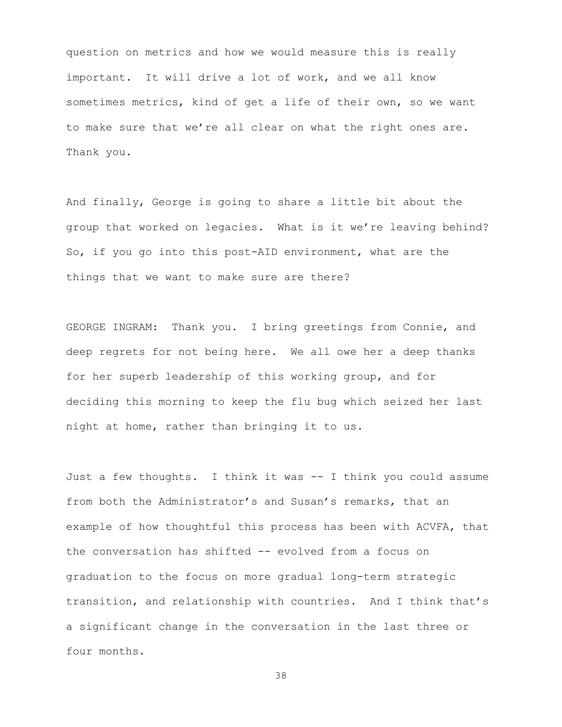question on metrics and how we would measure this is really important. It will drive a lot of work, and we all know sometimes metrics, kind of get a life of their own, so we want to make sure that we're all clear on what the right ones are. Thank you.

And finally, George is going to share a little bit about the group that worked on legacies. What is it we're leaving behind? So, if you go into this post-AID environment, what are the things that we want to make sure are there?

GEORGE INGRAM: Thank you. I bring greetings from Connie, and deep regrets for not being here. We all owe her a deep thanks for her superb leadership of this working group, and for deciding this morning to keep the flu bug which seized her last night at home, rather than bringing it to us.

Just a few thoughts. I think it was -- I think you could assume from both the Administrator's and Susan's remarks, that an example of how thoughtful this process has been with ACVFA, that the conversation has shifted -- evolved from a focus on graduation to the focus on more gradual long-term strategic transition, and relationship with countries. And I think that's a significant change in the conversation in the last three or four months.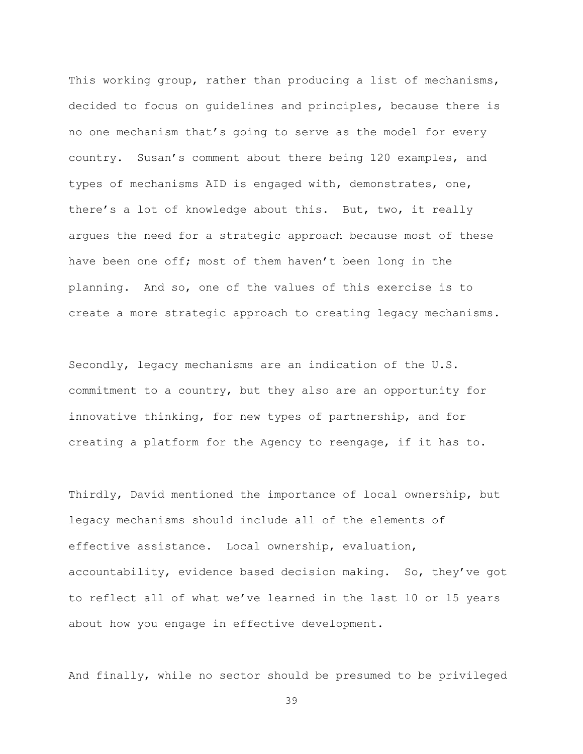This working group, rather than producing a list of mechanisms, decided to focus on guidelines and principles, because there is no one mechanism that's going to serve as the model for every country. Susan's comment about there being 120 examples, and types of mechanisms AID is engaged with, demonstrates, one, there's a lot of knowledge about this. But, two, it really argues the need for a strategic approach because most of these have been one off; most of them haven't been long in the planning. And so, one of the values of this exercise is to create a more strategic approach to creating legacy mechanisms.

Secondly, legacy mechanisms are an indication of the U.S. commitment to a country, but they also are an opportunity for innovative thinking, for new types of partnership, and for creating a platform for the Agency to reengage, if it has to.

Thirdly, David mentioned the importance of local ownership, but legacy mechanisms should include all of the elements of effective assistance. Local ownership, evaluation, accountability, evidence based decision making. So, they've got to reflect all of what we've learned in the last 10 or 15 years about how you engage in effective development.

And finally, while no sector should be presumed to be privileged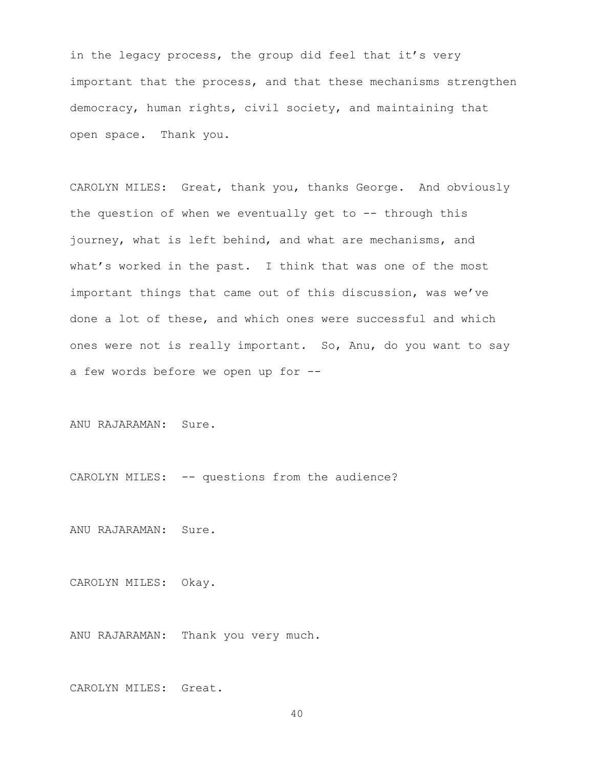in the legacy process, the group did feel that it's very important that the process, and that these mechanisms strengthen democracy, human rights, civil society, and maintaining that open space. Thank you.

CAROLYN MILES: Great, thank you, thanks George. And obviously the question of when we eventually get to -- through this journey, what is left behind, and what are mechanisms, and what's worked in the past. I think that was one of the most important things that came out of this discussion, was we've done a lot of these, and which ones were successful and which ones were not is really important. So, Anu, do you want to say a few words before we open up for --

ANU RAJARAMAN: Sure.

CAROLYN MILES: -- questions from the audience?

ANU RAJARAMAN: Sure.

CAROLYN MILES: Okay.

ANU RAJARAMAN: Thank you very much.

CAROLYN MILES: Great.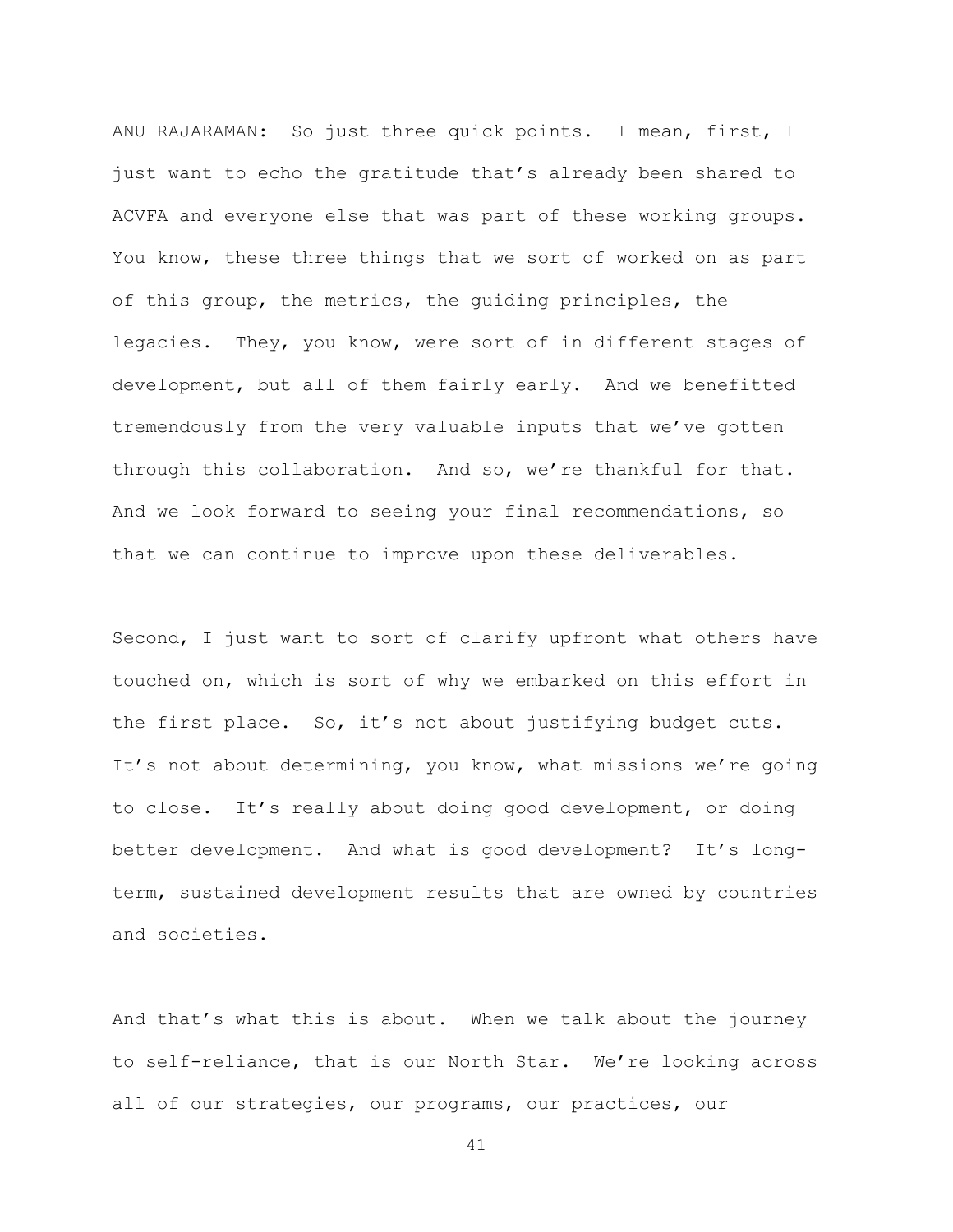ANU RAJARAMAN: So just three quick points. I mean, first, I just want to echo the gratitude that's already been shared to ACVFA and everyone else that was part of these working groups. You know, these three things that we sort of worked on as part of this group, the metrics, the guiding principles, the legacies. They, you know, were sort of in different stages of development, but all of them fairly early. And we benefitted tremendously from the very valuable inputs that we've gotten through this collaboration. And so, we're thankful for that. And we look forward to seeing your final recommendations, so that we can continue to improve upon these deliverables.

Second, I just want to sort of clarify upfront what others have touched on, which is sort of why we embarked on this effort in the first place. So, it's not about justifying budget cuts. It's not about determining, you know, what missions we're going to close. It's really about doing good development, or doing better development. And what is good development? It's long-term, sustained development results that are owned by countries and societies.

And that's what this is about. When we talk about the journey to self-reliance, that is our North Star. We're looking across all of our strategies, our programs, our practices, our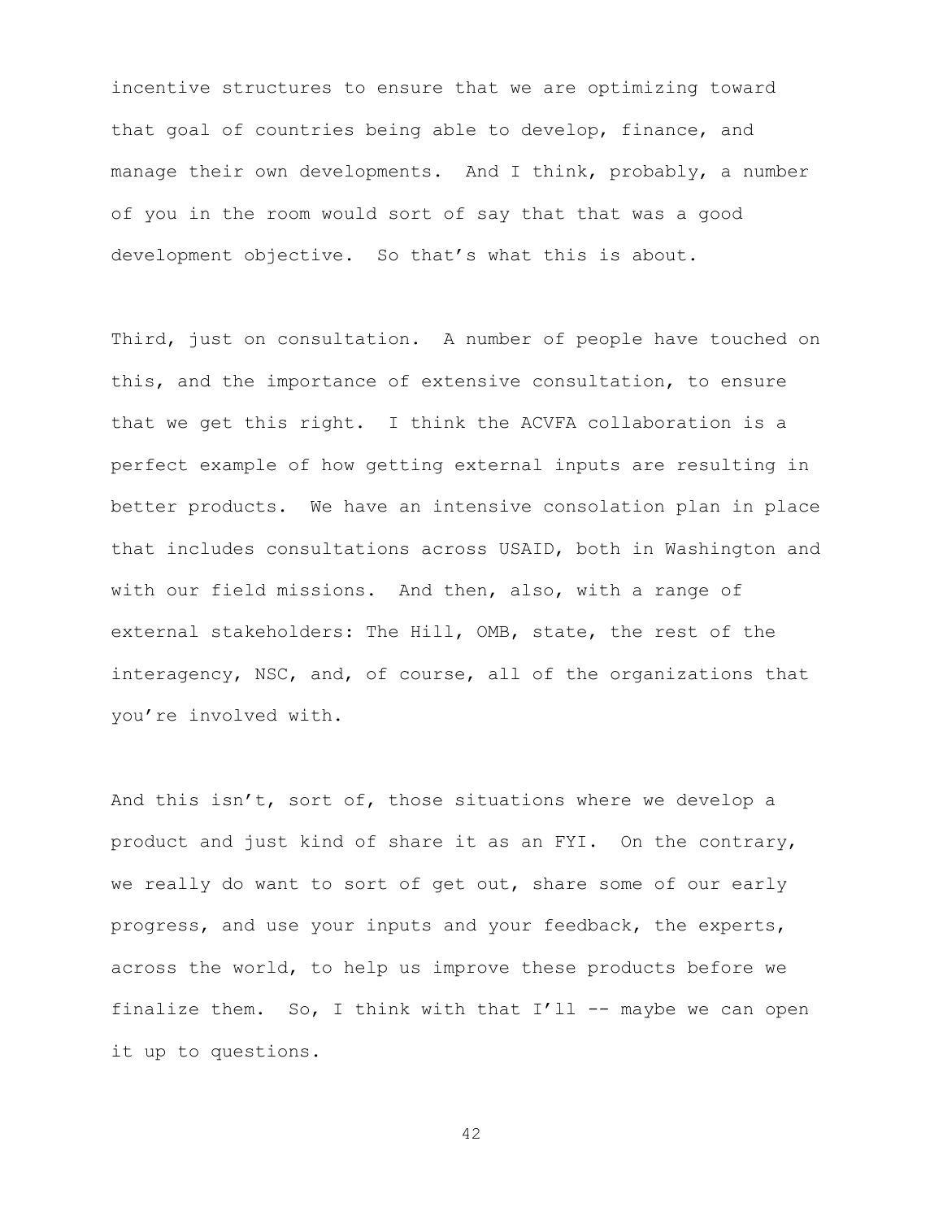incentive structures to ensure that we are optimizing toward that goal of countries being able to develop, finance, and manage their own developments. And I think, probably, a number of you in the room would sort of say that that was a good development objective. So that's what this is about.

Third, just on consultation. A number of people have touched on this, and the importance of extensive consultation, to ensure that we get this right. I think the ACVFA collaboration is a perfect example of how getting external inputs are resulting in better products. We have an intensive consolation plan in place that includes consultations across USAID, both in Washington and with our field missions. And then, also, with a range of external stakeholders: The Hill, OMB, state, the rest of the interagency, NSC, and, of course, all of the organizations that you're involved with.

And this isn't, sort of, those situations where we develop a product and just kind of share it as an FYI. On the contrary, we really do want to sort of get out, share some of our early progress, and use your inputs and your feedback, the experts, across the world, to help us improve these products before we finalize them. So, I think with that I'll -- maybe we can open it up to questions.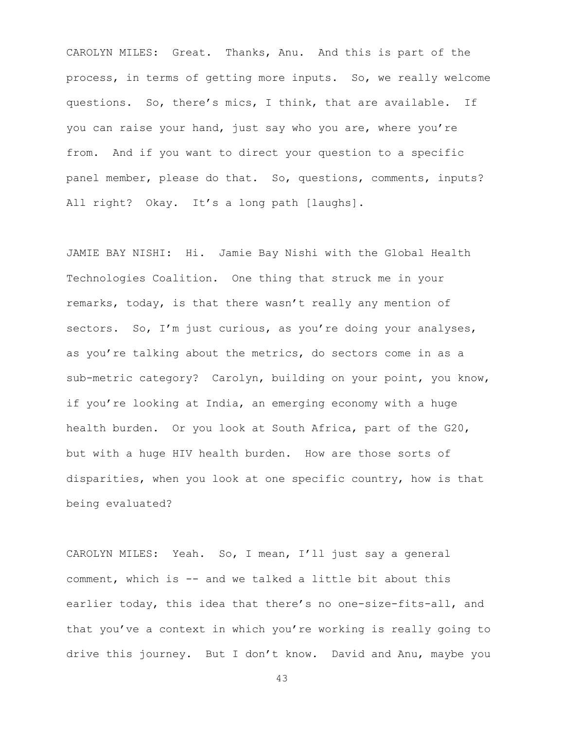CAROLYN MILES: Great. Thanks, Anu. And this is part of the process, in terms of getting more inputs. So, we really welcome questions. So, there's mics, I think, that are available. If you can raise your hand, just say who you are, where you're from. And if you want to direct your question to a specific panel member, please do that. So, questions, comments, inputs? All right? Okay. It's a long path [laughs].

JAMIE BAY NISHI: Hi. Jamie Bay Nishi with the Global Health Technologies Coalition. One thing that struck me in your remarks, today, is that there wasn't really any mention of sectors. So, I'm just curious, as you're doing your analyses, as you're talking about the metrics, do sectors come in as a sub-metric category? Carolyn, building on your point, you know, if you're looking at India, an emerging economy with a huge health burden. Or you look at South Africa, part of the G20, but with a huge HIV health burden. How are those sorts of disparities, when you look at one specific country, how is that being evaluated?

CAROLYN MILES: Yeah. So, I mean, I'll just say a general comment, which is -- and we talked a little bit about this earlier today, this idea that there's no one-size-fits-all, and that you've a context in which you're working is really going to drive this journey. But I don't know. David and Anu, maybe you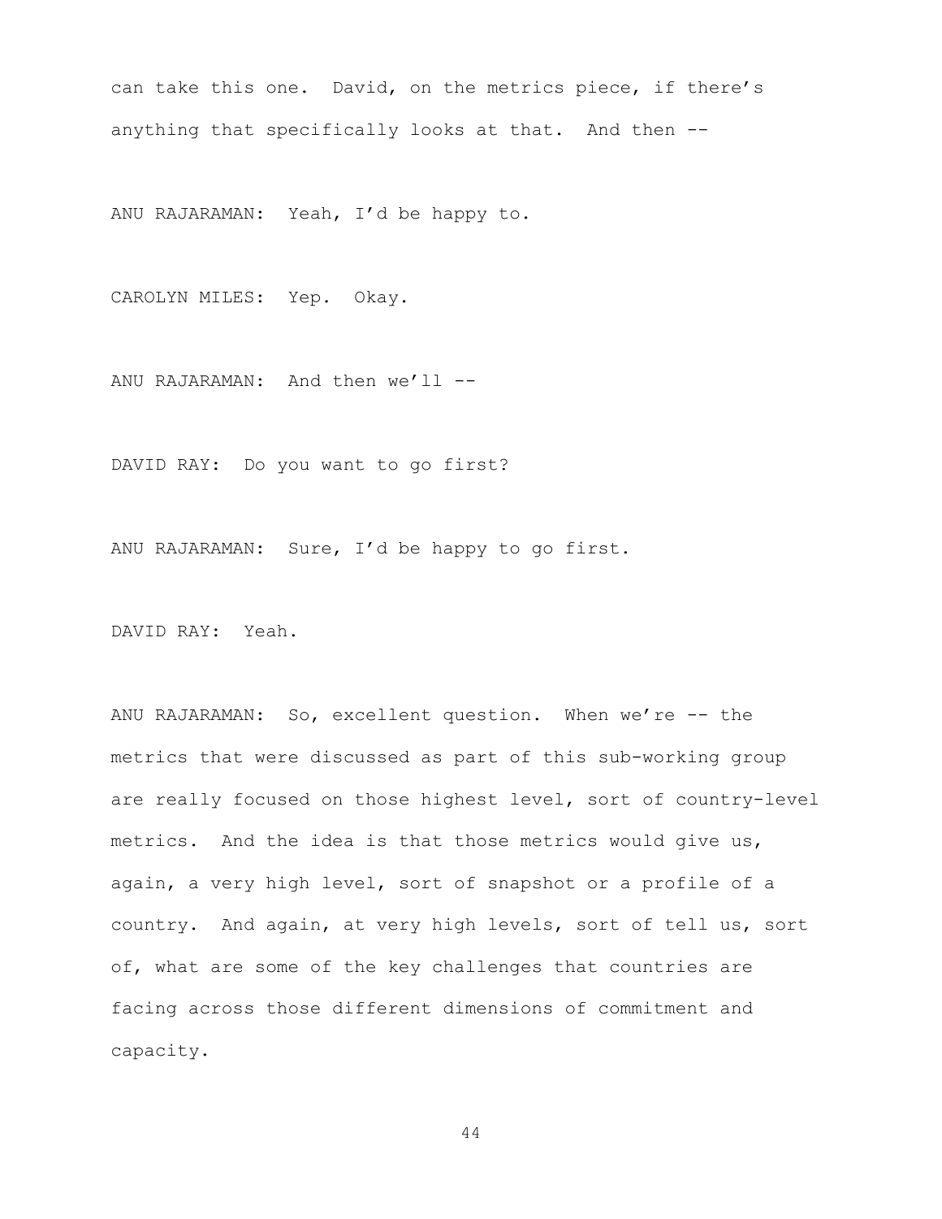can take this one. David, on the metrics piece, if there's anything that specifically looks at that. And then --

ANU RAJARAMAN: Yeah, I'd be happy to.

CAROLYN MILES: Yep. Okay.

ANU RAJARAMAN: And then we'll --

DAVID RAY: Do you want to go first?

ANU RAJARAMAN: Sure, I'd be happy to go first.

DAVID RAY: Yeah.

ANU RAJARAMAN: So, excellent question. When we're -- the metrics that were discussed as part of this sub-working group are really focused on those highest level, sort of country-level metrics. And the idea is that those metrics would give us, again, a very high level, sort of snapshot or a profile of a country. And again, at very high levels, sort of tell us, sort of, what are some of the key challenges that countries are facing across those different dimensions of commitment and capacity.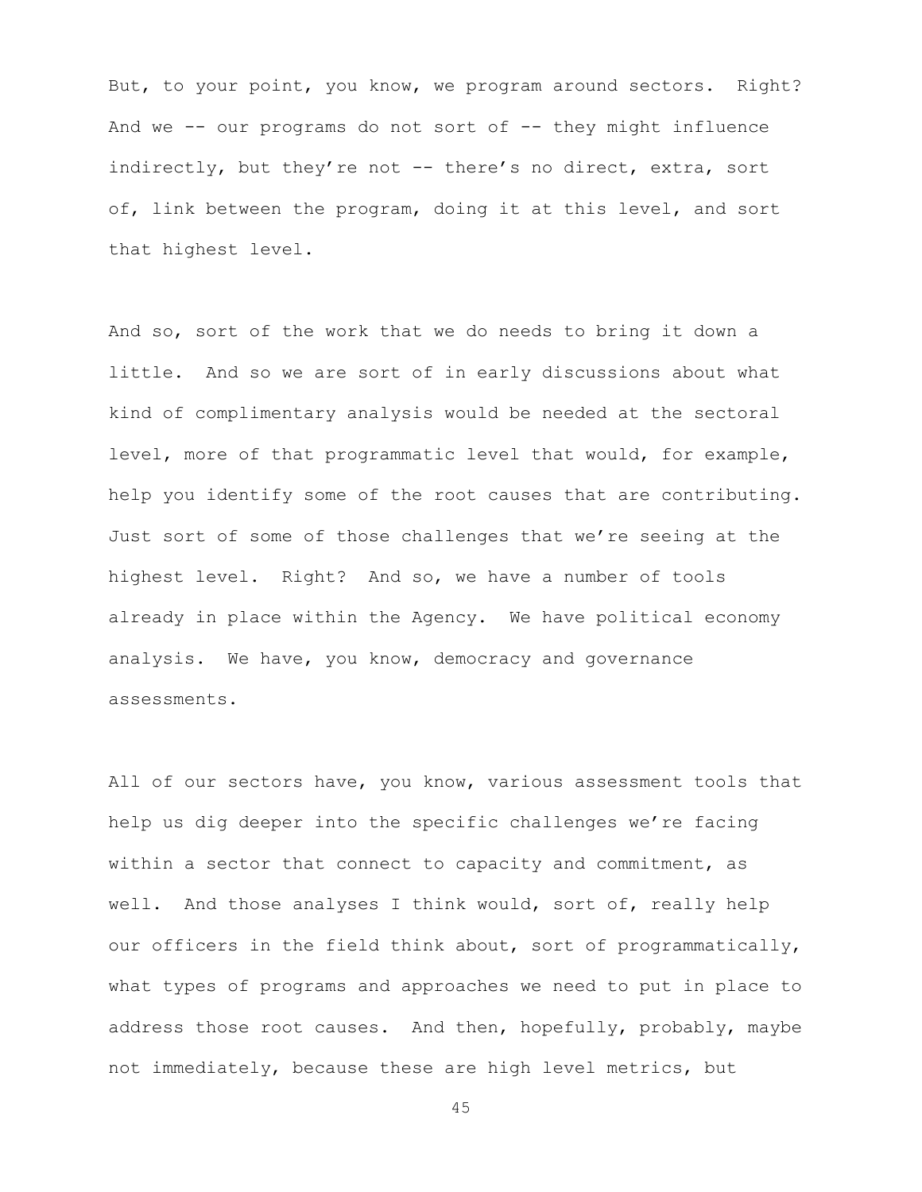But, to your point, you know, we program around sectors. Right? And we -- our programs do not sort of -- they might influence indirectly, but they're not -- there's no direct, extra, sort of, link between the program, doing it at this level, and sort that highest level.

And so, sort of the work that we do needs to bring it down a little. And so we are sort of in early discussions about what kind of complimentary analysis would be needed at the sectoral level, more of that programmatic level that would, for example, help you identify some of the root causes that are contributing. Just sort of some of those challenges that we're seeing at the highest level. Right? And so, we have a number of tools already in place within the Agency. We have political economy analysis. We have, you know, democracy and governance assessments.

All of our sectors have, you know, various assessment tools that help us dig deeper into the specific challenges we're facing within a sector that connect to capacity and commitment, as well. And those analyses I think would, sort of, really help our officers in the field think about, sort of programmatically, what types of programs and approaches we need to put in place to address those root causes. And then, hopefully, probably, maybe not immediately, because these are high level metrics, but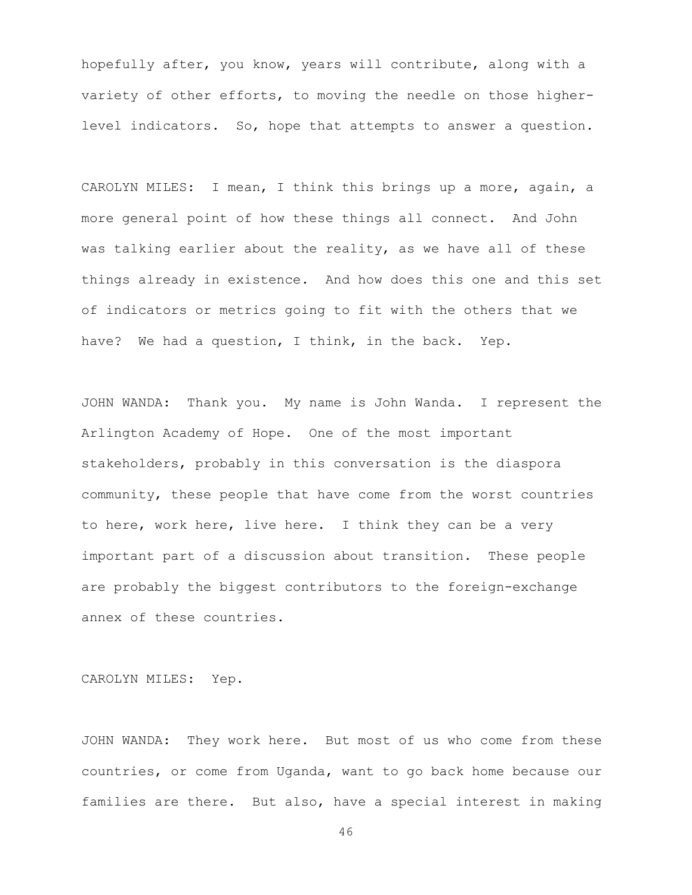hopefully after, you know, years will contribute, along with a variety of other efforts, to moving the needle on those higher-level indicators. So, hope that attempts to answer a question.

CAROLYN MILES: I mean, I think this brings up a more, again, a more general point of how these things all connect. And John was talking earlier about the reality, as we have all of these things already in existence. And how does this one and this set of indicators or metrics going to fit with the others that we have? We had a question, I think, in the back. Yep.

JOHN WANDA: Thank you. My name is John Wanda. I represent the Arlington Academy of Hope. One of the most important stakeholders, probably in this conversation is the diaspora community, these people that have come from the worst countries to here, work here, live here. I think they can be a very important part of a discussion about transition. These people are probably the biggest contributors to the foreign-exchange annex of these countries.

CAROLYN MILES: Yep.

JOHN WANDA: They work here. But most of us who come from these countries, or come from Uganda, want to go back home because our families are there. But also, have a special interest in making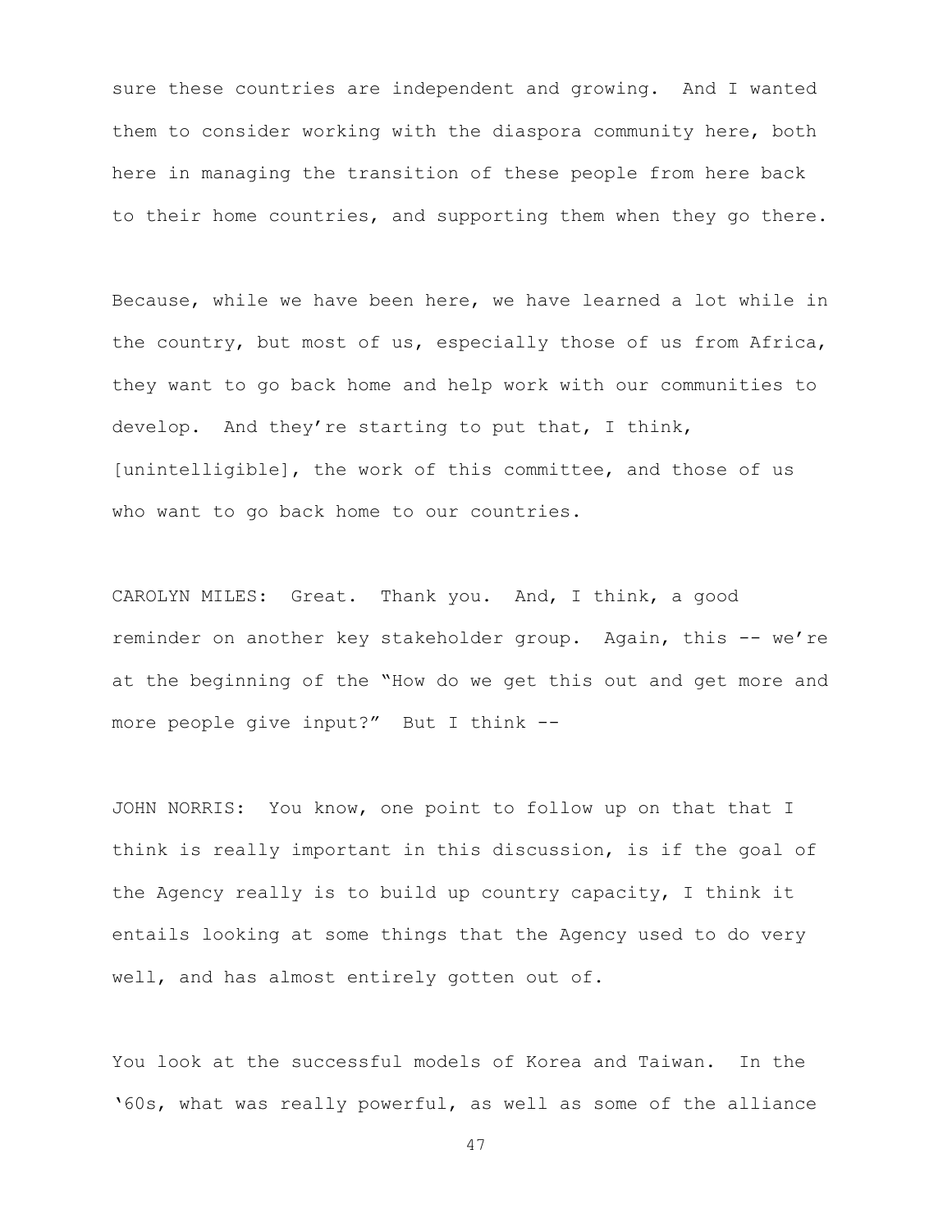sure these countries are independent and growing. And I wanted them to consider working with the diaspora community here, both here in managing the transition of these people from here back to their home countries, and supporting them when they go there.

Because, while we have been here, we have learned a lot while in the country, but most of us, especially those of us from Africa, they want to go back home and help work with our communities to develop. And they're starting to put that, I think, [unintelligible], the work of this committee, and those of us who want to go back home to our countries.

CAROLYN MILES: Great. Thank you. And, I think, a good reminder on another key stakeholder group. Again, this -- we're at the beginning of the "How do we get this out and get more and more people give input?" But I think --

JOHN NORRIS: You know, one point to follow up on that that I think is really important in this discussion, is if the goal of the Agency really is to build up country capacity, I think it entails looking at some things that the Agency used to do very well, and has almost entirely gotten out of.

You look at the successful models of Korea and Taiwan. In the '60s, what was really powerful, as well as some of the alliance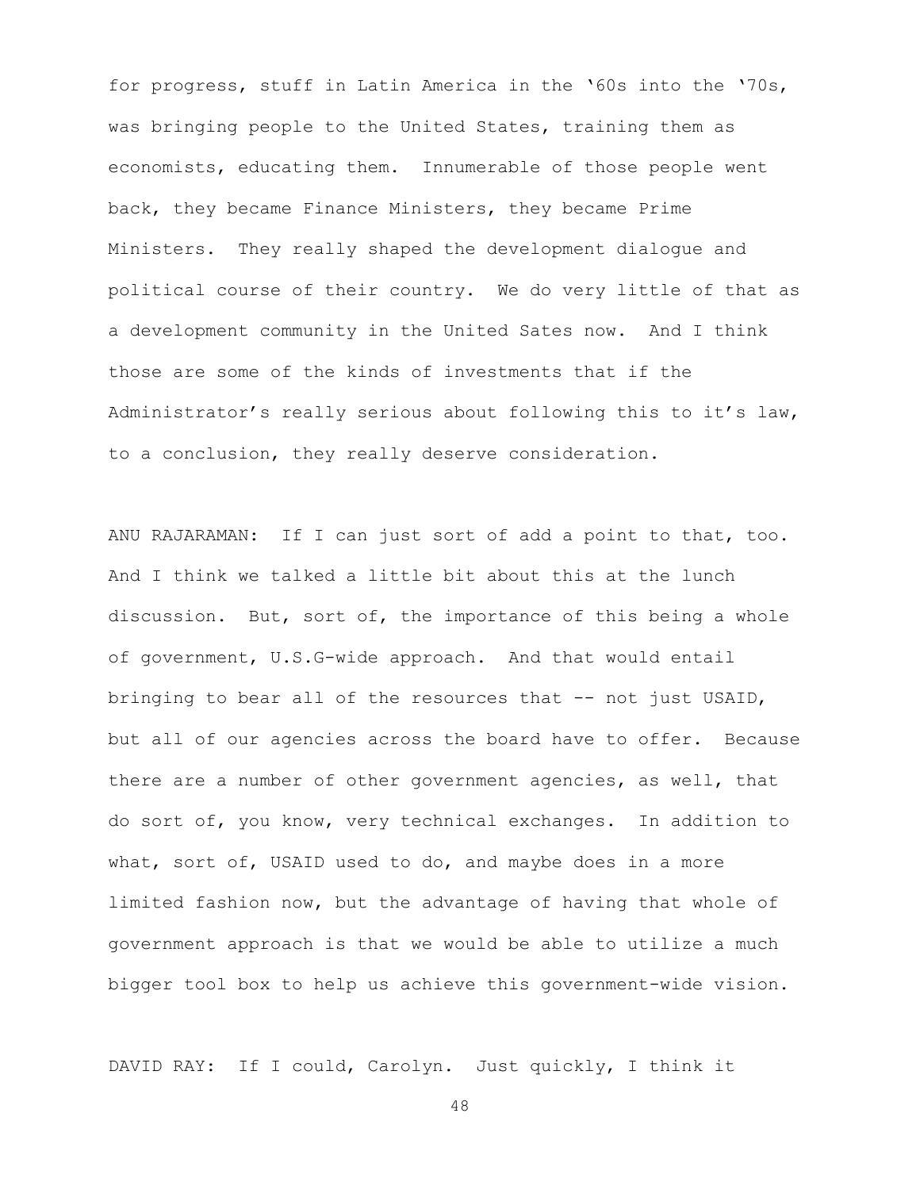for progress, stuff in Latin America in the '60s into the '70s, was bringing people to the United States, training them as economists, educating them. Innumerable of those people went back, they became Finance Ministers, they became Prime Ministers. They really shaped the development dialogue and political course of their country. We do very little of that as a development community in the United Sates now. And I think those are some of the kinds of investments that if the Administrator's really serious about following this to it's law, to a conclusion, they really deserve consideration.

ANU RAJARAMAN: If I can just sort of add a point to that, too. And I think we talked a little bit about this at the lunch discussion. But, sort of, the importance of this being a whole of government, U.S.G-wide approach. And that would entail bringing to bear all of the resources that -- not just USAID, but all of our agencies across the board have to offer. Because there are a number of other government agencies, as well, that do sort of, you know, very technical exchanges. In addition to what, sort of, USAID used to do, and maybe does in a more limited fashion now, but the advantage of having that whole of government approach is that we would be able to utilize a much bigger tool box to help us achieve this government-wide vision.

DAVID RAY: If I could, Carolyn. Just quickly, I think it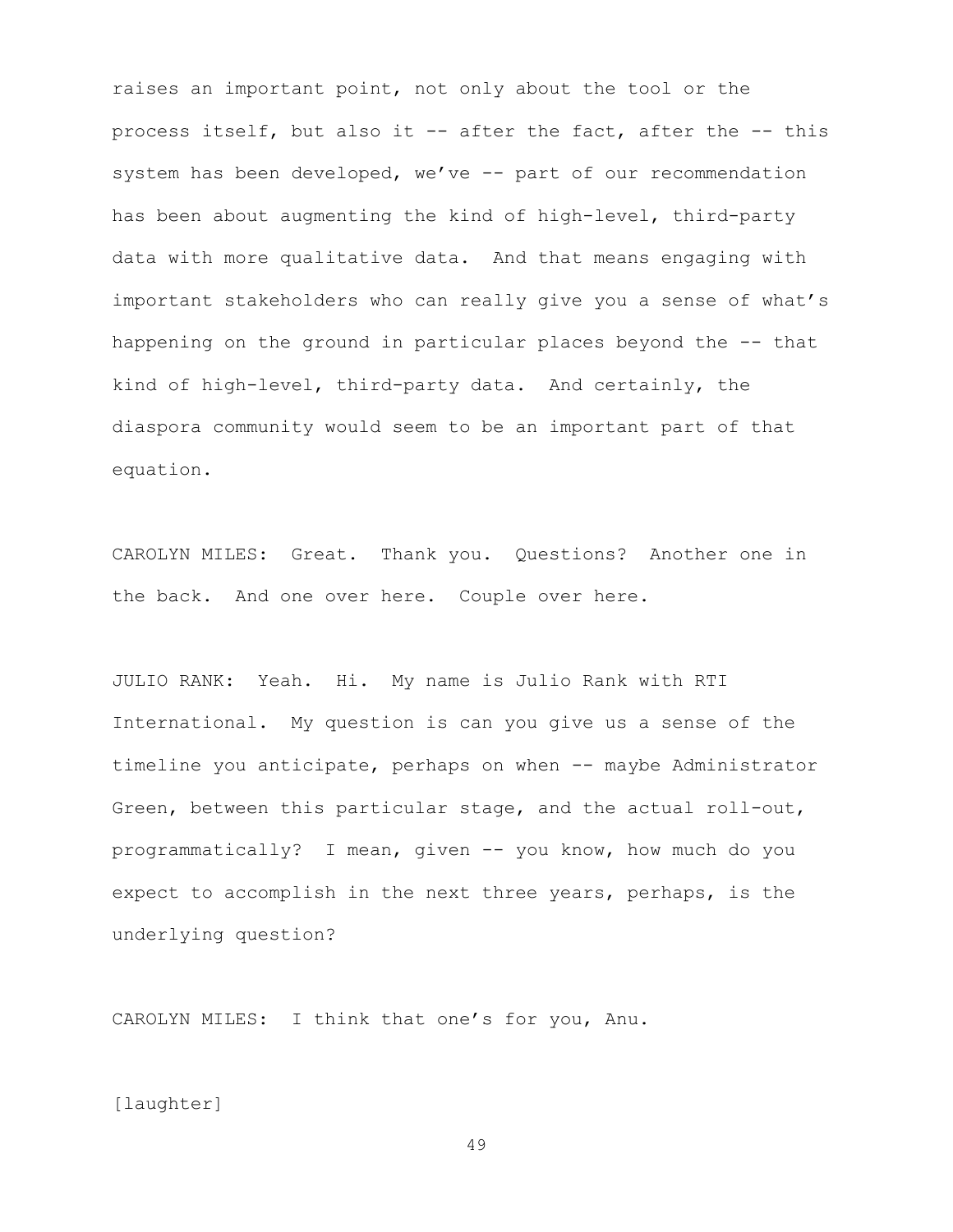raises an important point, not only about the tool or the process itself, but also it -- after the fact, after the -- this system has been developed, we've -- part of our recommendation has been about augmenting the kind of high-level, third-party data with more qualitative data. And that means engaging with important stakeholders who can really give you a sense of what's happening on the ground in particular places beyond the -- that kind of high-level, third-party data. And certainly, the diaspora community would seem to be an important part of that equation.

CAROLYN MILES: Great. Thank you. Questions? Another one in the back. And one over here. Couple over here.

JULIO RANK: Yeah. Hi. My name is Julio Rank with RTI International. My question is can you give us a sense of the timeline you anticipate, perhaps on when -- maybe Administrator Green, between this particular stage, and the actual roll-out, programmatically? I mean, given -- you know, how much do you expect to accomplish in the next three years, perhaps, is the underlying question?

CAROLYN MILES: I think that one's for you, Anu.

[laughter]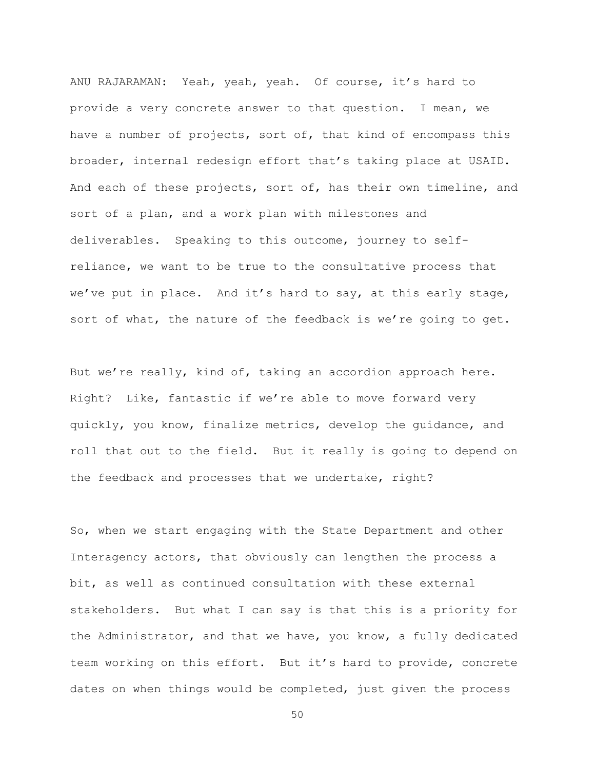ANU RAJARAMAN: Yeah, yeah, yeah. Of course, it's hard to provide a very concrete answer to that question. I mean, we have a number of projects, sort of, that kind of encompass this broader, internal redesign effort that's taking place at USAID. And each of these projects, sort of, has their own timeline, and sort of a plan, and a work plan with milestones and deliverables. Speaking to this outcome, journey to self-reliance, we want to be true to the consultative process that we've put in place. And it's hard to say, at this early stage, sort of what, the nature of the feedback is we're going to get.

But we're really, kind of, taking an accordion approach here. Right? Like, fantastic if we're able to move forward very quickly, you know, finalize metrics, develop the guidance, and roll that out to the field. But it really is going to depend on the feedback and processes that we undertake, right?

So, when we start engaging with the State Department and other Interagency actors, that obviously can lengthen the process a bit, as well as continued consultation with these external stakeholders. But what I can say is that this is a priority for the Administrator, and that we have, you know, a fully dedicated team working on this effort. But it's hard to provide, concrete dates on when things would be completed, just given the process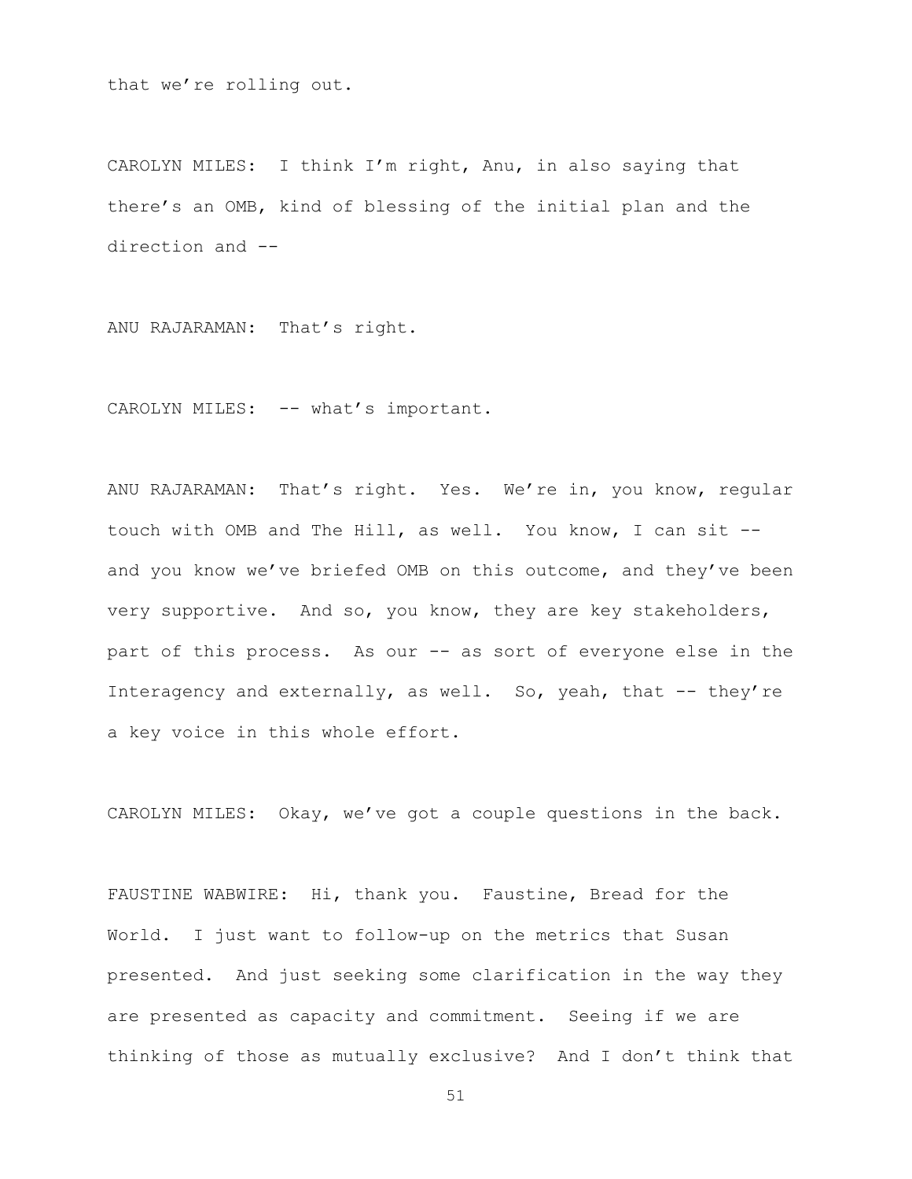that we're rolling out.

CAROLYN MILES: I think I'm right, Anu, in also saying that there's an OMB, kind of blessing of the initial plan and the direction and --

ANU RAJARAMAN: That's right.

CAROLYN MILES: -- what's important.

ANU RAJARAMAN: That's right. Yes. We're in, you know, regular touch with OMB and The Hill, as well. You know, I can sit -- and you know we've briefed OMB on this outcome, and they've been very supportive. And so, you know, they are key stakeholders, part of this process. As our -- as sort of everyone else in the Interagency and externally, as well. So, yeah, that -- they're a key voice in this whole effort.

CAROLYN MILES: Okay, we've got a couple questions in the back.

FAUSTINE WABWIRE: Hi, thank you. Faustine, Bread for the World. I just want to follow-up on the metrics that Susan presented. And just seeking some clarification in the way they are presented as capacity and commitment. Seeing if we are thinking of those as mutually exclusive? And I don't think that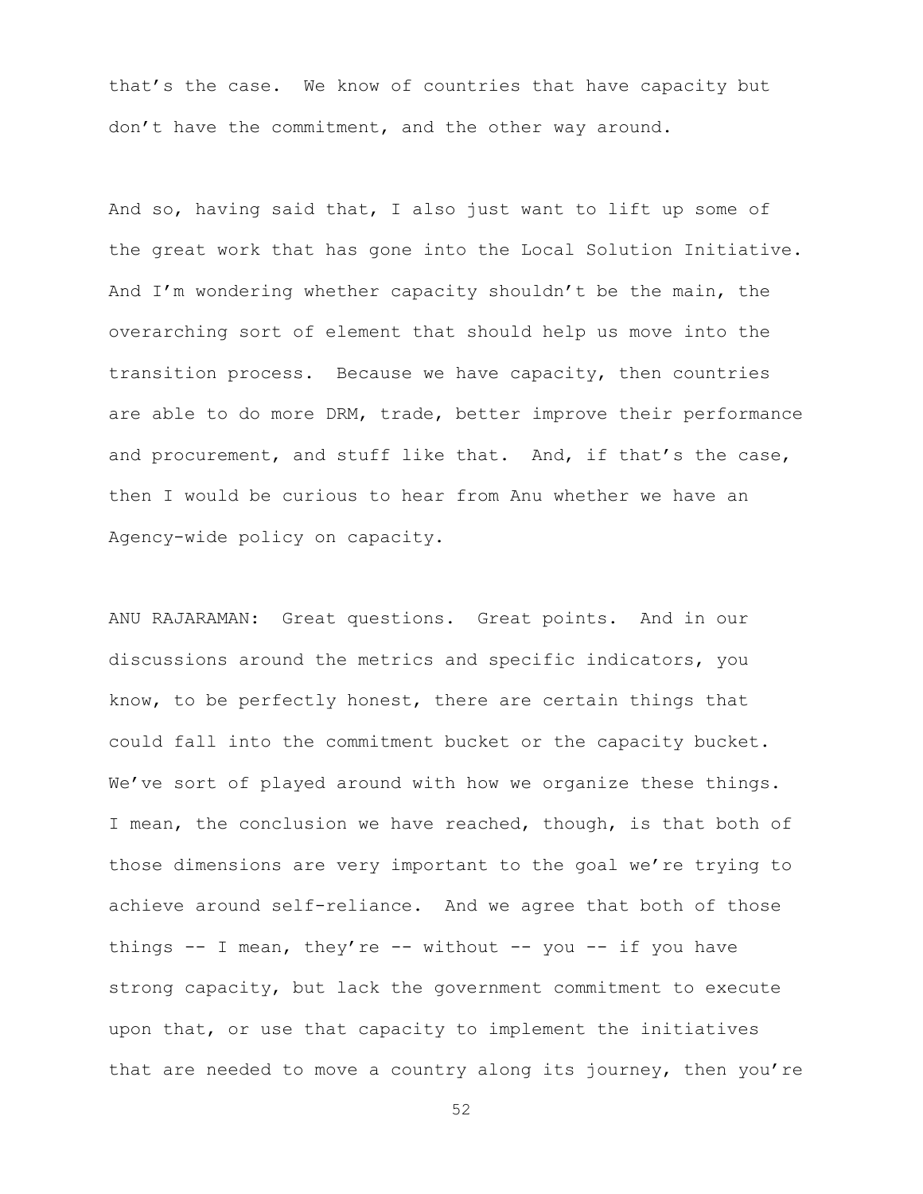that's the case. We know of countries that have capacity but don't have the commitment, and the other way around.

And so, having said that, I also just want to lift up some of the great work that has gone into the Local Solution Initiative. And I'm wondering whether capacity shouldn't be the main, the overarching sort of element that should help us move into the transition process. Because we have capacity, then countries are able to do more DRM, trade, better improve their performance and procurement, and stuff like that. And, if that's the case, then I would be curious to hear from Anu whether we have an Agency-wide policy on capacity.

ANU RAJARAMAN: Great questions. Great points. And in our discussions around the metrics and specific indicators, you know, to be perfectly honest, there are certain things that could fall into the commitment bucket or the capacity bucket. We've sort of played around with how we organize these things. I mean, the conclusion we have reached, though, is that both of those dimensions are very important to the goal we're trying to achieve around self-reliance. And we agree that both of those things -- I mean, they're -- without -- you -- if you have strong capacity, but lack the government commitment to execute upon that, or use that capacity to implement the initiatives that are needed to move a country along its journey, then you're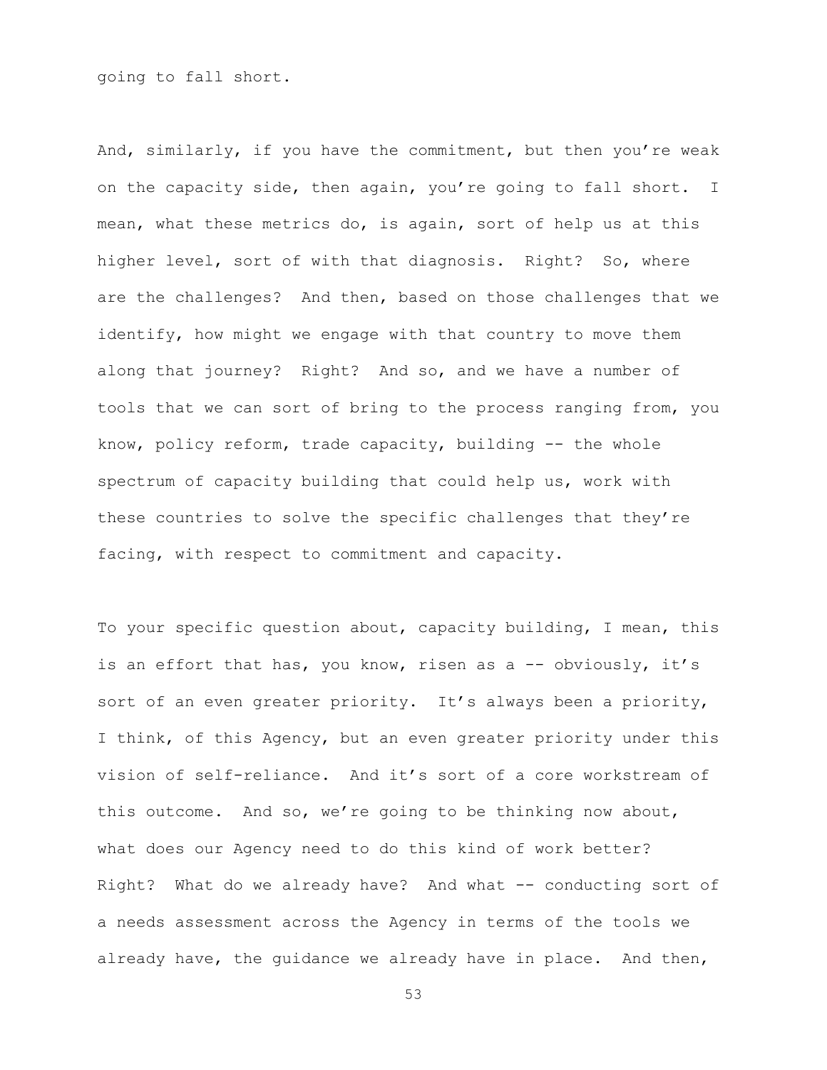going to fall short.

And, similarly, if you have the commitment, but then you're weak on the capacity side, then again, you're going to fall short. I mean, what these metrics do, is again, sort of help us at this higher level, sort of with that diagnosis. Right? So, where are the challenges? And then, based on those challenges that we identify, how might we engage with that country to move them along that journey? Right? And so, and we have a number of tools that we can sort of bring to the process ranging from, you know, policy reform, trade capacity, building -- the whole spectrum of capacity building that could help us, work with these countries to solve the specific challenges that they're facing, with respect to commitment and capacity.

To your specific question about, capacity building, I mean, this is an effort that has, you know, risen as a -- obviously, it's sort of an even greater priority. It's always been a priority, I think, of this Agency, but an even greater priority under this vision of self-reliance. And it's sort of a core workstream of this outcome. And so, we're going to be thinking now about, what does our Agency need to do this kind of work better? Right? What do we already have? And what -- conducting sort of a needs assessment across the Agency in terms of the tools we already have, the guidance we already have in place. And then,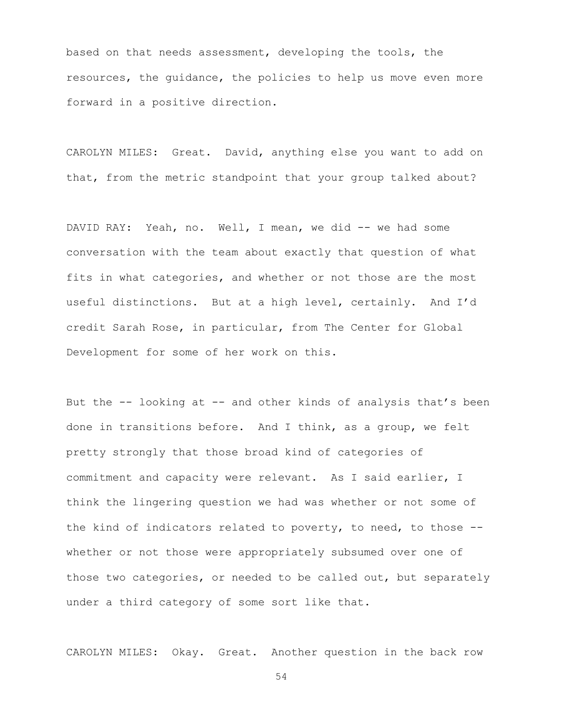based on that needs assessment, developing the tools, the resources, the guidance, the policies to help us move even more forward in a positive direction.

CAROLYN MILES: Great. David, anything else you want to add on that, from the metric standpoint that your group talked about?

DAVID RAY: Yeah, no. Well, I mean, we did -- we had some conversation with the team about exactly that question of what fits in what categories, and whether or not those are the most useful distinctions. But at a high level, certainly. And I'd credit Sarah Rose, in particular, from The Center for Global Development for some of her work on this.

But the -- looking at -- and other kinds of analysis that's been done in transitions before. And I think, as a group, we felt pretty strongly that those broad kind of categories of commitment and capacity were relevant. As I said earlier, I think the lingering question we had was whether or not some of the kind of indicators related to poverty, to need, to those -- whether or not those were appropriately subsumed over one of those two categories, or needed to be called out, but separately under a third category of some sort like that.

CAROLYN MILES: Okay. Great. Another question in the back row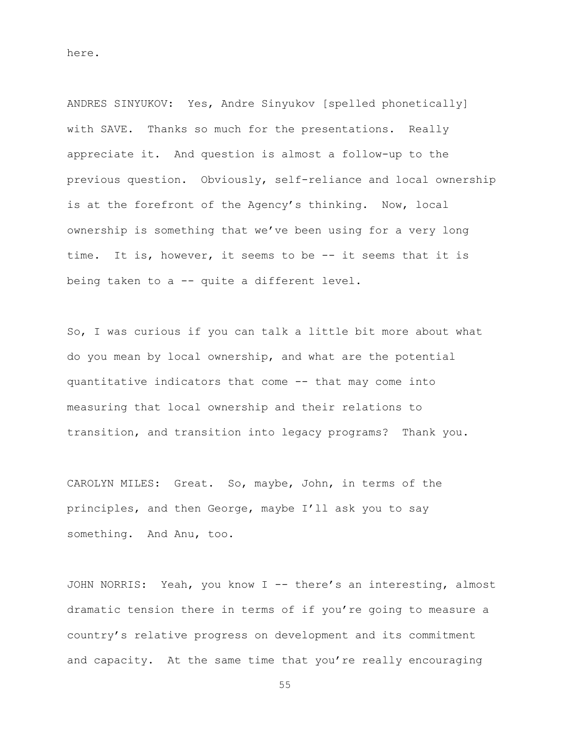here.

ANDRES SINYUKOV: Yes, Andre Sinyukov [spelled phonetically] with SAVE. Thanks so much for the presentations. Really appreciate it. And question is almost a follow-up to the previous question. Obviously, self-reliance and local ownership is at the forefront of the Agency's thinking. Now, local ownership is something that we've been using for a very long time. It is, however, it seems to be -- it seems that it is being taken to a -- quite a different level.

So, I was curious if you can talk a little bit more about what do you mean by local ownership, and what are the potential quantitative indicators that come -- that may come into measuring that local ownership and their relations to transition, and transition into legacy programs? Thank you.

CAROLYN MILES: Great. So, maybe, John, in terms of the principles, and then George, maybe I'll ask you to say something. And Anu, too.

JOHN NORRIS: Yeah, you know I -- there's an interesting, almost dramatic tension there in terms of if you're going to measure a country's relative progress on development and its commitment and capacity. At the same time that you're really encouraging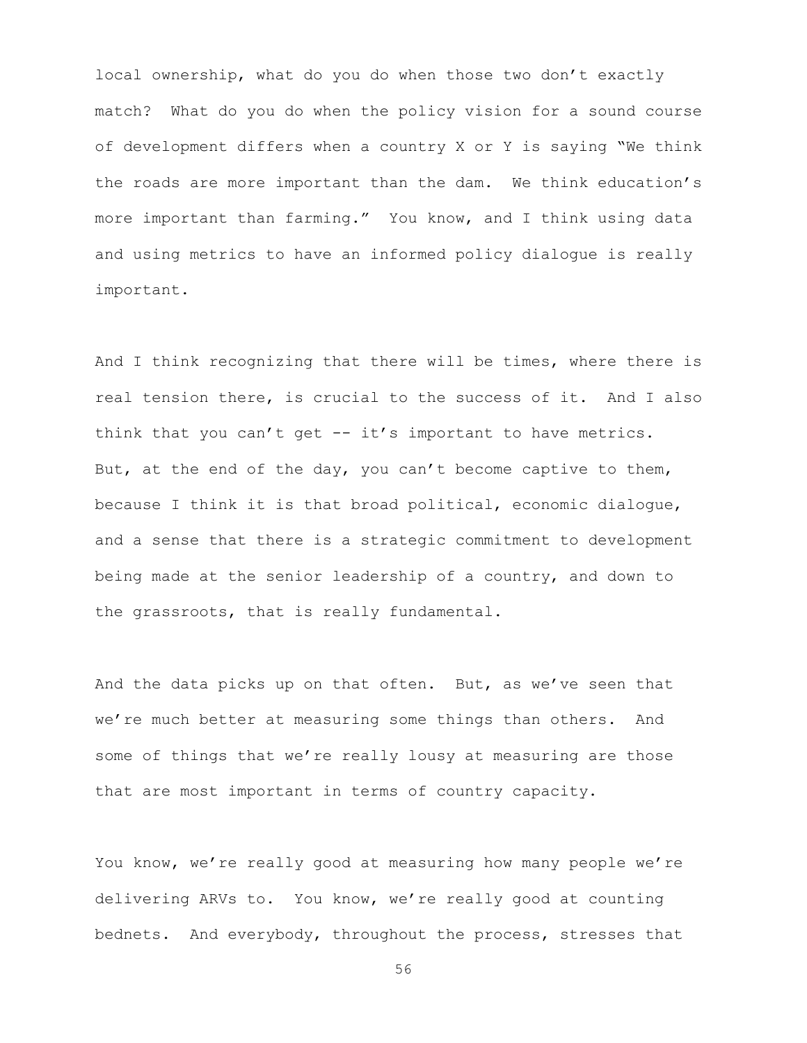local ownership, what do you do when those two don't exactly match? What do you do when the policy vision for a sound course of development differs when a country X or Y is saying "We think the roads are more important than the dam. We think education's more important than farming." You know, and I think using data and using metrics to have an informed policy dialogue is really important.

And I think recognizing that there will be times, where there is real tension there, is crucial to the success of it. And I also think that you can't get -- it's important to have metrics. But, at the end of the day, you can't become captive to them, because I think it is that broad political, economic dialogue, and a sense that there is a strategic commitment to development being made at the senior leadership of a country, and down to the grassroots, that is really fundamental.

And the data picks up on that often. But, as we've seen that we're much better at measuring some things than others. And some of things that we're really lousy at measuring are those that are most important in terms of country capacity.

You know, we're really good at measuring how many people we're delivering ARVs to. You know, we're really good at counting bednets. And everybody, throughout the process, stresses that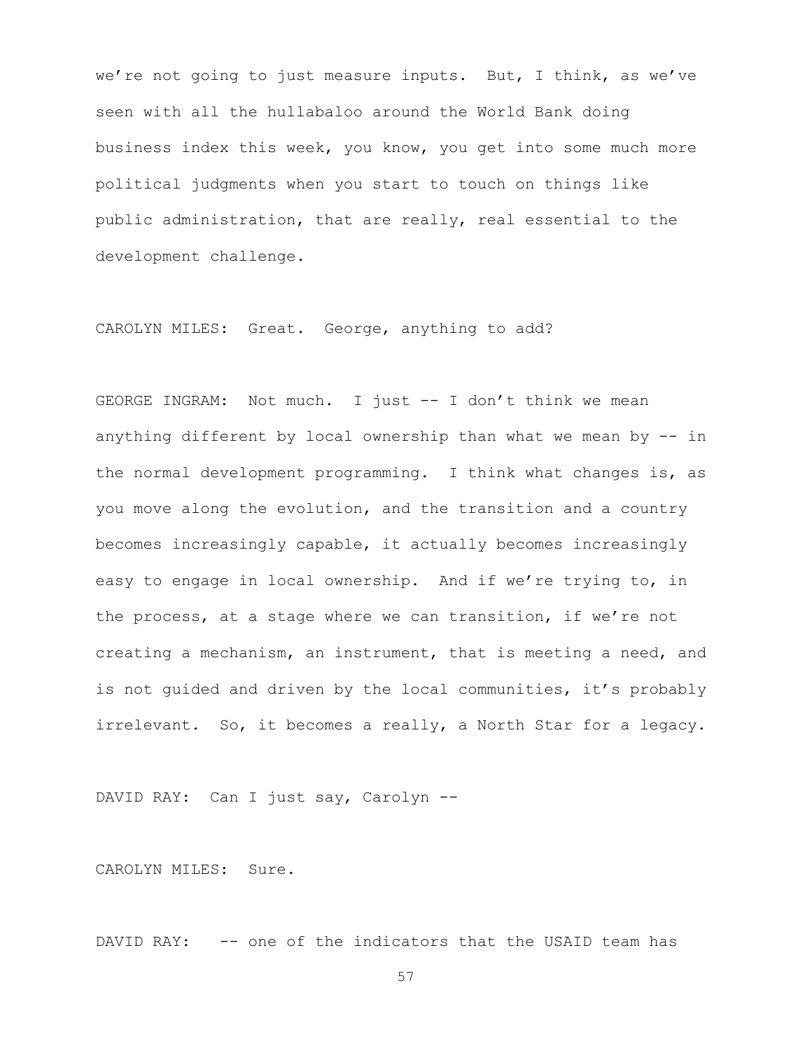we're not going to just measure inputs. But, I think, as we've seen with all the hullabaloo around the World Bank doing business index this week, you know, you get into some much more political judgments when you start to touch on things like public administration, that are really, real essential to the development challenge.

CAROLYN MILES: Great. George, anything to add?

GEORGE INGRAM: Not much. I just -- I don't think we mean anything different by local ownership than what we mean by -- in the normal development programming. I think what changes is, as you move along the evolution, and the transition and a country becomes increasingly capable, it actually becomes increasingly easy to engage in local ownership. And if we're trying to, in the process, at a stage where we can transition, if we're not creating a mechanism, an instrument, that is meeting a need, and is not guided and driven by the local communities, it's probably irrelevant. So, it becomes a really, a North Star for a legacy.

DAVID RAY: Can I just say, Carolyn --

CAROLYN MILES: Sure.

DAVID RAY: -- one of the indicators that the USAID team has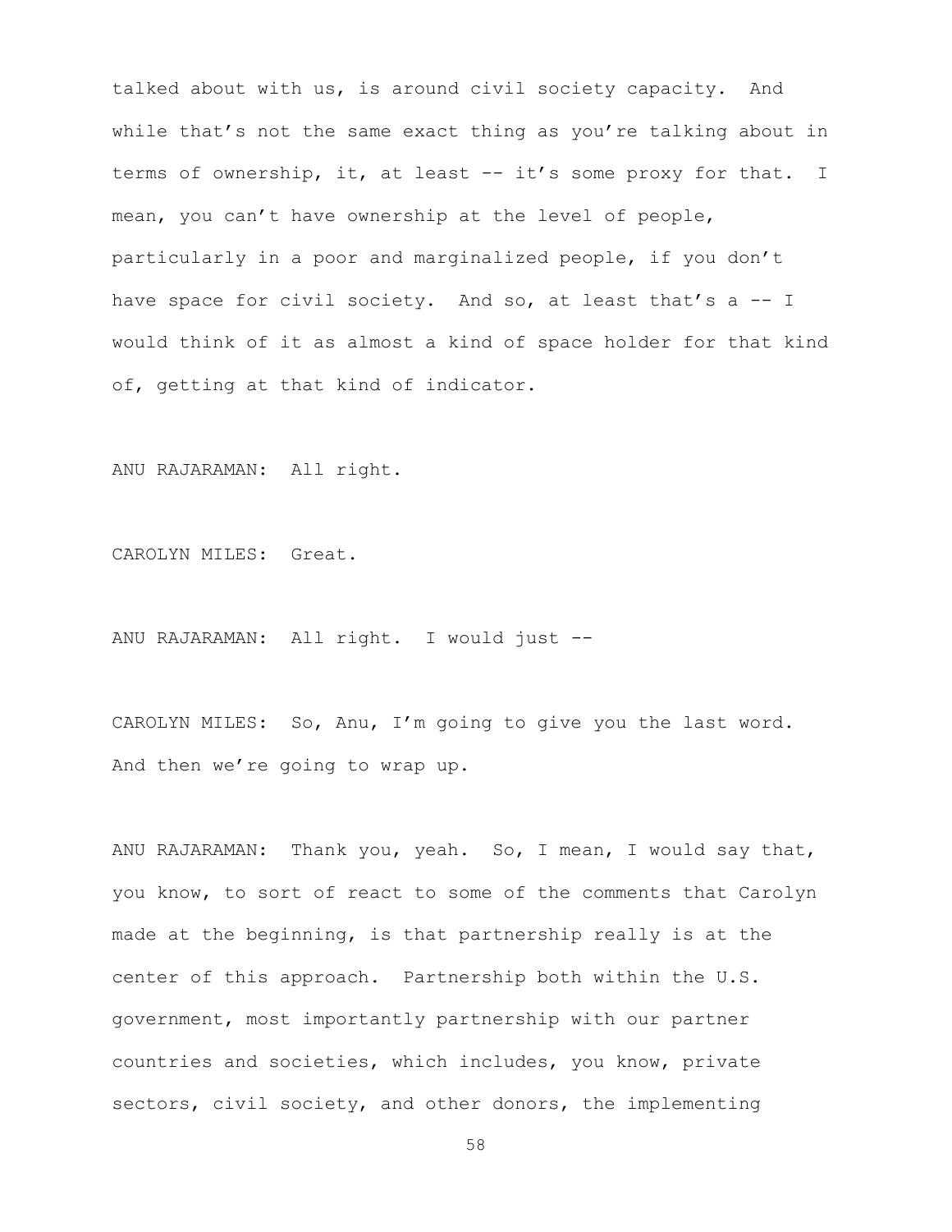talked about with us, is around civil society capacity. And while that's not the same exact thing as you're talking about in terms of ownership, it, at least -- it's some proxy for that. I mean, you can't have ownership at the level of people, particularly in a poor and marginalized people, if you don't have space for civil society. And so, at least that's a -- I would think of it as almost a kind of space holder for that kind of, getting at that kind of indicator.

ANU RAJARAMAN: All right.

CAROLYN MILES: Great.

ANU RAJARAMAN: All right. I would just --

CAROLYN MILES: So, Anu, I'm going to give you the last word. And then we're going to wrap up.

ANU RAJARAMAN: Thank you, yeah. So, I mean, I would say that, you know, to sort of react to some of the comments that Carolyn made at the beginning, is that partnership really is at the center of this approach. Partnership both within the U.S. government, most importantly partnership with our partner countries and societies, which includes, you know, private sectors, civil society, and other donors, the implementing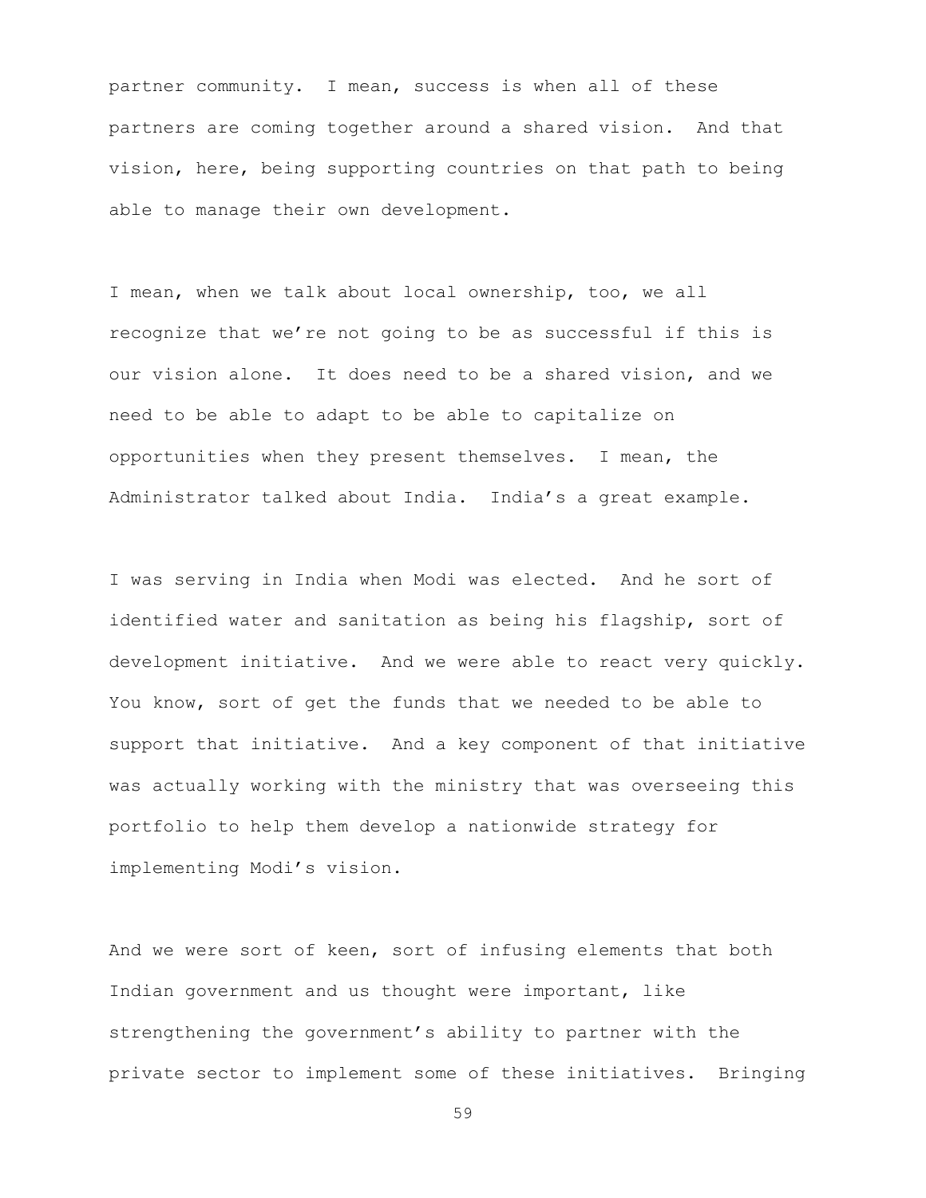partner community. I mean, success is when all of these partners are coming together around a shared vision. And that vision, here, being supporting countries on that path to being able to manage their own development.

I mean, when we talk about local ownership, too, we all recognize that we're not going to be as successful if this is our vision alone. It does need to be a shared vision, and we need to be able to adapt to be able to capitalize on opportunities when they present themselves. I mean, the Administrator talked about India. India's a great example.

I was serving in India when Modi was elected. And he sort of identified water and sanitation as being his flagship, sort of development initiative. And we were able to react very quickly. You know, sort of get the funds that we needed to be able to support that initiative. And a key component of that initiative was actually working with the ministry that was overseeing this portfolio to help them develop a nationwide strategy for implementing Modi's vision.

And we were sort of keen, sort of infusing elements that both Indian government and us thought were important, like strengthening the government's ability to partner with the private sector to implement some of these initiatives. Bringing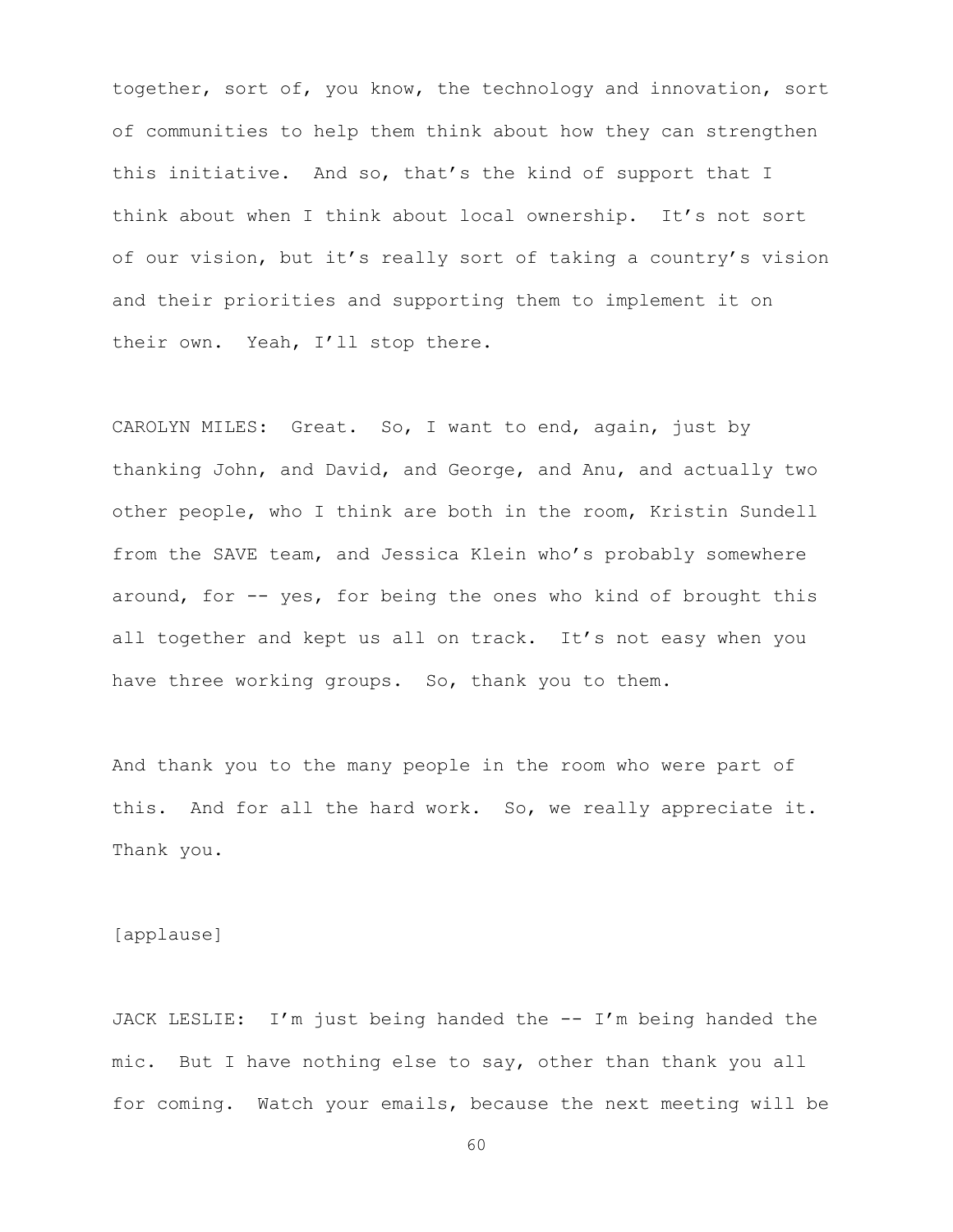together, sort of, you know, the technology and innovation, sort of communities to help them think about how they can strengthen this initiative. And so, that's the kind of support that I think about when I think about local ownership. It's not sort of our vision, but it's really sort of taking a country's vision and their priorities and supporting them to implement it on their own. Yeah, I'll stop there.

CAROLYN MILES: Great. So, I want to end, again, just by thanking John, and David, and George, and Anu, and actually two other people, who I think are both in the room, Kristin Sundell from the SAVE team, and Jessica Klein who's probably somewhere around, for -- yes, for being the ones who kind of brought this all together and kept us all on track. It's not easy when you have three working groups. So, thank you to them.

And thank you to the many people in the room who were part of this. And for all the hard work. So, we really appreciate it. Thank you.

[applause]

JACK LESLIE: I'm just being handed the -- I'm being handed the mic. But I have nothing else to say, other than thank you all for coming. Watch your emails, because the next meeting will be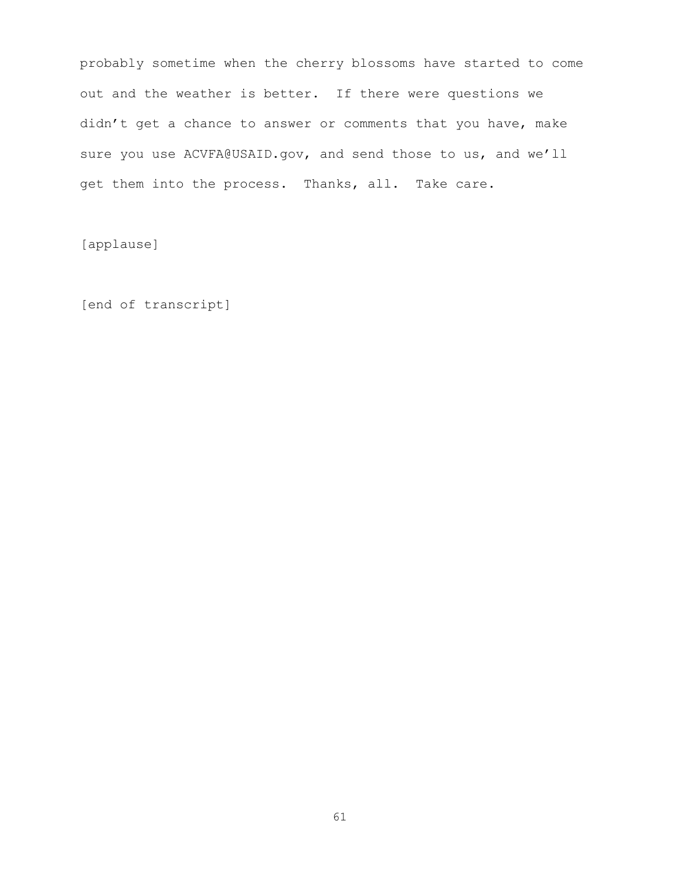probably sometime when the cherry blossoms have started to come out and the weather is better. If there were questions we didn't get a chance to answer or comments that you have, make sure you use ACVFA@USAID.gov, and send those to us, and we'll get them into the process. Thanks, all. Take care.

[applause]

[end of transcript]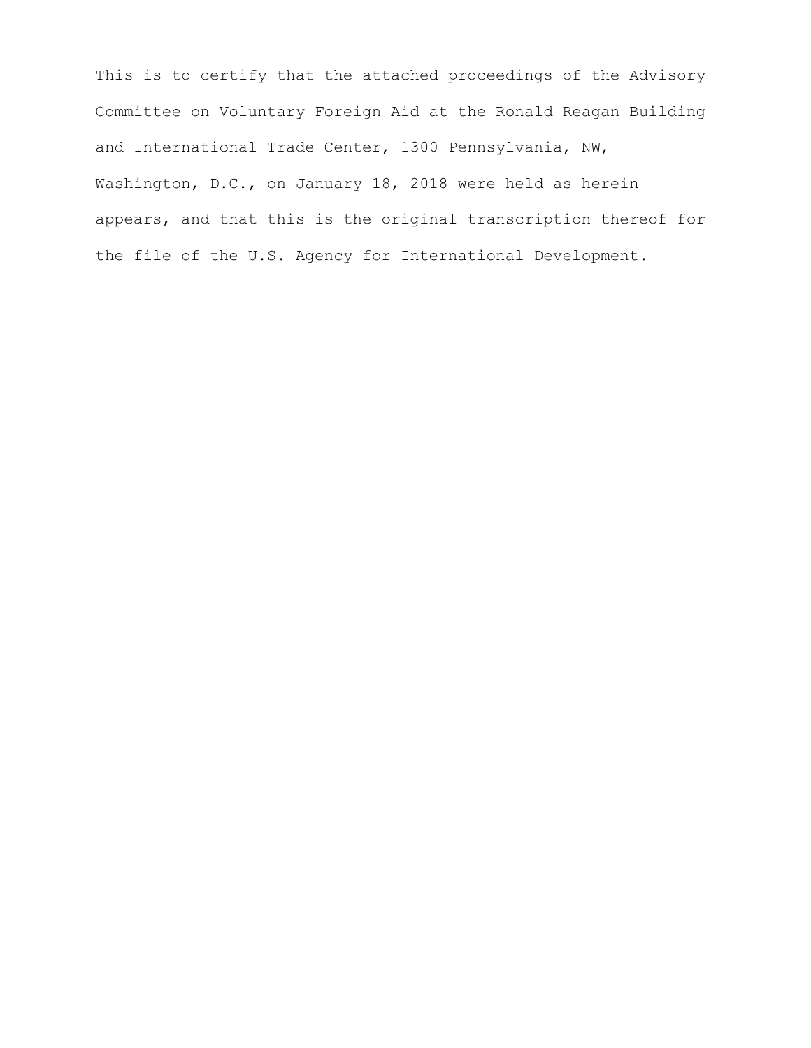This is to certify that the attached proceedings of the Advisory Committee on Voluntary Foreign Aid at the Ronald Reagan Building and International Trade Center, 1300 Pennsylvania, NW, Washington, D.C., on January 18, 2018 were held as herein appears, and that this is the original transcription thereof for the file of the U.S. Agency for International Development.